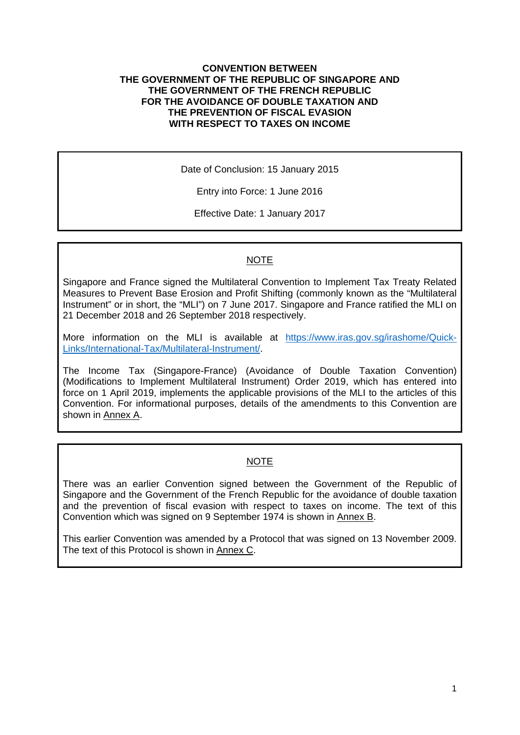**CONVENTION BETWEEN**
**THE GOVERNMENT OF THE REPUBLIC OF SINGAPORE AND**
**THE GOVERNMENT OF THE FRENCH REPUBLIC**
**FOR THE AVOIDANCE OF DOUBLE TAXATION AND**
**THE PREVENTION OF FISCAL EVASION**
**WITH RESPECT TO TAXES ON INCOME**

Date of Conclusion: 15 January 2015

Entry into Force: 1 June 2016

Effective Date: 1 January 2017

NOTE

Singapore and France signed the Multilateral Convention to Implement Tax Treaty Related Measures to Prevent Base Erosion and Profit Shifting (commonly known as the "Multilateral Instrument" or in short, the "MLI") on 7 June 2017. Singapore and France ratified the MLI on 21 December 2018 and 26 September 2018 respectively.

More information on the MLI is available at [https://www.iras.gov.sg/irashome/Quick-Links/International-Tax/Multilateral-Instrument/](https://www.iras.gov.sg/irashome/Quick-Links/International-Tax/Multilateral-Instrument/).

The Income Tax (Singapore-France) (Avoidance of Double Taxation Convention) (Modifications to Implement Multilateral Instrument) Order 2019, which has entered into force on 1 April 2019, implements the applicable provisions of the MLI to the articles of this Convention. For informational purposes, details of the amendments to this Convention are shown in Annex A.

NOTE

There was an earlier Convention signed between the Government of the Republic of Singapore and the Government of the French Republic for the avoidance of double taxation and the prevention of fiscal evasion with respect to taxes on income. The text of this Convention which was signed on 9 September 1974 is shown in Annex B.

This earlier Convention was amended by a Protocol that was signed on 13 November 2009. The text of this Protocol is shown in Annex C.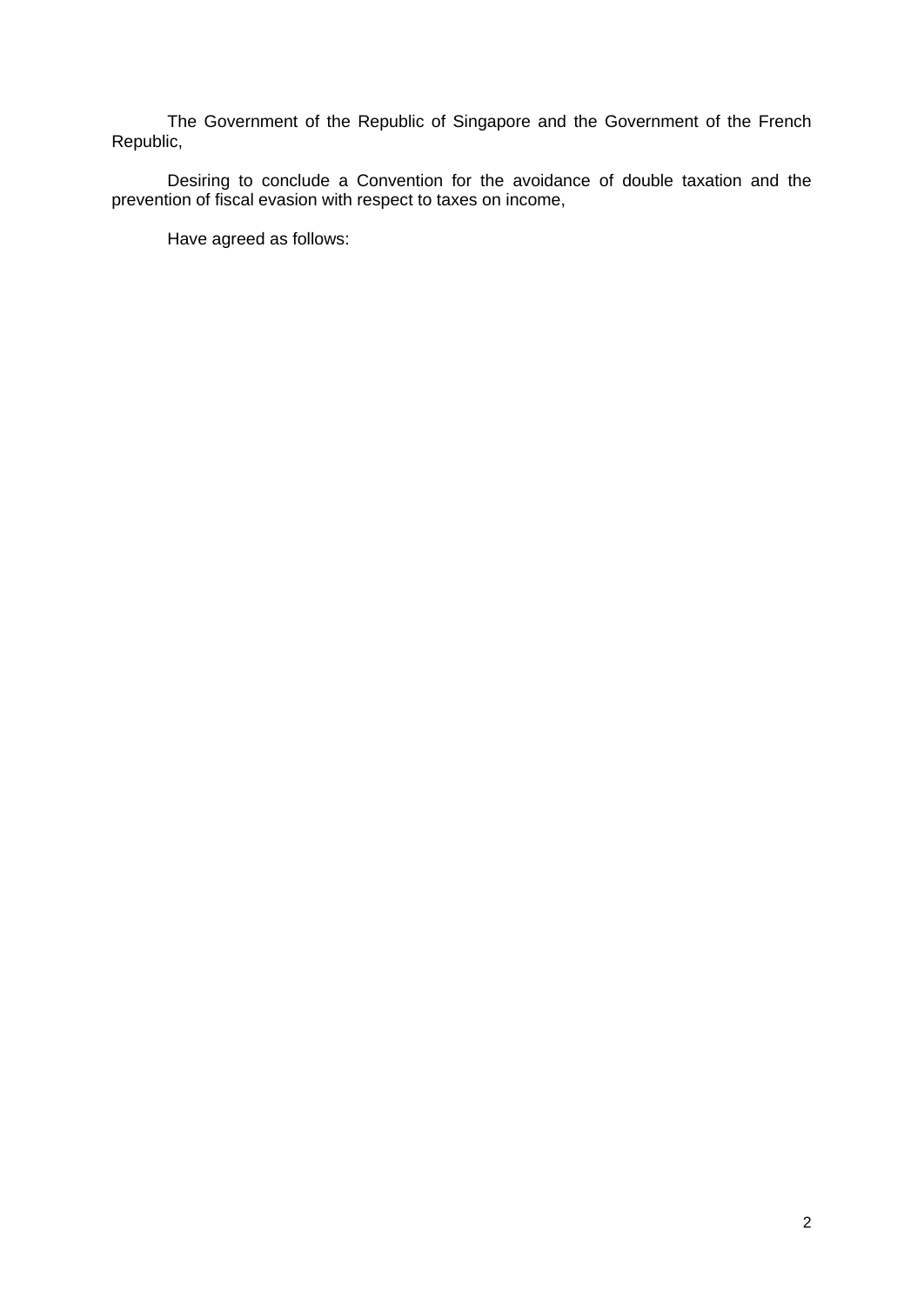The Government of the Republic of Singapore and the Government of the French Republic,

Desiring to conclude a Convention for the avoidance of double taxation and the prevention of fiscal evasion with respect to taxes on income,

Have agreed as follows: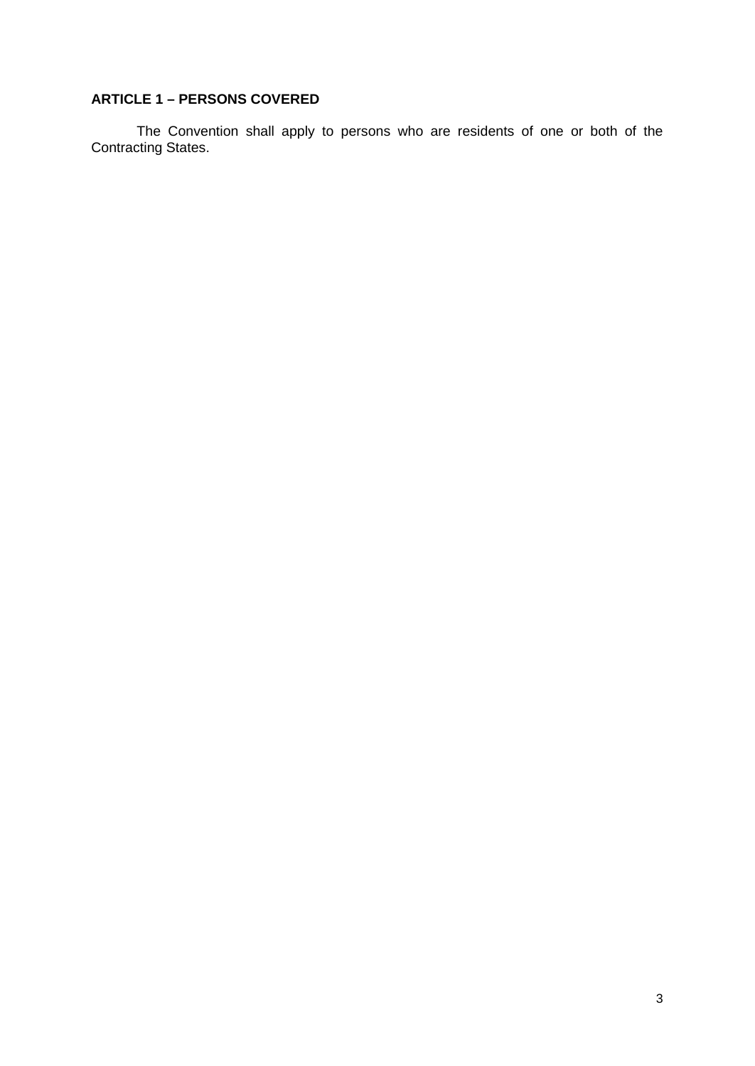## ARTICLE 1 – PERSONS COVERED

The Convention shall apply to persons who are residents of one or both of the Contracting States.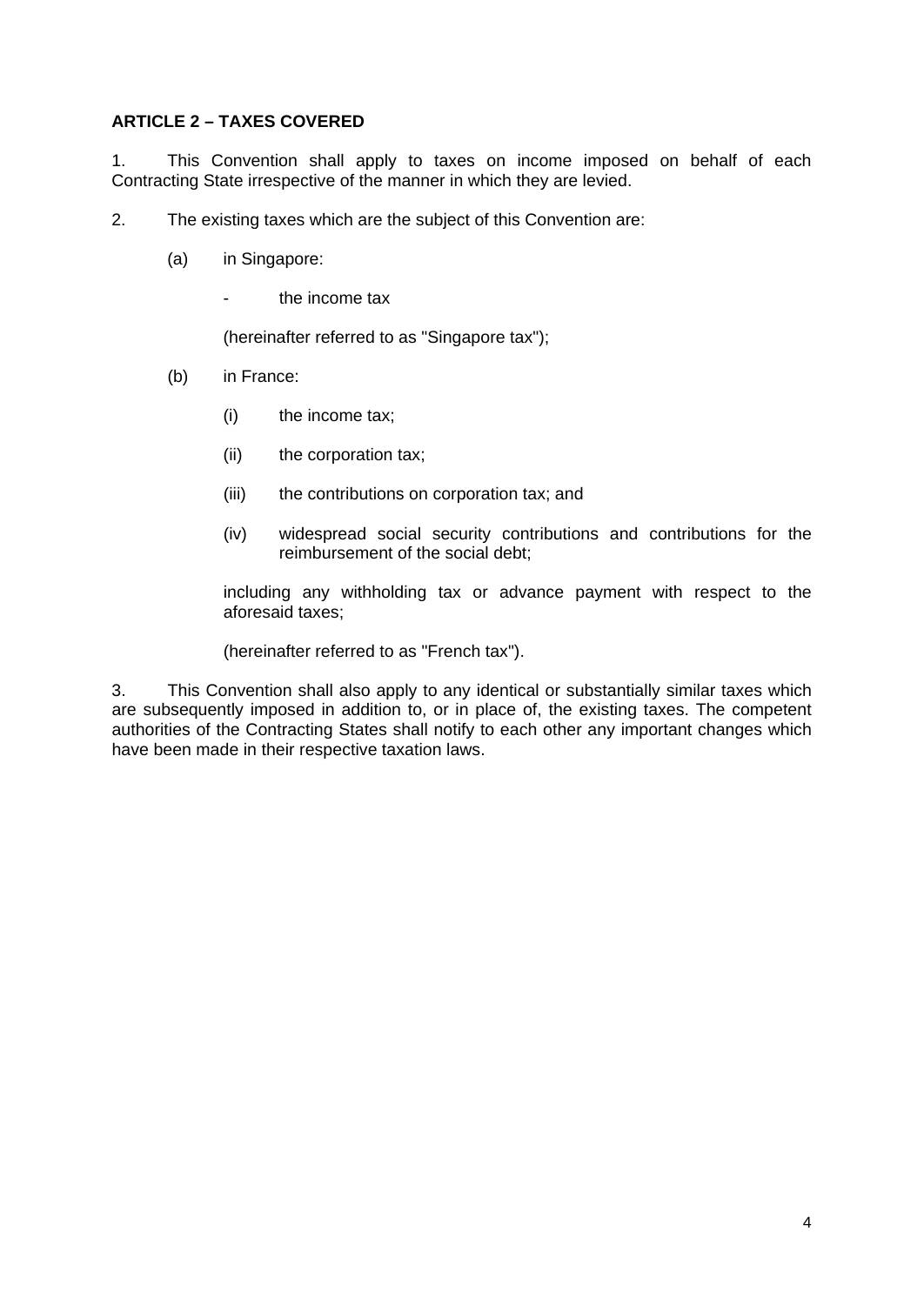**ARTICLE 2 – TAXES COVERED**

1. This Convention shall apply to taxes on income imposed on behalf of each Contracting State irrespective of the manner in which they are levied.

2. The existing taxes which are the subject of this Convention are:

   (a) in Singapore:

      - the income tax

      (hereinafter referred to as "Singapore tax");

   (b) in France:

      (i) the income tax;

      (ii) the corporation tax;

      (iii) the contributions on corporation tax; and

      (iv) widespread social security contributions and contributions for the reimbursement of the social debt;

      including any withholding tax or advance payment with respect to the aforesaid taxes;

      (hereinafter referred to as "French tax").

3. This Convention shall also apply to any identical or substantially similar taxes which are subsequently imposed in addition to, or in place of, the existing taxes. The competent authorities of the Contracting States shall notify to each other any important changes which have been made in their respective taxation laws.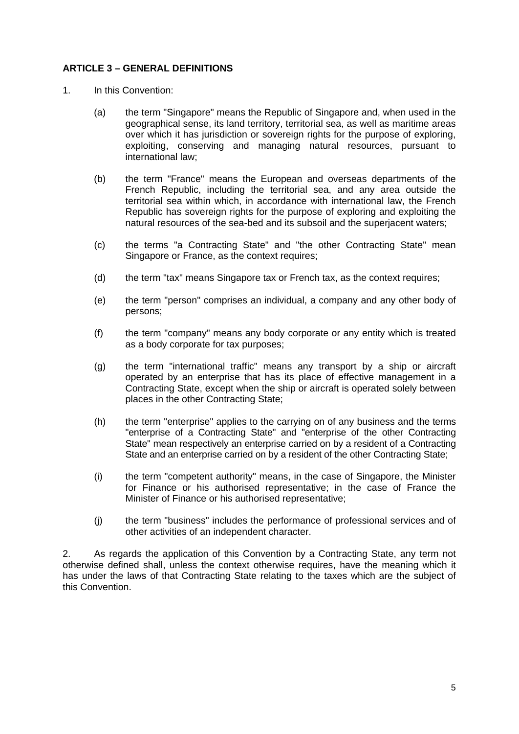**ARTICLE 3 – GENERAL DEFINITIONS**

1. In this Convention:

(a) the term "Singapore" means the Republic of Singapore and, when used in the geographical sense, its land territory, territorial sea, as well as maritime areas over which it has jurisdiction or sovereign rights for the purpose of exploring, exploiting, conserving and managing natural resources, pursuant to international law;

(b) the term "France" means the European and overseas departments of the French Republic, including the territorial sea, and any area outside the territorial sea within which, in accordance with international law, the French Republic has sovereign rights for the purpose of exploring and exploiting the natural resources of the sea-bed and its subsoil and the superjacent waters;

(c) the terms "a Contracting State" and "the other Contracting State" mean Singapore or France, as the context requires;

(d) the term "tax" means Singapore tax or French tax, as the context requires;

(e) the term "person" comprises an individual, a company and any other body of persons;

(f) the term "company" means any body corporate or any entity which is treated as a body corporate for tax purposes;

(g) the term "international traffic" means any transport by a ship or aircraft operated by an enterprise that has its place of effective management in a Contracting State, except when the ship or aircraft is operated solely between places in the other Contracting State;

(h) the term "enterprise" applies to the carrying on of any business and the terms "enterprise of a Contracting State" and "enterprise of the other Contracting State" mean respectively an enterprise carried on by a resident of a Contracting State and an enterprise carried on by a resident of the other Contracting State;

(i) the term "competent authority" means, in the case of Singapore, the Minister for Finance or his authorised representative; in the case of France the Minister of Finance or his authorised representative;

(j) the term "business" includes the performance of professional services and of other activities of an independent character.

2. As regards the application of this Convention by a Contracting State, any term not otherwise defined shall, unless the context otherwise requires, have the meaning which it has under the laws of that Contracting State relating to the taxes which are the subject of this Convention.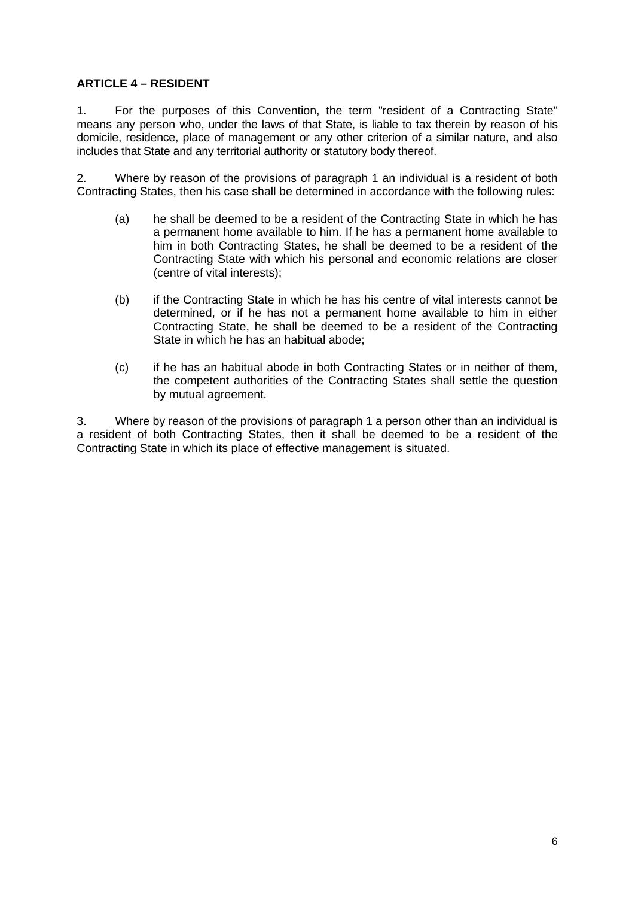**ARTICLE 4 – RESIDENT**

1. For the purposes of this Convention, the term "resident of a Contracting State" means any person who, under the laws of that State, is liable to tax therein by reason of his domicile, residence, place of management or any other criterion of a similar nature, and also includes that State and any territorial authority or statutory body thereof.

2. Where by reason of the provisions of paragraph 1 an individual is a resident of both Contracting States, then his case shall be determined in accordance with the following rules:

   (a) he shall be deemed to be a resident of the Contracting State in which he has a permanent home available to him. If he has a permanent home available to him in both Contracting States, he shall be deemed to be a resident of the Contracting State with which his personal and economic relations are closer (centre of vital interests);

   (b) if the Contracting State in which he has his centre of vital interests cannot be determined, or if he has not a permanent home available to him in either Contracting State, he shall be deemed to be a resident of the Contracting State in which he has an habitual abode;

   (c) if he has an habitual abode in both Contracting States or in neither of them, the competent authorities of the Contracting States shall settle the question by mutual agreement.

3. Where by reason of the provisions of paragraph 1 a person other than an individual is a resident of both Contracting States, then it shall be deemed to be a resident of the Contracting State in which its place of effective management is situated.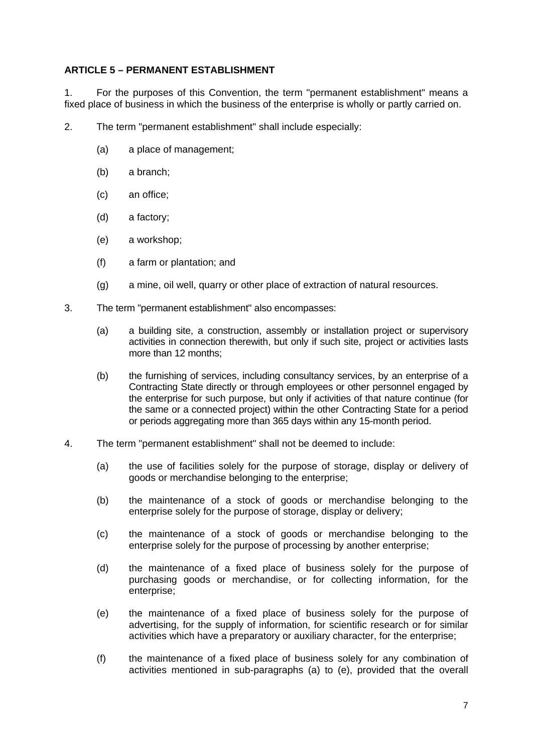**ARTICLE 5 – PERMANENT ESTABLISHMENT**

1. For the purposes of this Convention, the term "permanent establishment" means a fixed place of business in which the business of the enterprise is wholly or partly carried on.

2. The term "permanent establishment" shall include especially:

   (a) a place of management;

   (b) a branch;

   (c) an office;

   (d) a factory;

   (e) a workshop;

   (f) a farm or plantation; and

   (g) a mine, oil well, quarry or other place of extraction of natural resources.

3. The term "permanent establishment" also encompasses:

   (a) a building site, a construction, assembly or installation project or supervisory activities in connection therewith, but only if such site, project or activities lasts more than 12 months;

   (b) the furnishing of services, including consultancy services, by an enterprise of a Contracting State directly or through employees or other personnel engaged by the enterprise for such purpose, but only if activities of that nature continue (for the same or a connected project) within the other Contracting State for a period or periods aggregating more than 365 days within any 15-month period.

4. The term "permanent establishment" shall not be deemed to include:

   (a) the use of facilities solely for the purpose of storage, display or delivery of goods or merchandise belonging to the enterprise;

   (b) the maintenance of a stock of goods or merchandise belonging to the enterprise solely for the purpose of storage, display or delivery;

   (c) the maintenance of a stock of goods or merchandise belonging to the enterprise solely for the purpose of processing by another enterprise;

   (d) the maintenance of a fixed place of business solely for the purpose of purchasing goods or merchandise, or for collecting information, for the enterprise;

   (e) the maintenance of a fixed place of business solely for the purpose of advertising, for the supply of information, for scientific research or for similar activities which have a preparatory or auxiliary character, for the enterprise;

   (f) the maintenance of a fixed place of business solely for any combination of activities mentioned in sub-paragraphs (a) to (e), provided that the overall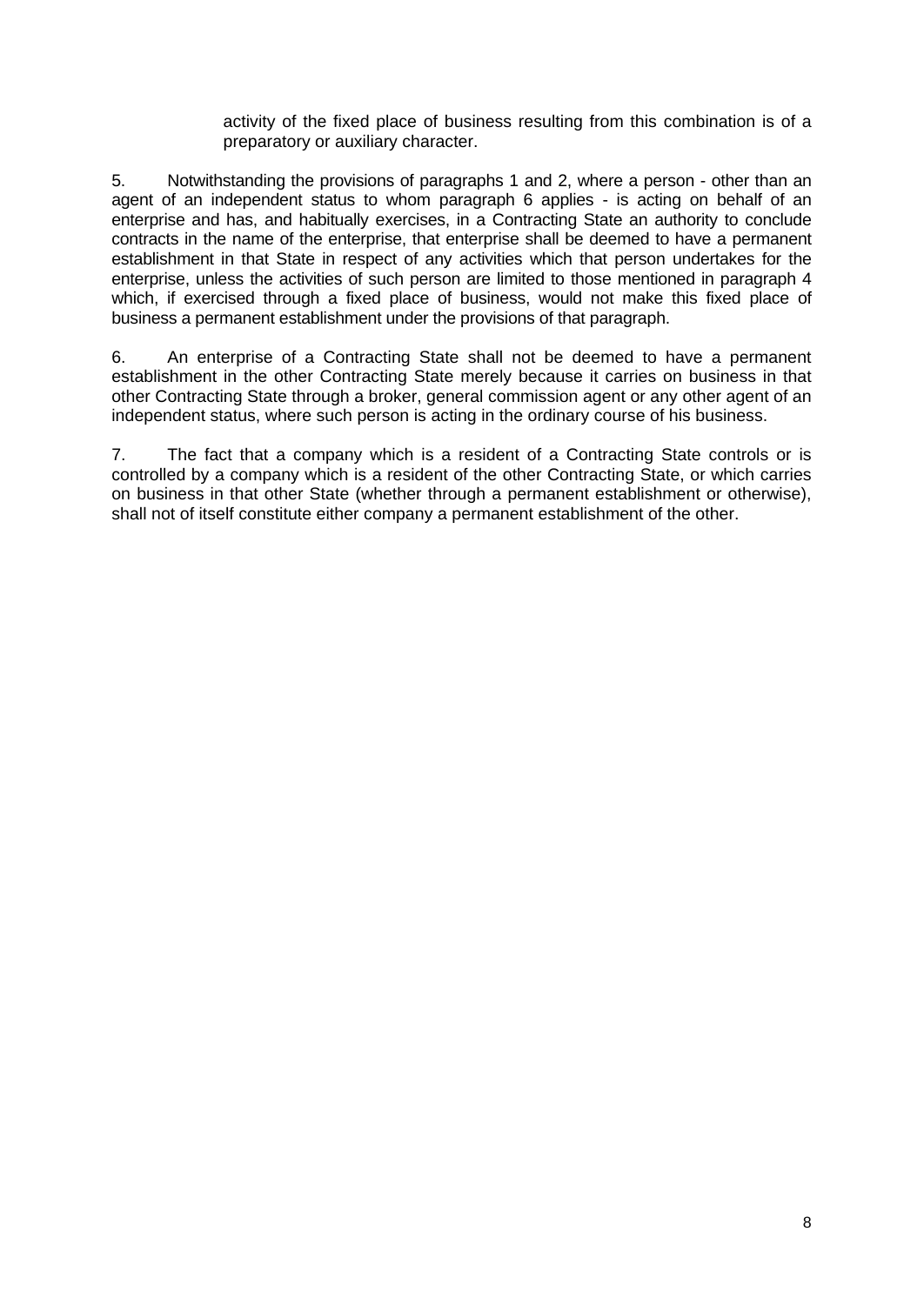activity of the fixed place of business resulting from this combination is of a preparatory or auxiliary character.

5. Notwithstanding the provisions of paragraphs 1 and 2, where a person - other than an agent of an independent status to whom paragraph 6 applies - is acting on behalf of an enterprise and has, and habitually exercises, in a Contracting State an authority to conclude contracts in the name of the enterprise, that enterprise shall be deemed to have a permanent establishment in that State in respect of any activities which that person undertakes for the enterprise, unless the activities of such person are limited to those mentioned in paragraph 4 which, if exercised through a fixed place of business, would not make this fixed place of business a permanent establishment under the provisions of that paragraph.

6. An enterprise of a Contracting State shall not be deemed to have a permanent establishment in the other Contracting State merely because it carries on business in that other Contracting State through a broker, general commission agent or any other agent of an independent status, where such person is acting in the ordinary course of his business.

7. The fact that a company which is a resident of a Contracting State controls or is controlled by a company which is a resident of the other Contracting State, or which carries on business in that other State (whether through a permanent establishment or otherwise), shall not of itself constitute either company a permanent establishment of the other.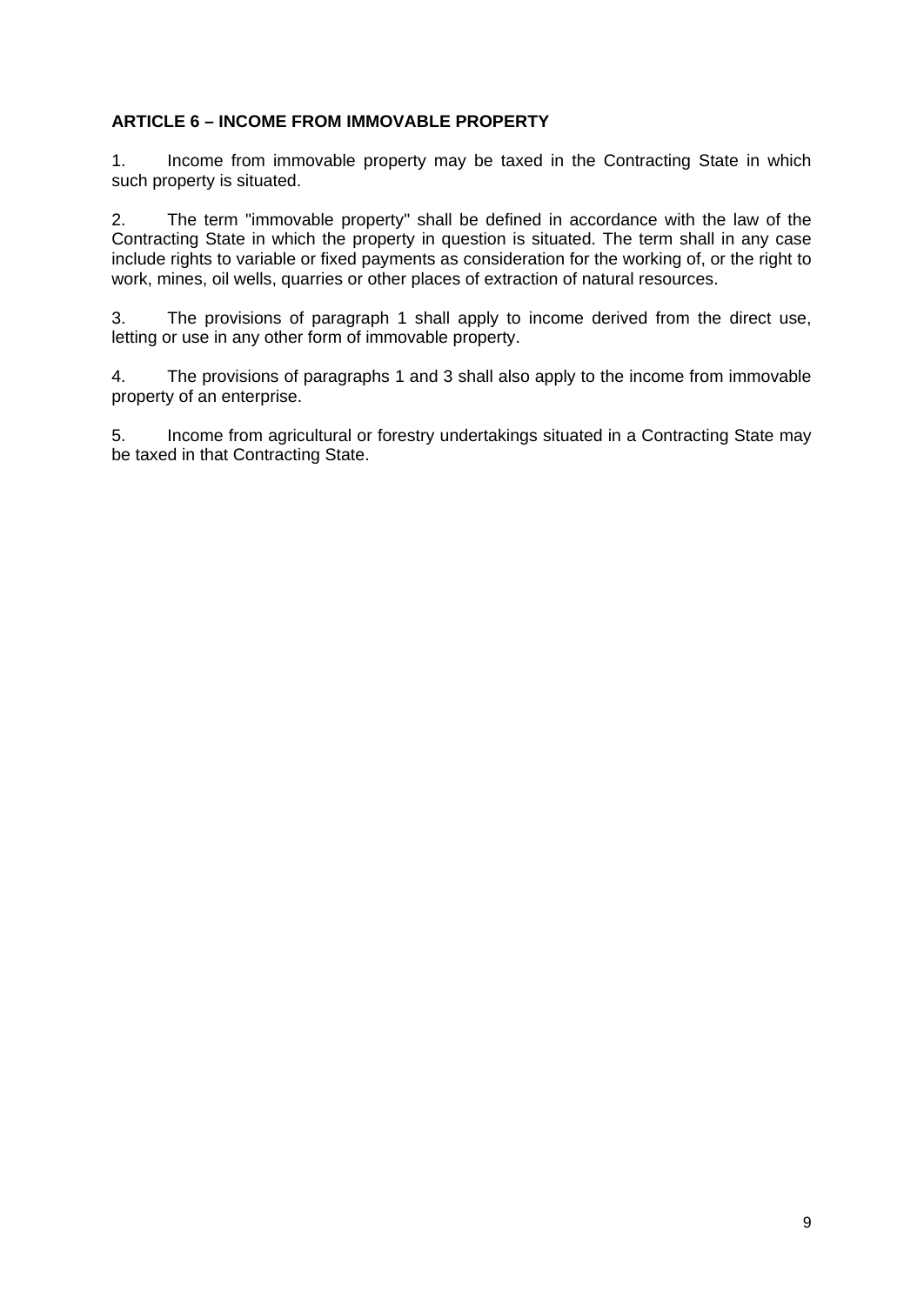**ARTICLE 6 – INCOME FROM IMMOVABLE PROPERTY**

1. Income from immovable property may be taxed in the Contracting State in which such property is situated.

2. The term "immovable property" shall be defined in accordance with the law of the Contracting State in which the property in question is situated. The term shall in any case include rights to variable or fixed payments as consideration for the working of, or the right to work, mines, oil wells, quarries or other places of extraction of natural resources.

3. The provisions of paragraph 1 shall apply to income derived from the direct use, letting or use in any other form of immovable property.

4. The provisions of paragraphs 1 and 3 shall also apply to the income from immovable property of an enterprise.

5. Income from agricultural or forestry undertakings situated in a Contracting State may be taxed in that Contracting State.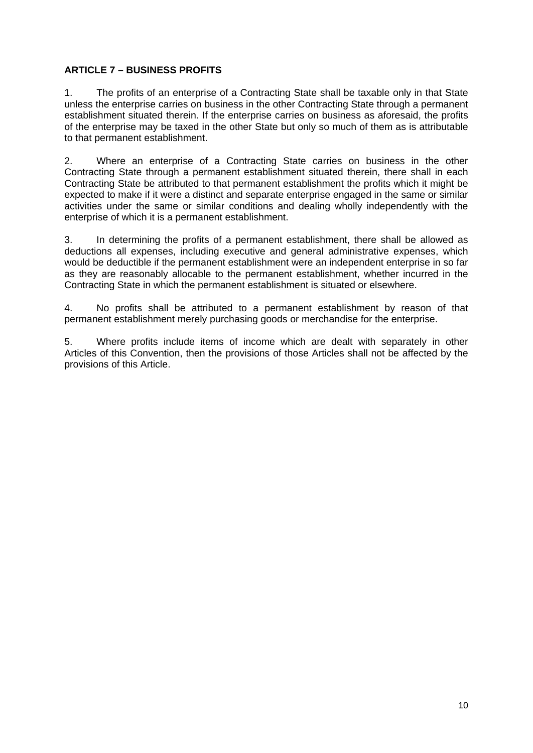**ARTICLE 7 – BUSINESS PROFITS**

1. The profits of an enterprise of a Contracting State shall be taxable only in that State unless the enterprise carries on business in the other Contracting State through a permanent establishment situated therein. If the enterprise carries on business as aforesaid, the profits of the enterprise may be taxed in the other State but only so much of them as is attributable to that permanent establishment.

2. Where an enterprise of a Contracting State carries on business in the other Contracting State through a permanent establishment situated therein, there shall in each Contracting State be attributed to that permanent establishment the profits which it might be expected to make if it were a distinct and separate enterprise engaged in the same or similar activities under the same or similar conditions and dealing wholly independently with the enterprise of which it is a permanent establishment.

3. In determining the profits of a permanent establishment, there shall be allowed as deductions all expenses, including executive and general administrative expenses, which would be deductible if the permanent establishment were an independent enterprise in so far as they are reasonably allocable to the permanent establishment, whether incurred in the Contracting State in which the permanent establishment is situated or elsewhere.

4. No profits shall be attributed to a permanent establishment by reason of that permanent establishment merely purchasing goods or merchandise for the enterprise.

5. Where profits include items of income which are dealt with separately in other Articles of this Convention, then the provisions of those Articles shall not be affected by the provisions of this Article.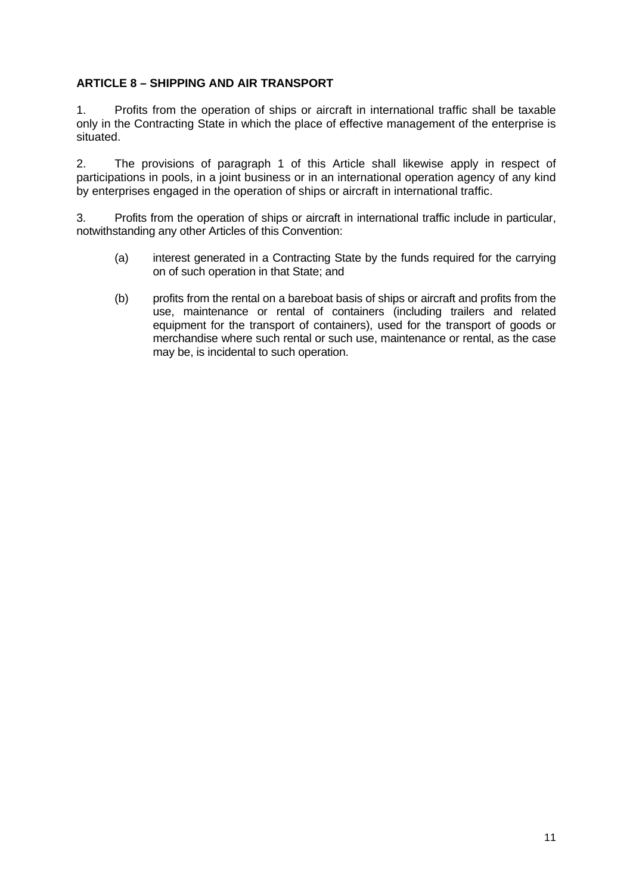**ARTICLE 8 – SHIPPING AND AIR TRANSPORT**

1. Profits from the operation of ships or aircraft in international traffic shall be taxable only in the Contracting State in which the place of effective management of the enterprise is situated.

2. The provisions of paragraph 1 of this Article shall likewise apply in respect of participations in pools, in a joint business or in an international operation agency of any kind by enterprises engaged in the operation of ships or aircraft in international traffic.

3. Profits from the operation of ships or aircraft in international traffic include in particular, notwithstanding any other Articles of this Convention:

(a) interest generated in a Contracting State by the funds required for the carrying on of such operation in that State; and

(b) profits from the rental on a bareboat basis of ships or aircraft and profits from the use, maintenance or rental of containers (including trailers and related equipment for the transport of containers), used for the transport of goods or merchandise where such rental or such use, maintenance or rental, as the case may be, is incidental to such operation.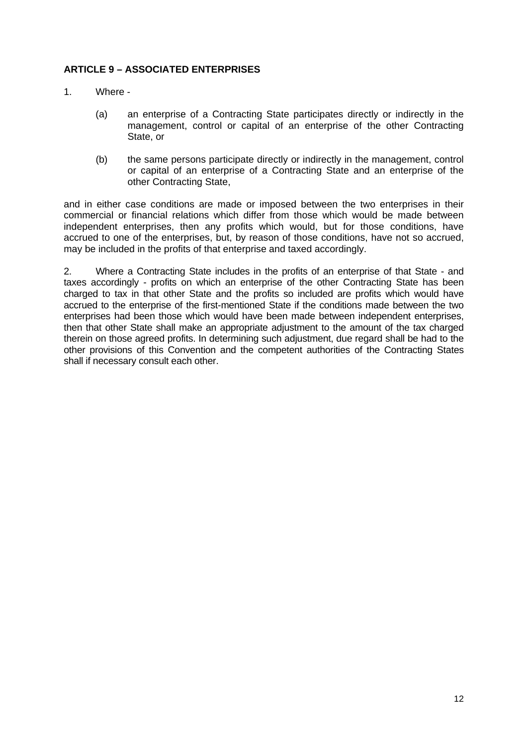**ARTICLE 9 – ASSOCIATED ENTERPRISES**

1. Where -

   (a) an enterprise of a Contracting State participates directly or indirectly in the management, control or capital of an enterprise of the other Contracting State, or

   (b) the same persons participate directly or indirectly in the management, control or capital of an enterprise of a Contracting State and an enterprise of the other Contracting State,

and in either case conditions are made or imposed between the two enterprises in their commercial or financial relations which differ from those which would be made between independent enterprises, then any profits which would, but for those conditions, have accrued to one of the enterprises, but, by reason of those conditions, have not so accrued, may be included in the profits of that enterprise and taxed accordingly.

2. Where a Contracting State includes in the profits of an enterprise of that State - and taxes accordingly - profits on which an enterprise of the other Contracting State has been charged to tax in that other State and the profits so included are profits which would have accrued to the enterprise of the first-mentioned State if the conditions made between the two enterprises had been those which would have been made between independent enterprises, then that other State shall make an appropriate adjustment to the amount of the tax charged therein on those agreed profits. In determining such adjustment, due regard shall be had to the other provisions of this Convention and the competent authorities of the Contracting States shall if necessary consult each other.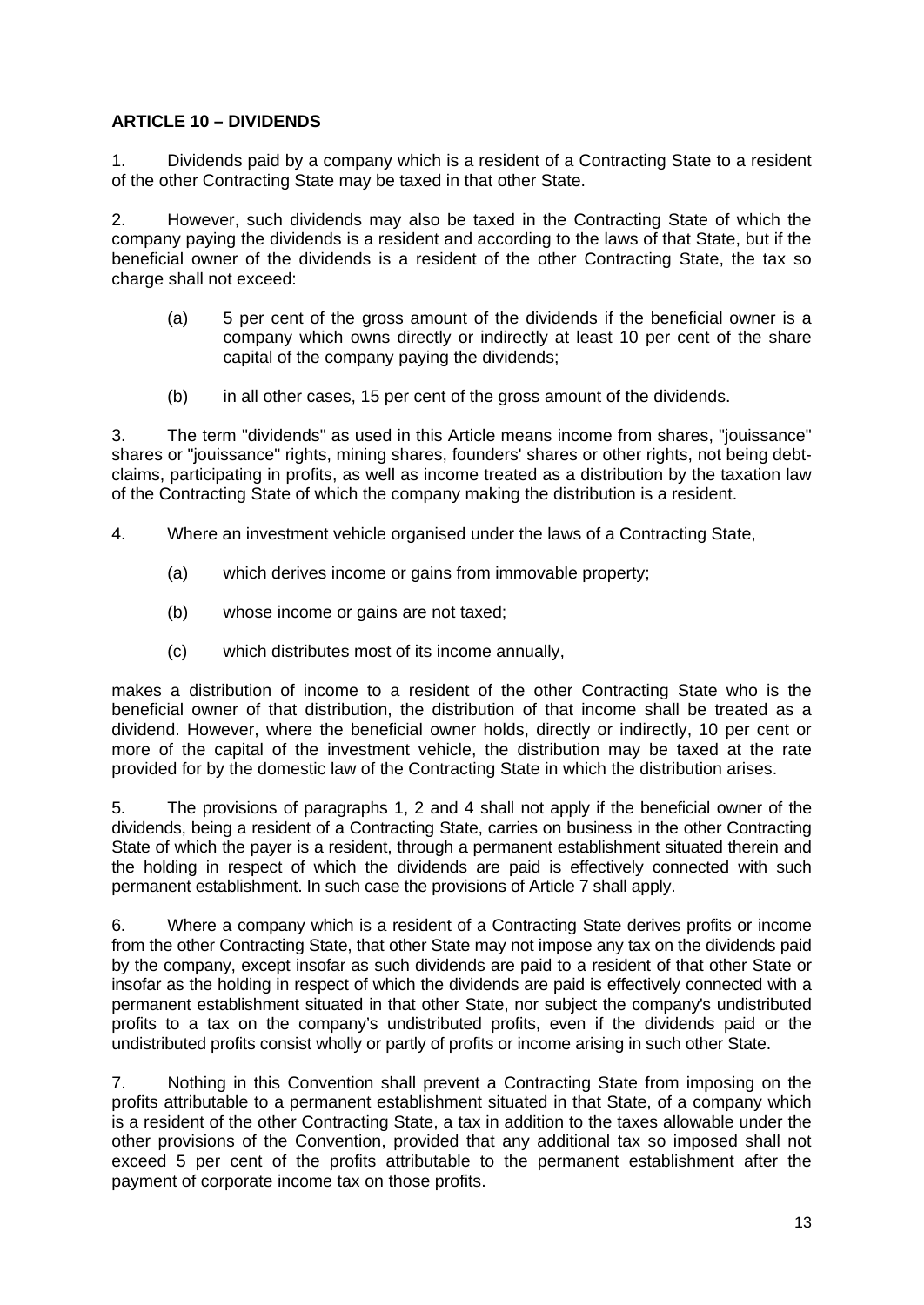**ARTICLE 10 – DIVIDENDS**

1. Dividends paid by a company which is a resident of a Contracting State to a resident of the other Contracting State may be taxed in that other State.

2. However, such dividends may also be taxed in the Contracting State of which the company paying the dividends is a resident and according to the laws of that State, but if the beneficial owner of the dividends is a resident of the other Contracting State, the tax so charge shall not exceed:

   (a) 5 per cent of the gross amount of the dividends if the beneficial owner is a company which owns directly or indirectly at least 10 per cent of the share capital of the company paying the dividends;

   (b) in all other cases, 15 per cent of the gross amount of the dividends.

3. The term "dividends" as used in this Article means income from shares, "jouissance" shares or "jouissance" rights, mining shares, founders' shares or other rights, not being debt-claims, participating in profits, as well as income treated as a distribution by the taxation law of the Contracting State of which the company making the distribution is a resident.

4. Where an investment vehicle organised under the laws of a Contracting State,

   (a) which derives income or gains from immovable property;

   (b) whose income or gains are not taxed;

   (c) which distributes most of its income annually,

makes a distribution of income to a resident of the other Contracting State who is the beneficial owner of that distribution, the distribution of that income shall be treated as a dividend. However, where the beneficial owner holds, directly or indirectly, 10 per cent or more of the capital of the investment vehicle, the distribution may be taxed at the rate provided for by the domestic law of the Contracting State in which the distribution arises.

5. The provisions of paragraphs 1, 2 and 4 shall not apply if the beneficial owner of the dividends, being a resident of a Contracting State, carries on business in the other Contracting State of which the payer is a resident, through a permanent establishment situated therein and the holding in respect of which the dividends are paid is effectively connected with such permanent establishment. In such case the provisions of Article 7 shall apply.

6. Where a company which is a resident of a Contracting State derives profits or income from the other Contracting State, that other State may not impose any tax on the dividends paid by the company, except insofar as such dividends are paid to a resident of that other State or insofar as the holding in respect of which the dividends are paid is effectively connected with a permanent establishment situated in that other State, nor subject the company's undistributed profits to a tax on the company's undistributed profits, even if the dividends paid or the undistributed profits consist wholly or partly of profits or income arising in such other State.

7. Nothing in this Convention shall prevent a Contracting State from imposing on the profits attributable to a permanent establishment situated in that State, of a company which is a resident of the other Contracting State, a tax in addition to the taxes allowable under the other provisions of the Convention, provided that any additional tax so imposed shall not exceed 5 per cent of the profits attributable to the permanent establishment after the payment of corporate income tax on those profits.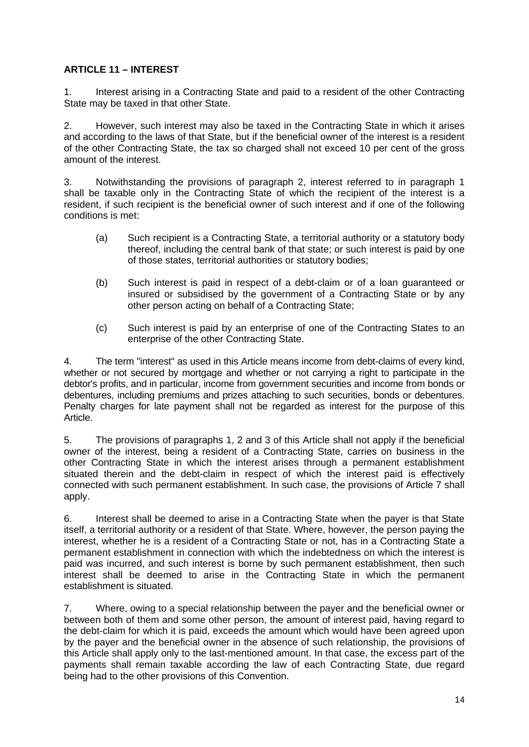**ARTICLE 11 – INTEREST**

1. Interest arising in a Contracting State and paid to a resident of the other Contracting State may be taxed in that other State.

2. However, such interest may also be taxed in the Contracting State in which it arises and according to the laws of that State, but if the beneficial owner of the interest is a resident of the other Contracting State, the tax so charged shall not exceed 10 per cent of the gross amount of the interest.

3. Notwithstanding the provisions of paragraph 2, interest referred to in paragraph 1 shall be taxable only in the Contracting State of which the recipient of the interest is a resident, if such recipient is the beneficial owner of such interest and if one of the following conditions is met:

   (a) Such recipient is a Contracting State, a territorial authority or a statutory body thereof, including the central bank of that state; or such interest is paid by one of those states, territorial authorities or statutory bodies;

   (b) Such interest is paid in respect of a debt-claim or of a loan guaranteed or insured or subsidised by the government of a Contracting State or by any other person acting on behalf of a Contracting State;

   (c) Such interest is paid by an enterprise of one of the Contracting States to an enterprise of the other Contracting State.

4. The term "interest" as used in this Article means income from debt-claims of every kind, whether or not secured by mortgage and whether or not carrying a right to participate in the debtor's profits, and in particular, income from government securities and income from bonds or debentures, including premiums and prizes attaching to such securities, bonds or debentures. Penalty charges for late payment shall not be regarded as interest for the purpose of this Article.

5. The provisions of paragraphs 1, 2 and 3 of this Article shall not apply if the beneficial owner of the interest, being a resident of a Contracting State, carries on business in the other Contracting State in which the interest arises through a permanent establishment situated therein and the debt-claim in respect of which the interest paid is effectively connected with such permanent establishment. In such case, the provisions of Article 7 shall apply.

6. Interest shall be deemed to arise in a Contracting State when the payer is that State itself, a territorial authority or a resident of that State. Where, however, the person paying the interest, whether he is a resident of a Contracting State or not, has in a Contracting State a permanent establishment in connection with which the indebtedness on which the interest is paid was incurred, and such interest is borne by such permanent establishment, then such interest shall be deemed to arise in the Contracting State in which the permanent establishment is situated.

7. Where, owing to a special relationship between the payer and the beneficial owner or between both of them and some other person, the amount of interest paid, having regard to the debt-claim for which it is paid, exceeds the amount which would have been agreed upon by the payer and the beneficial owner in the absence of such relationship, the provisions of this Article shall apply only to the last-mentioned amount. In that case, the excess part of the payments shall remain taxable according the law of each Contracting State, due regard being had to the other provisions of this Convention.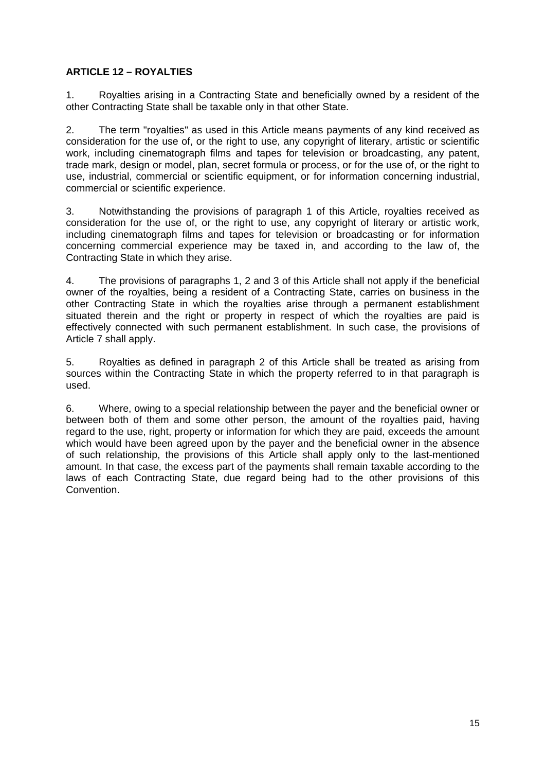**ARTICLE 12 – ROYALTIES**

1. Royalties arising in a Contracting State and beneficially owned by a resident of the other Contracting State shall be taxable only in that other State.

2. The term "royalties" as used in this Article means payments of any kind received as consideration for the use of, or the right to use, any copyright of literary, artistic or scientific work, including cinematograph films and tapes for television or broadcasting, any patent, trade mark, design or model, plan, secret formula or process, or for the use of, or the right to use, industrial, commercial or scientific equipment, or for information concerning industrial, commercial or scientific experience.

3. Notwithstanding the provisions of paragraph 1 of this Article, royalties received as consideration for the use of, or the right to use, any copyright of literary or artistic work, including cinematograph films and tapes for television or broadcasting or for information concerning commercial experience may be taxed in, and according to the law of, the Contracting State in which they arise.

4. The provisions of paragraphs 1, 2 and 3 of this Article shall not apply if the beneficial owner of the royalties, being a resident of a Contracting State, carries on business in the other Contracting State in which the royalties arise through a permanent establishment situated therein and the right or property in respect of which the royalties are paid is effectively connected with such permanent establishment. In such case, the provisions of Article 7 shall apply.

5. Royalties as defined in paragraph 2 of this Article shall be treated as arising from sources within the Contracting State in which the property referred to in that paragraph is used.

6. Where, owing to a special relationship between the payer and the beneficial owner or between both of them and some other person, the amount of the royalties paid, having regard to the use, right, property or information for which they are paid, exceeds the amount which would have been agreed upon by the payer and the beneficial owner in the absence of such relationship, the provisions of this Article shall apply only to the last-mentioned amount. In that case, the excess part of the payments shall remain taxable according to the laws of each Contracting State, due regard being had to the other provisions of this Convention.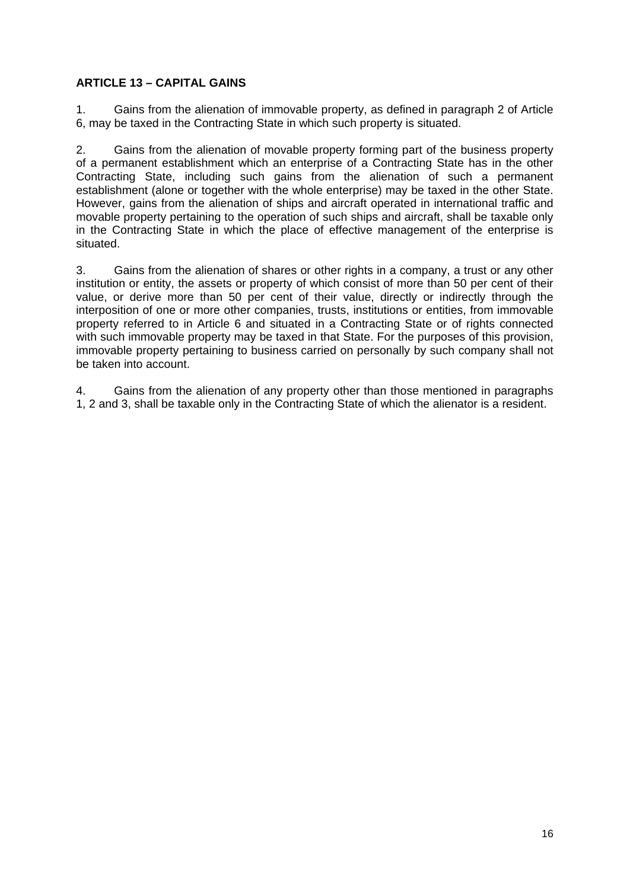## ARTICLE 13 – CAPITAL GAINS

1. Gains from the alienation of immovable property, as defined in paragraph 2 of Article 6, may be taxed in the Contracting State in which such property is situated.

2. Gains from the alienation of movable property forming part of the business property of a permanent establishment which an enterprise of a Contracting State has in the other Contracting State, including such gains from the alienation of such a permanent establishment (alone or together with the whole enterprise) may be taxed in the other State. However, gains from the alienation of ships and aircraft operated in international traffic and movable property pertaining to the operation of such ships and aircraft, shall be taxable only in the Contracting State in which the place of effective management of the enterprise is situated.

3. Gains from the alienation of shares or other rights in a company, a trust or any other institution or entity, the assets or property of which consist of more than 50 per cent of their value, or derive more than 50 per cent of their value, directly or indirectly through the interposition of one or more other companies, trusts, institutions or entities, from immovable property referred to in Article 6 and situated in a Contracting State or of rights connected with such immovable property may be taxed in that State. For the purposes of this provision, immovable property pertaining to business carried on personally by such company shall not be taken into account.

4. Gains from the alienation of any property other than those mentioned in paragraphs 1, 2 and 3, shall be taxable only in the Contracting State of which the alienator is a resident.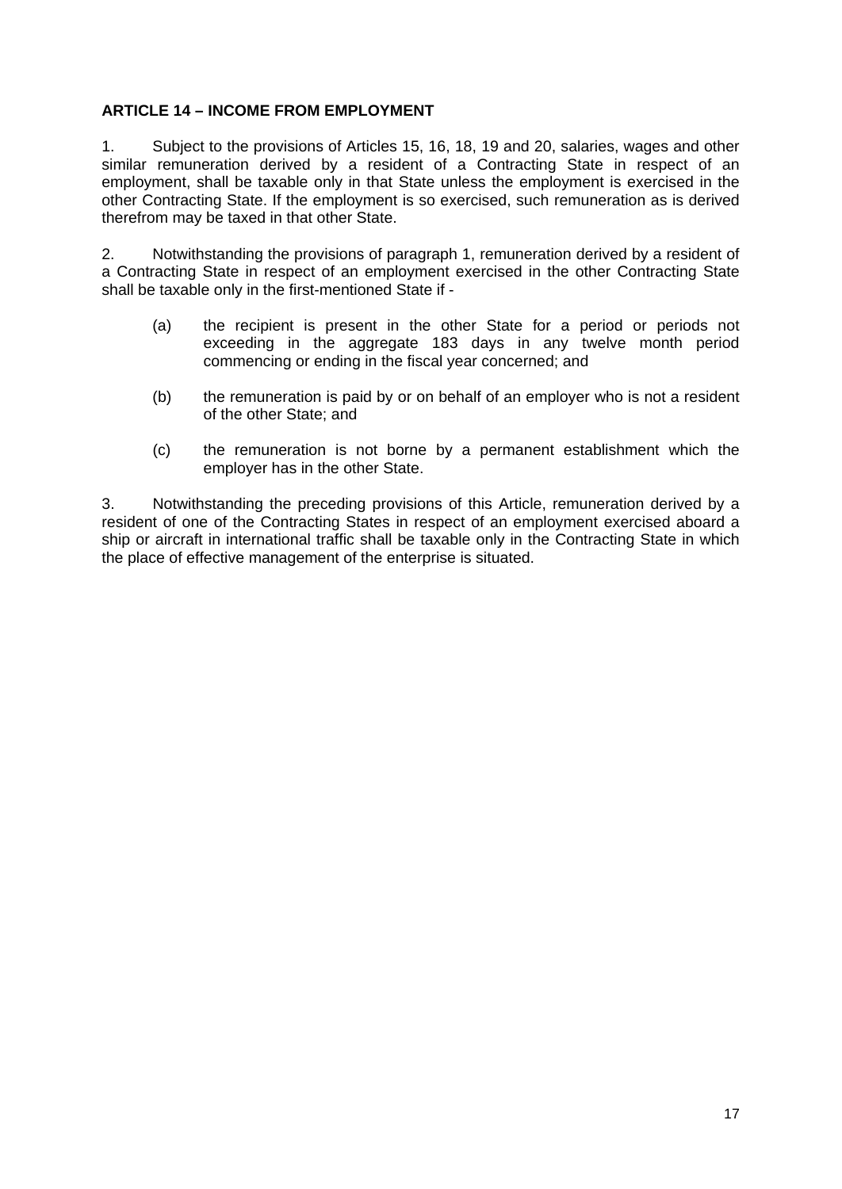**ARTICLE 14 – INCOME FROM EMPLOYMENT**

1. Subject to the provisions of Articles 15, 16, 18, 19 and 20, salaries, wages and other similar remuneration derived by a resident of a Contracting State in respect of an employment, shall be taxable only in that State unless the employment is exercised in the other Contracting State. If the employment is so exercised, such remuneration as is derived therefrom may be taxed in that other State.

2. Notwithstanding the provisions of paragraph 1, remuneration derived by a resident of a Contracting State in respect of an employment exercised in the other Contracting State shall be taxable only in the first-mentioned State if -

   (a) the recipient is present in the other State for a period or periods not exceeding in the aggregate 183 days in any twelve month period commencing or ending in the fiscal year concerned; and

   (b) the remuneration is paid by or on behalf of an employer who is not a resident of the other State; and

   (c) the remuneration is not borne by a permanent establishment which the employer has in the other State.

3. Notwithstanding the preceding provisions of this Article, remuneration derived by a resident of one of the Contracting States in respect of an employment exercised aboard a ship or aircraft in international traffic shall be taxable only in the Contracting State in which the place of effective management of the enterprise is situated.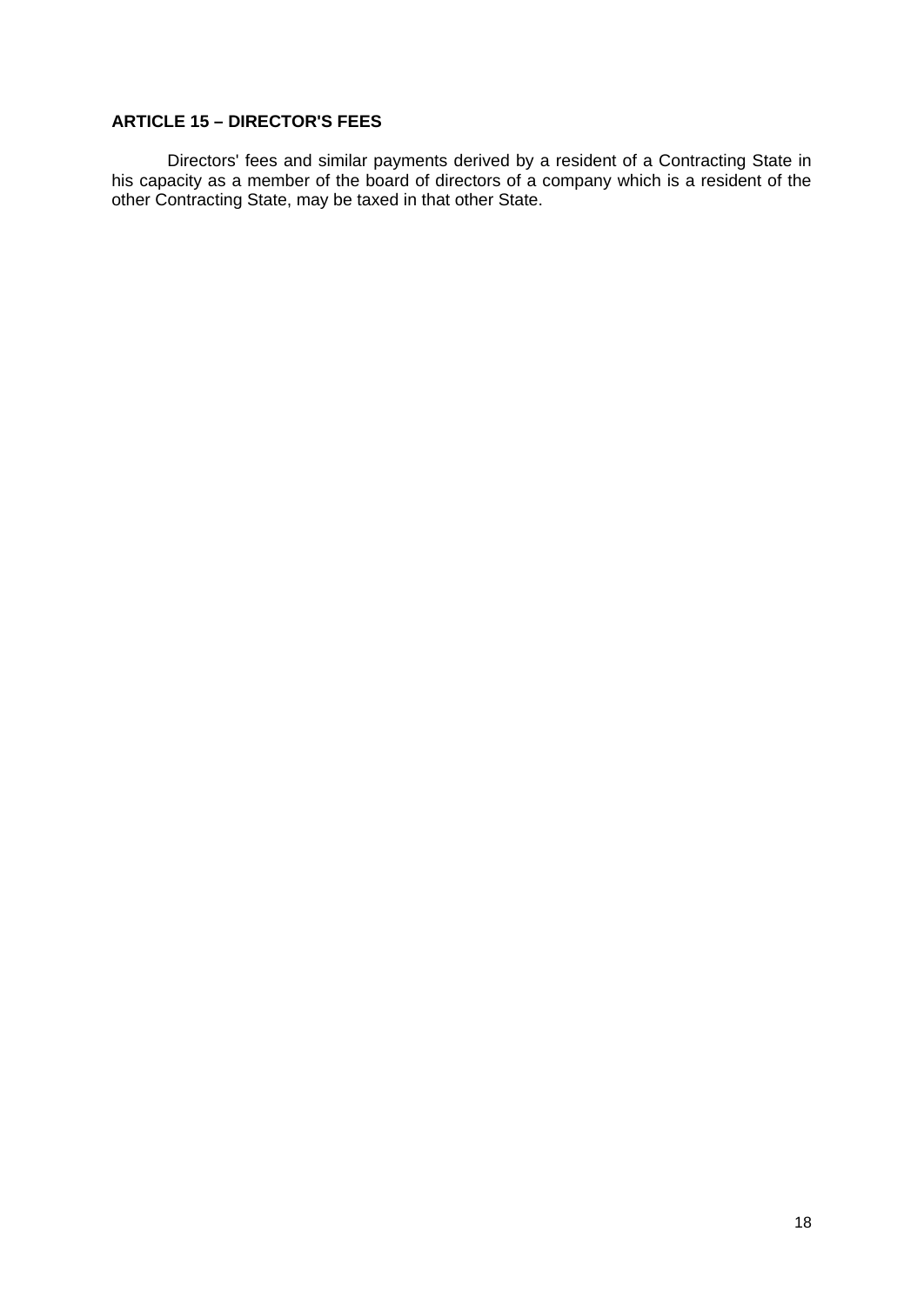**ARTICLE 15 – DIRECTOR'S FEES**

Directors' fees and similar payments derived by a resident of a Contracting State in his capacity as a member of the board of directors of a company which is a resident of the other Contracting State, may be taxed in that other State.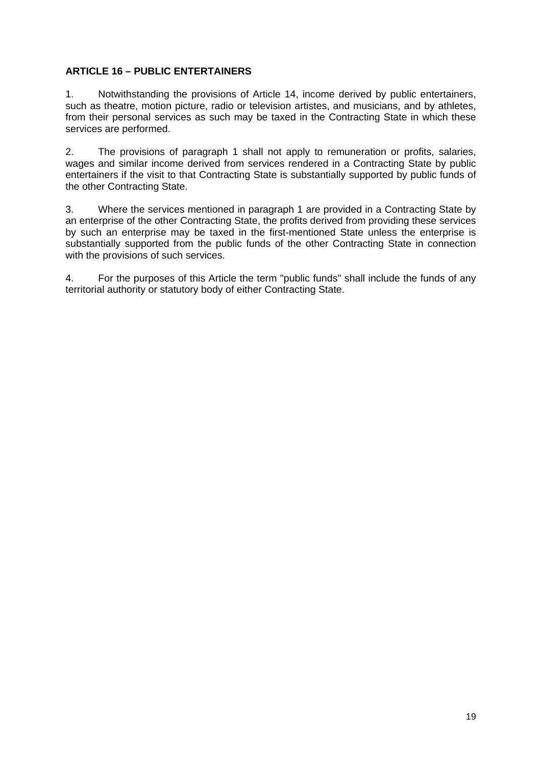**ARTICLE 16 – PUBLIC ENTERTAINERS**

1. Notwithstanding the provisions of Article 14, income derived by public entertainers, such as theatre, motion picture, radio or television artistes, and musicians, and by athletes, from their personal services as such may be taxed in the Contracting State in which these services are performed.

2. The provisions of paragraph 1 shall not apply to remuneration or profits, salaries, wages and similar income derived from services rendered in a Contracting State by public entertainers if the visit to that Contracting State is substantially supported by public funds of the other Contracting State.

3. Where the services mentioned in paragraph 1 are provided in a Contracting State by an enterprise of the other Contracting State, the profits derived from providing these services by such an enterprise may be taxed in the first-mentioned State unless the enterprise is substantially supported from the public funds of the other Contracting State in connection with the provisions of such services.

4. For the purposes of this Article the term "public funds" shall include the funds of any territorial authority or statutory body of either Contracting State.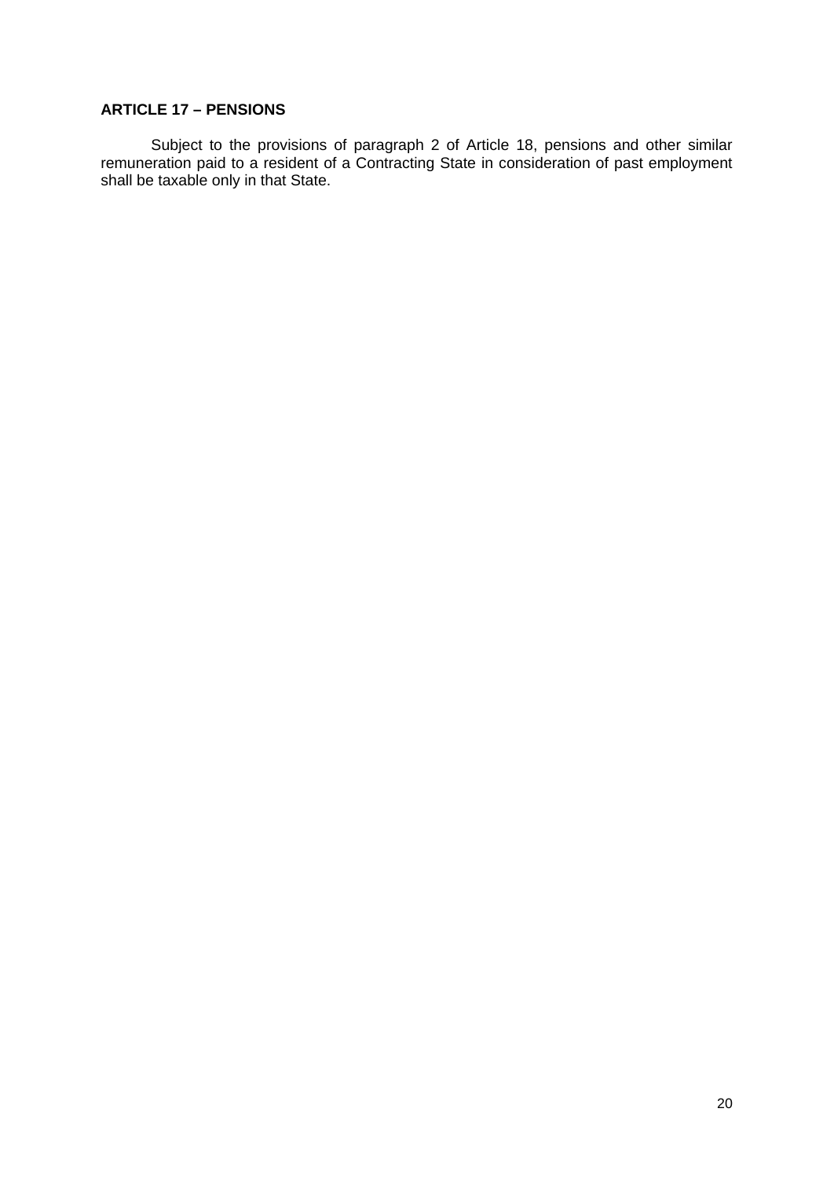**ARTICLE 17 – PENSIONS**

Subject to the provisions of paragraph 2 of Article 18, pensions and other similar remuneration paid to a resident of a Contracting State in consideration of past employment shall be taxable only in that State.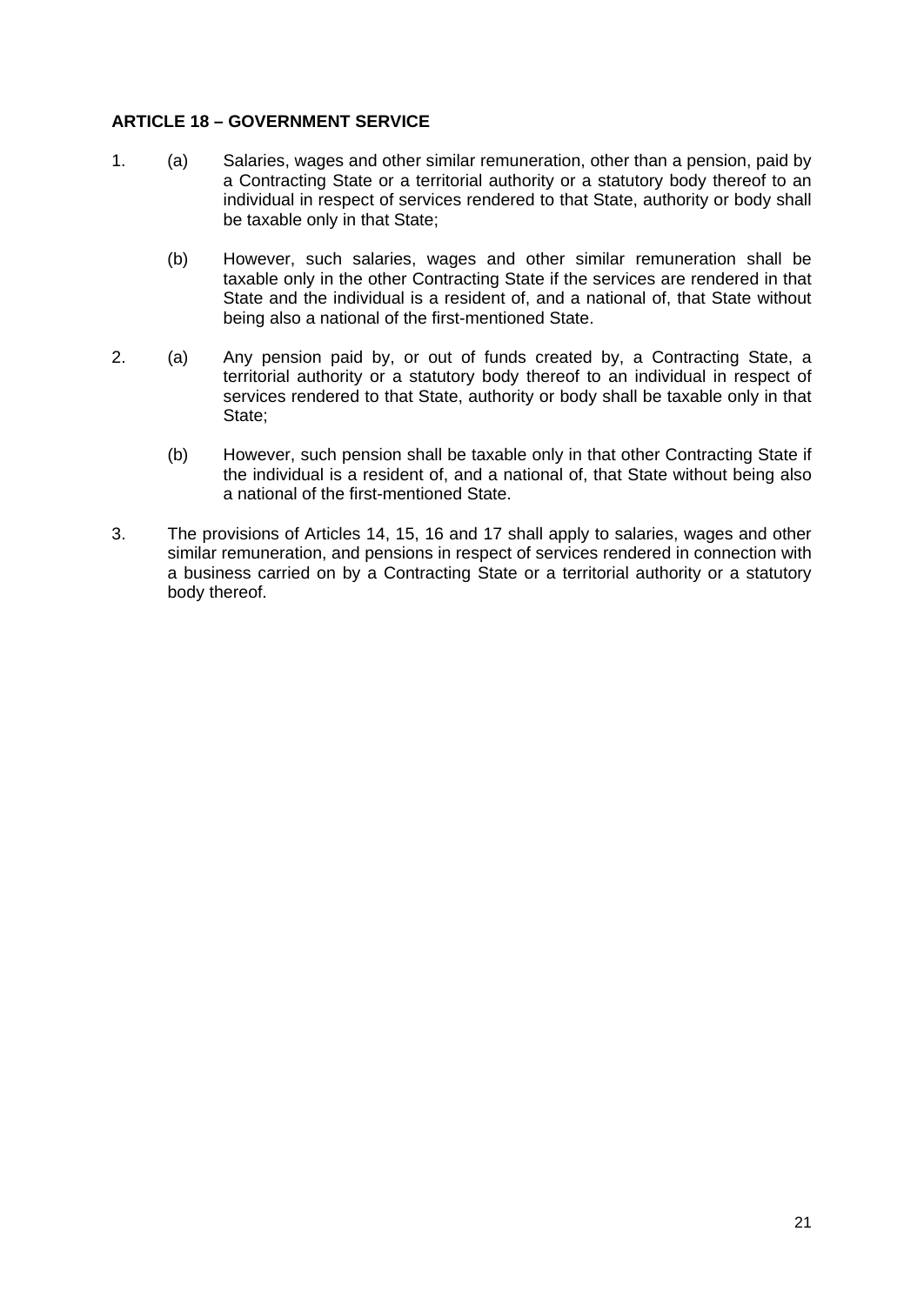**ARTICLE 18 – GOVERNMENT SERVICE**

1. (a) Salaries, wages and other similar remuneration, other than a pension, paid by a Contracting State or a territorial authority or a statutory body thereof to an individual in respect of services rendered to that State, authority or body shall be taxable only in that State;

   (b) However, such salaries, wages and other similar remuneration shall be taxable only in the other Contracting State if the services are rendered in that State and the individual is a resident of, and a national of, that State without being also a national of the first-mentioned State.

2. (a) Any pension paid by, or out of funds created by, a Contracting State, a territorial authority or a statutory body thereof to an individual in respect of services rendered to that State, authority or body shall be taxable only in that State;

   (b) However, such pension shall be taxable only in that other Contracting State if the individual is a resident of, and a national of, that State without being also a national of the first-mentioned State.

3. The provisions of Articles 14, 15, 16 and 17 shall apply to salaries, wages and other similar remuneration, and pensions in respect of services rendered in connection with a business carried on by a Contracting State or a territorial authority or a statutory body thereof.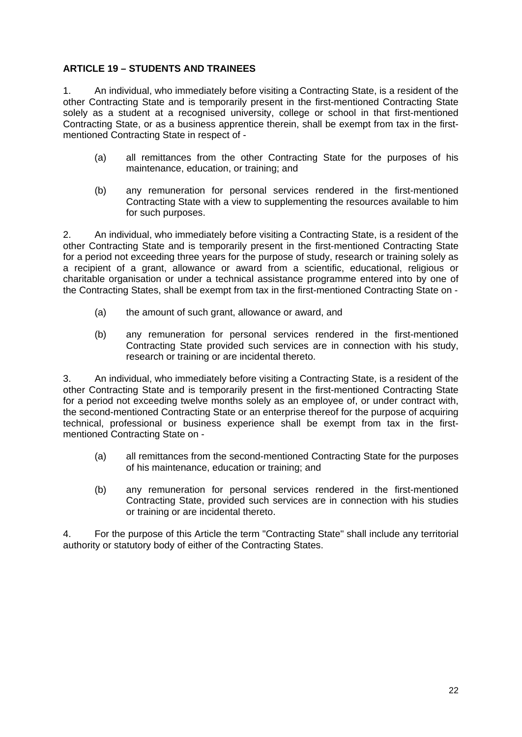**ARTICLE 19 – STUDENTS AND TRAINEES**

1. An individual, who immediately before visiting a Contracting State, is a resident of the other Contracting State and is temporarily present in the first-mentioned Contracting State solely as a student at a recognised university, college or school in that first-mentioned Contracting State, or as a business apprentice therein, shall be exempt from tax in the first-mentioned Contracting State in respect of -

   (a) all remittances from the other Contracting State for the purposes of his maintenance, education, or training; and

   (b) any remuneration for personal services rendered in the first-mentioned Contracting State with a view to supplementing the resources available to him for such purposes.

2. An individual, who immediately before visiting a Contracting State, is a resident of the other Contracting State and is temporarily present in the first-mentioned Contracting State for a period not exceeding three years for the purpose of study, research or training solely as a recipient of a grant, allowance or award from a scientific, educational, religious or charitable organisation or under a technical assistance programme entered into by one of the Contracting States, shall be exempt from tax in the first-mentioned Contracting State on -

   (a) the amount of such grant, allowance or award, and

   (b) any remuneration for personal services rendered in the first-mentioned Contracting State provided such services are in connection with his study, research or training or are incidental thereto.

3. An individual, who immediately before visiting a Contracting State, is a resident of the other Contracting State and is temporarily present in the first-mentioned Contracting State for a period not exceeding twelve months solely as an employee of, or under contract with, the second-mentioned Contracting State or an enterprise thereof for the purpose of acquiring technical, professional or business experience shall be exempt from tax in the first-mentioned Contracting State on -

   (a) all remittances from the second-mentioned Contracting State for the purposes of his maintenance, education or training; and

   (b) any remuneration for personal services rendered in the first-mentioned Contracting State, provided such services are in connection with his studies or training or are incidental thereto.

4. For the purpose of this Article the term "Contracting State" shall include any territorial authority or statutory body of either of the Contracting States.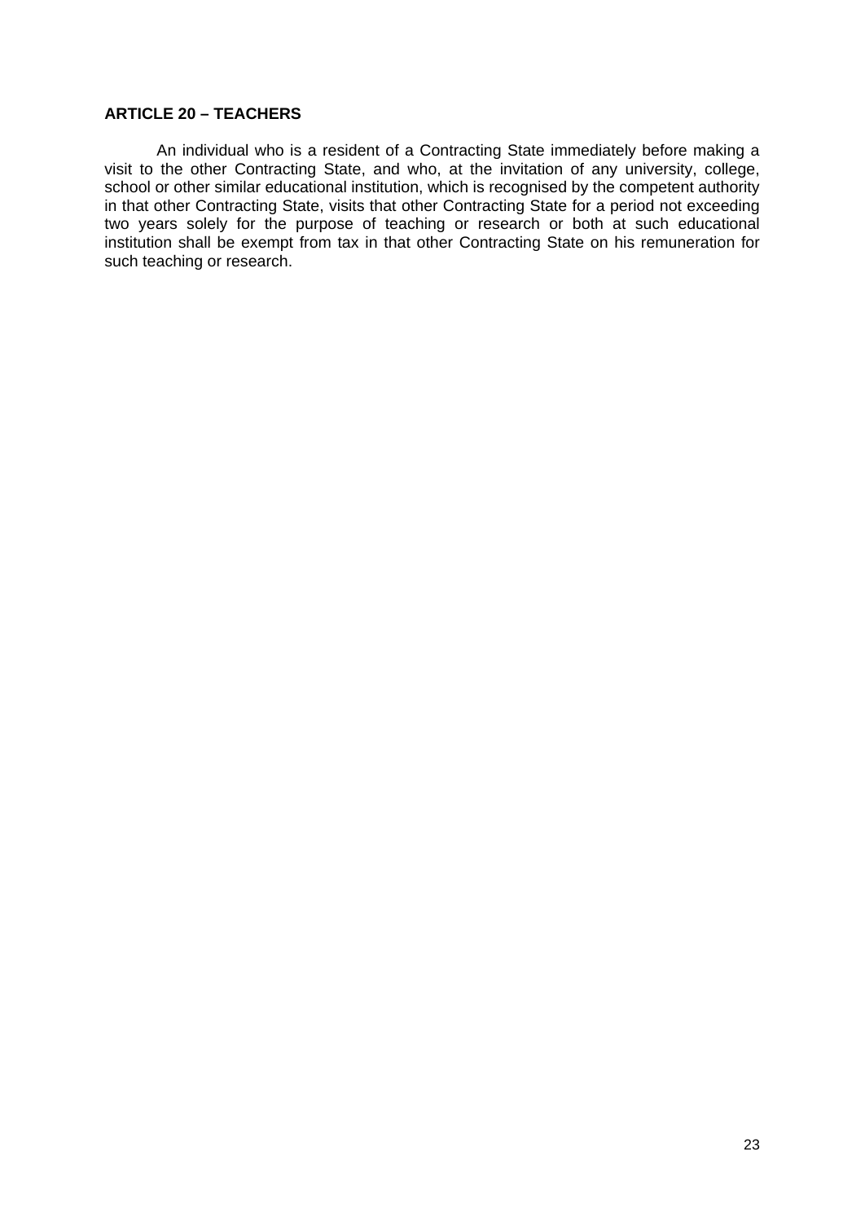**ARTICLE 20 – TEACHERS**

An individual who is a resident of a Contracting State immediately before making a visit to the other Contracting State, and who, at the invitation of any university, college, school or other similar educational institution, which is recognised by the competent authority in that other Contracting State, visits that other Contracting State for a period not exceeding two years solely for the purpose of teaching or research or both at such educational institution shall be exempt from tax in that other Contracting State on his remuneration for such teaching or research.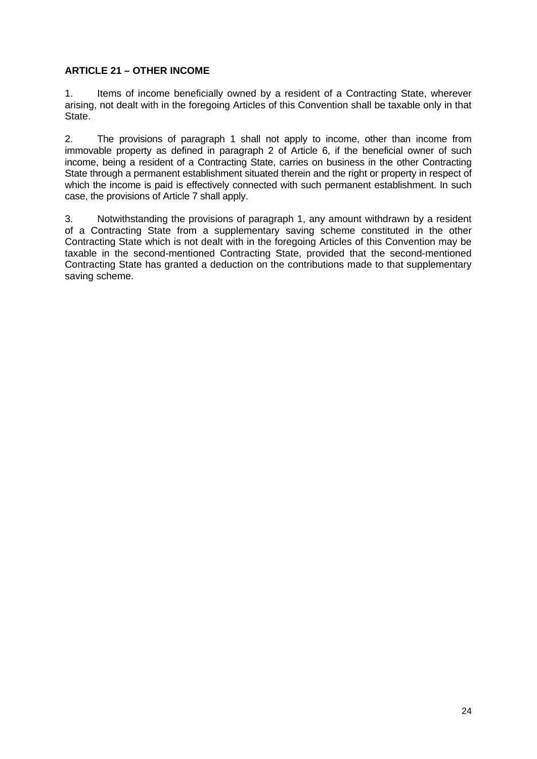**ARTICLE 21 – OTHER INCOME**

1. Items of income beneficially owned by a resident of a Contracting State, wherever arising, not dealt with in the foregoing Articles of this Convention shall be taxable only in that State.

2. The provisions of paragraph 1 shall not apply to income, other than income from immovable property as defined in paragraph 2 of Article 6, if the beneficial owner of such income, being a resident of a Contracting State, carries on business in the other Contracting State through a permanent establishment situated therein and the right or property in respect of which the income is paid is effectively connected with such permanent establishment. In such case, the provisions of Article 7 shall apply.

3. Notwithstanding the provisions of paragraph 1, any amount withdrawn by a resident of a Contracting State from a supplementary saving scheme constituted in the other Contracting State which is not dealt with in the foregoing Articles of this Convention may be taxable in the second-mentioned Contracting State, provided that the second-mentioned Contracting State has granted a deduction on the contributions made to that supplementary saving scheme.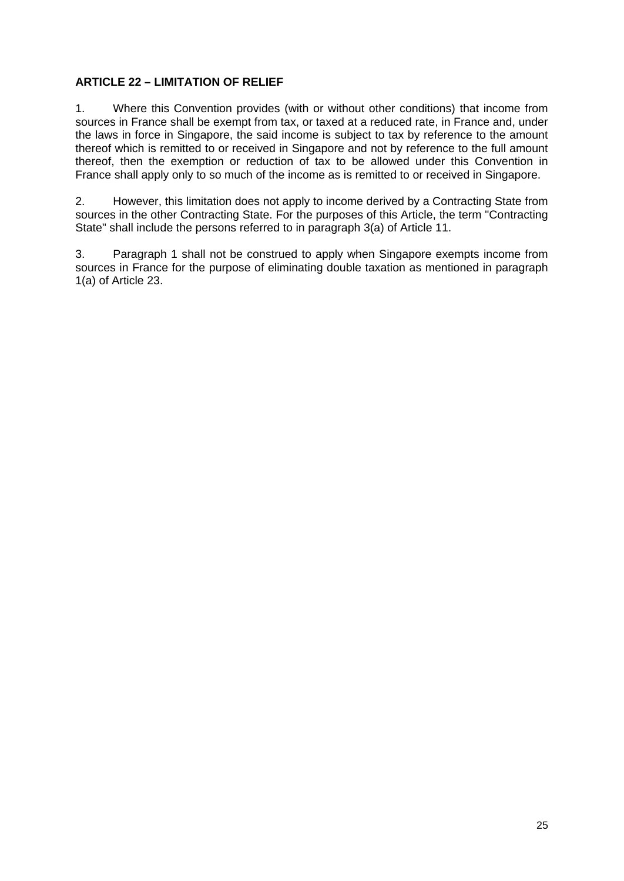**ARTICLE 22 – LIMITATION OF RELIEF**

1. Where this Convention provides (with or without other conditions) that income from sources in France shall be exempt from tax, or taxed at a reduced rate, in France and, under the laws in force in Singapore, the said income is subject to tax by reference to the amount thereof which is remitted to or received in Singapore and not by reference to the full amount thereof, then the exemption or reduction of tax to be allowed under this Convention in France shall apply only to so much of the income as is remitted to or received in Singapore.

2. However, this limitation does not apply to income derived by a Contracting State from sources in the other Contracting State. For the purposes of this Article, the term "Contracting State" shall include the persons referred to in paragraph 3(a) of Article 11.

3. Paragraph 1 shall not be construed to apply when Singapore exempts income from sources in France for the purpose of eliminating double taxation as mentioned in paragraph 1(a) of Article 23.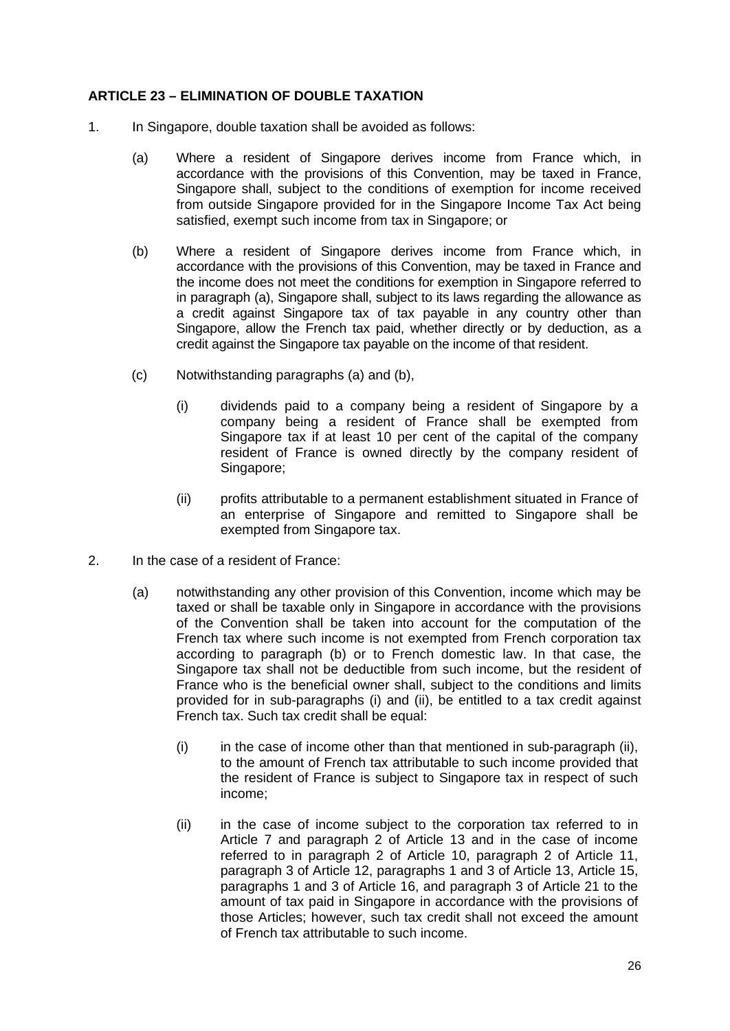**ARTICLE 23 – ELIMINATION OF DOUBLE TAXATION**

1. In Singapore, double taxation shall be avoided as follows:

   (a) Where a resident of Singapore derives income from France which, in accordance with the provisions of this Convention, may be taxed in France, Singapore shall, subject to the conditions of exemption for income received from outside Singapore provided for in the Singapore Income Tax Act being satisfied, exempt such income from tax in Singapore; or

   (b) Where a resident of Singapore derives income from France which, in accordance with the provisions of this Convention, may be taxed in France and the income does not meet the conditions for exemption in Singapore referred to in paragraph (a), Singapore shall, subject to its laws regarding the allowance as a credit against Singapore tax of tax payable in any country other than Singapore, allow the French tax paid, whether directly or by deduction, as a credit against the Singapore tax payable on the income of that resident.

   (c) Notwithstanding paragraphs (a) and (b),

      (i) dividends paid to a company being a resident of Singapore by a company being a resident of France shall be exempted from Singapore tax if at least 10 per cent of the capital of the company resident of France is owned directly by the company resident of Singapore;

      (ii) profits attributable to a permanent establishment situated in France of an enterprise of Singapore and remitted to Singapore shall be exempted from Singapore tax.

2. In the case of a resident of France:

   (a) notwithstanding any other provision of this Convention, income which may be taxed or shall be taxable only in Singapore in accordance with the provisions of the Convention shall be taken into account for the computation of the French tax where such income is not exempted from French corporation tax according to paragraph (b) or to French domestic law. In that case, the Singapore tax shall not be deductible from such income, but the resident of France who is the beneficial owner shall, subject to the conditions and limits provided for in sub-paragraphs (i) and (ii), be entitled to a tax credit against French tax. Such tax credit shall be equal:

      (i) in the case of income other than that mentioned in sub-paragraph (ii), to the amount of French tax attributable to such income provided that the resident of France is subject to Singapore tax in respect of such income;

      (ii) in the case of income subject to the corporation tax referred to in Article 7 and paragraph 2 of Article 13 and in the case of income referred to in paragraph 2 of Article 10, paragraph 2 of Article 11, paragraph 3 of Article 12, paragraphs 1 and 3 of Article 13, Article 15, paragraphs 1 and 3 of Article 16, and paragraph 3 of Article 21 to the amount of tax paid in Singapore in accordance with the provisions of those Articles; however, such tax credit shall not exceed the amount of French tax attributable to such income.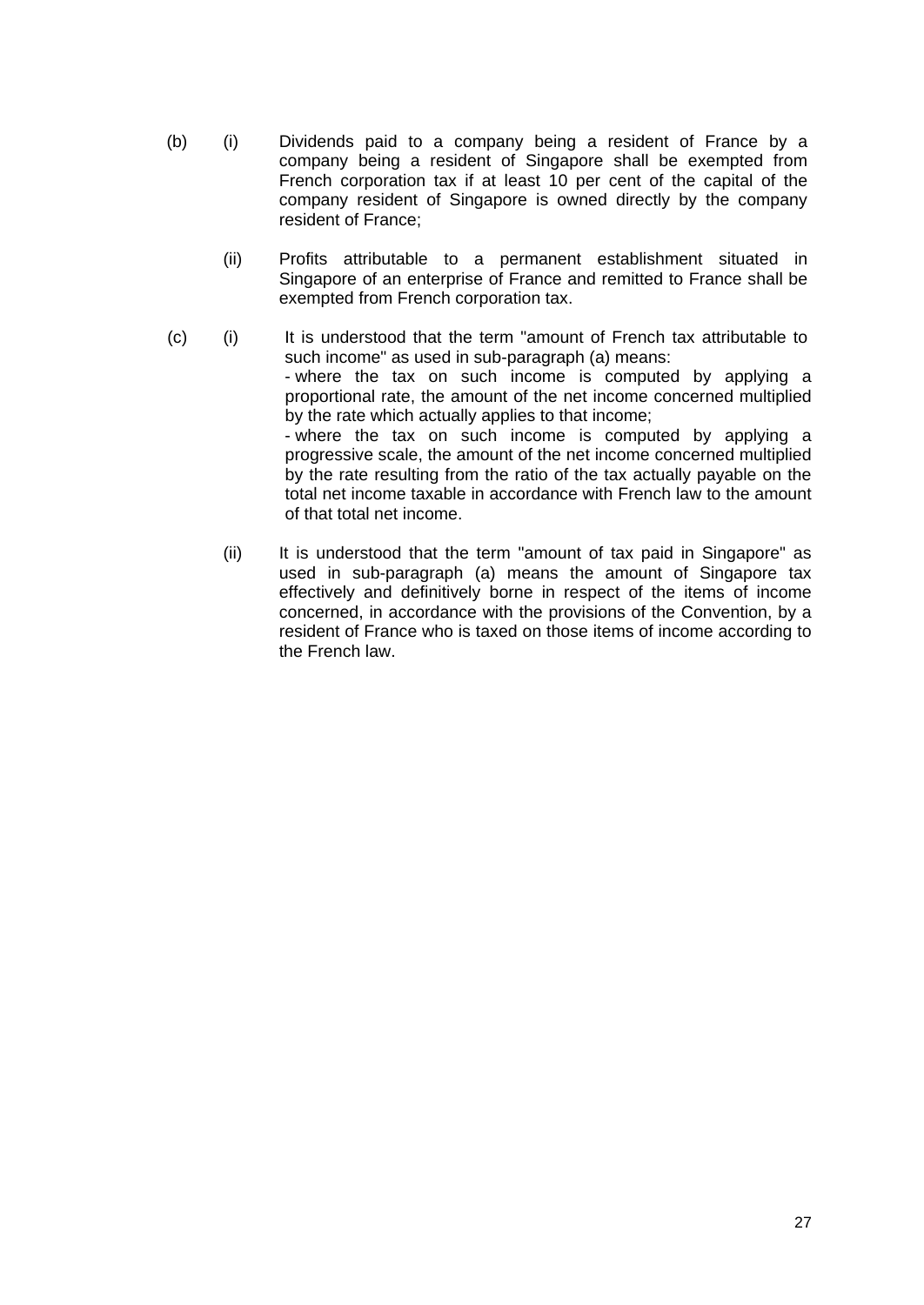(b) (i) Dividends paid to a company being a resident of France by a company being a resident of Singapore shall be exempted from French corporation tax if at least 10 per cent of the capital of the company resident of Singapore is owned directly by the company resident of France;

(ii) Profits attributable to a permanent establishment situated in Singapore of an enterprise of France and remitted to France shall be exempted from French corporation tax.

(c) (i) It is understood that the term "amount of French tax attributable to such income" as used in sub-paragraph (a) means:
- where the tax on such income is computed by applying a proportional rate, the amount of the net income concerned multiplied by the rate which actually applies to that income;
- where the tax on such income is computed by applying a progressive scale, the amount of the net income concerned multiplied by the rate resulting from the ratio of the tax actually payable on the total net income taxable in accordance with French law to the amount of that total net income.

(ii) It is understood that the term "amount of tax paid in Singapore" as used in sub-paragraph (a) means the amount of Singapore tax effectively and definitively borne in respect of the items of income concerned, in accordance with the provisions of the Convention, by a resident of France who is taxed on those items of income according to the French law.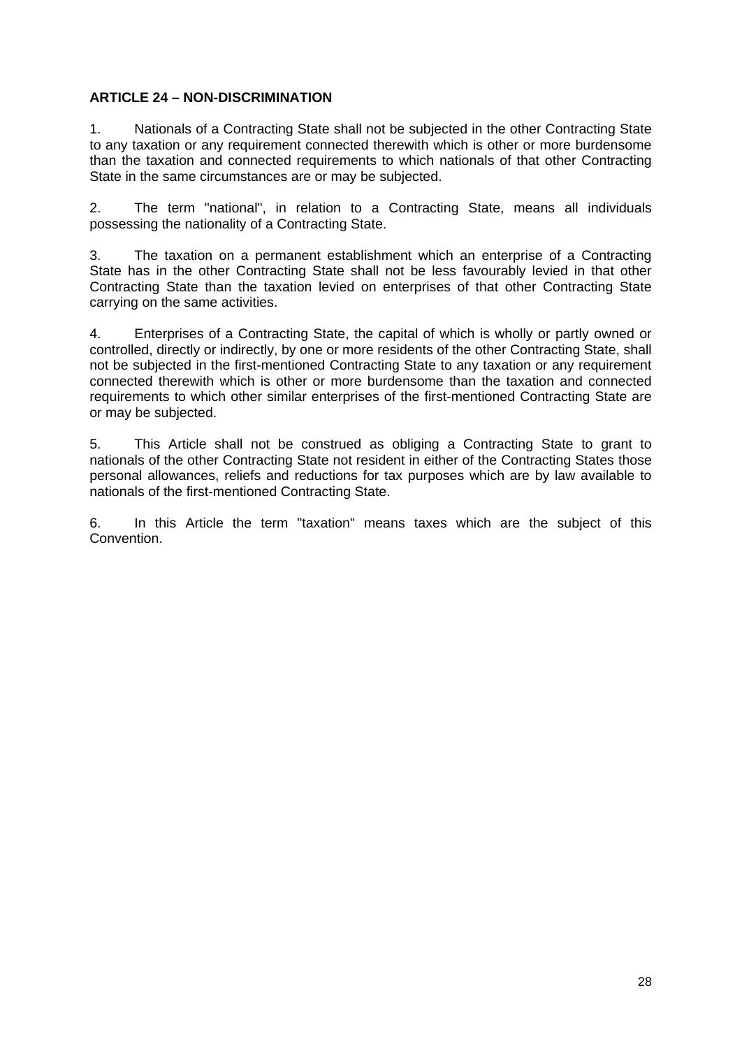**ARTICLE 24 – NON-DISCRIMINATION**

1. Nationals of a Contracting State shall not be subjected in the other Contracting State to any taxation or any requirement connected therewith which is other or more burdensome than the taxation and connected requirements to which nationals of that other Contracting State in the same circumstances are or may be subjected.

2. The term "national", in relation to a Contracting State, means all individuals possessing the nationality of a Contracting State.

3. The taxation on a permanent establishment which an enterprise of a Contracting State has in the other Contracting State shall not be less favourably levied in that other Contracting State than the taxation levied on enterprises of that other Contracting State carrying on the same activities.

4. Enterprises of a Contracting State, the capital of which is wholly or partly owned or controlled, directly or indirectly, by one or more residents of the other Contracting State, shall not be subjected in the first-mentioned Contracting State to any taxation or any requirement connected therewith which is other or more burdensome than the taxation and connected requirements to which other similar enterprises of the first-mentioned Contracting State are or may be subjected.

5. This Article shall not be construed as obliging a Contracting State to grant to nationals of the other Contracting State not resident in either of the Contracting States those personal allowances, reliefs and reductions for tax purposes which are by law available to nationals of the first-mentioned Contracting State.

6. In this Article the term "taxation" means taxes which are the subject of this Convention.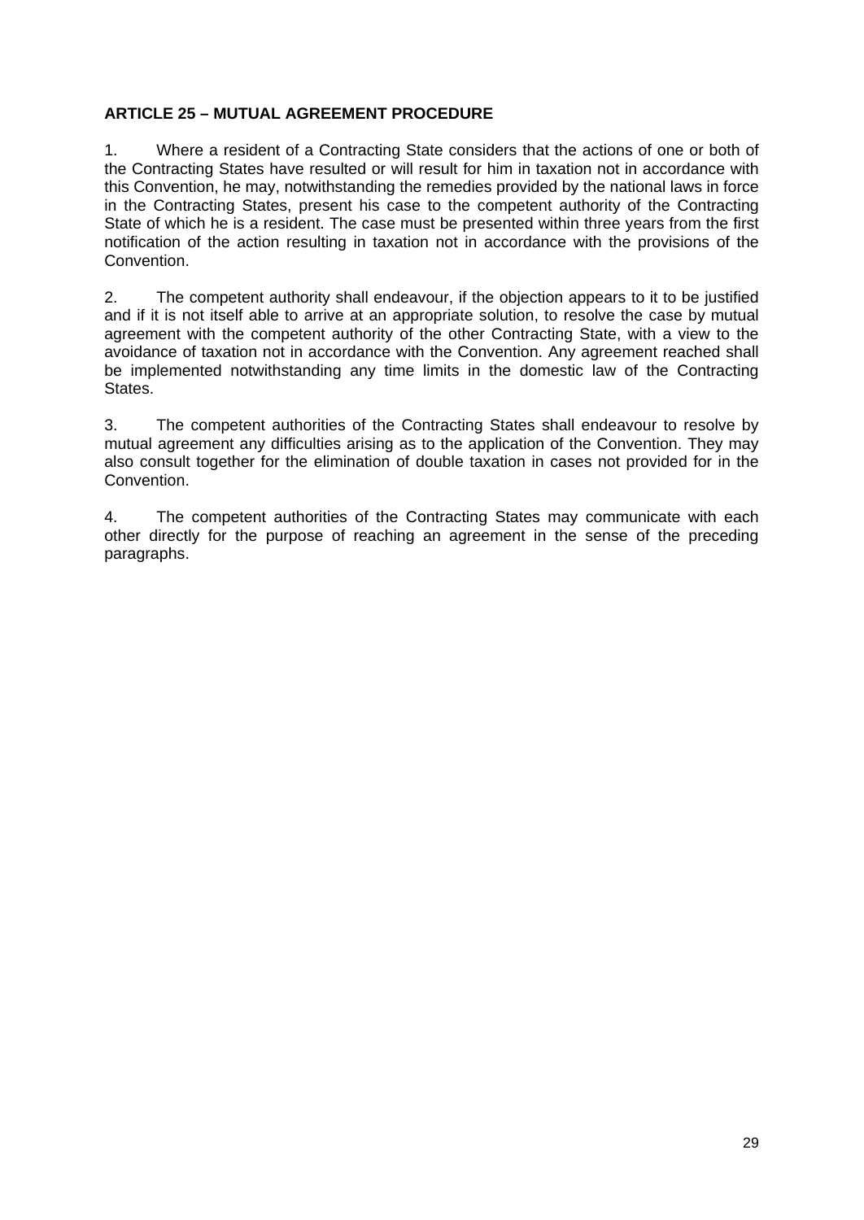**ARTICLE 25 – MUTUAL AGREEMENT PROCEDURE**

1. Where a resident of a Contracting State considers that the actions of one or both of the Contracting States have resulted or will result for him in taxation not in accordance with this Convention, he may, notwithstanding the remedies provided by the national laws in force in the Contracting States, present his case to the competent authority of the Contracting State of which he is a resident. The case must be presented within three years from the first notification of the action resulting in taxation not in accordance with the provisions of the Convention.

2. The competent authority shall endeavour, if the objection appears to it to be justified and if it is not itself able to arrive at an appropriate solution, to resolve the case by mutual agreement with the competent authority of the other Contracting State, with a view to the avoidance of taxation not in accordance with the Convention. Any agreement reached shall be implemented notwithstanding any time limits in the domestic law of the Contracting States.

3. The competent authorities of the Contracting States shall endeavour to resolve by mutual agreement any difficulties arising as to the application of the Convention. They may also consult together for the elimination of double taxation in cases not provided for in the Convention.

4. The competent authorities of the Contracting States may communicate with each other directly for the purpose of reaching an agreement in the sense of the preceding paragraphs.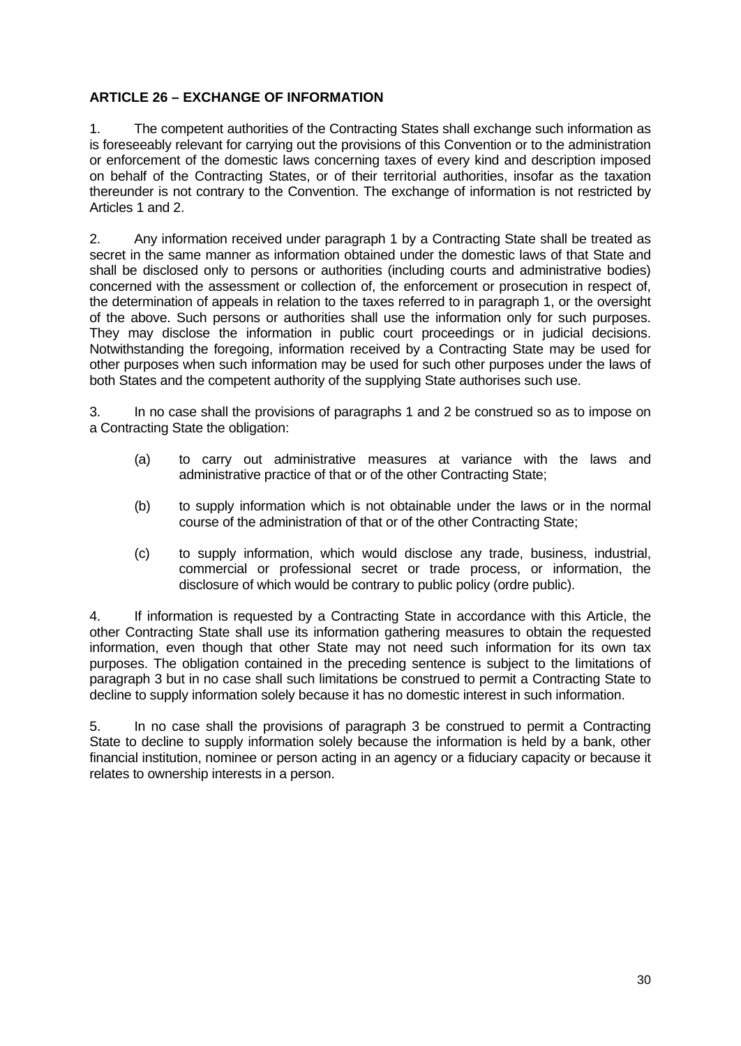**ARTICLE 26 – EXCHANGE OF INFORMATION**

1. The competent authorities of the Contracting States shall exchange such information as is foreseeably relevant for carrying out the provisions of this Convention or to the administration or enforcement of the domestic laws concerning taxes of every kind and description imposed on behalf of the Contracting States, or of their territorial authorities, insofar as the taxation thereunder is not contrary to the Convention. The exchange of information is not restricted by Articles 1 and 2.

2. Any information received under paragraph 1 by a Contracting State shall be treated as secret in the same manner as information obtained under the domestic laws of that State and shall be disclosed only to persons or authorities (including courts and administrative bodies) concerned with the assessment or collection of, the enforcement or prosecution in respect of, the determination of appeals in relation to the taxes referred to in paragraph 1, or the oversight of the above. Such persons or authorities shall use the information only for such purposes. They may disclose the information in public court proceedings or in judicial decisions. Notwithstanding the foregoing, information received by a Contracting State may be used for other purposes when such information may be used for such other purposes under the laws of both States and the competent authority of the supplying State authorises such use.

3. In no case shall the provisions of paragraphs 1 and 2 be construed so as to impose on a Contracting State the obligation:

(a) to carry out administrative measures at variance with the laws and administrative practice of that or of the other Contracting State;

(b) to supply information which is not obtainable under the laws or in the normal course of the administration of that or of the other Contracting State;

(c) to supply information, which would disclose any trade, business, industrial, commercial or professional secret or trade process, or information, the disclosure of which would be contrary to public policy (ordre public).

4. If information is requested by a Contracting State in accordance with this Article, the other Contracting State shall use its information gathering measures to obtain the requested information, even though that other State may not need such information for its own tax purposes. The obligation contained in the preceding sentence is subject to the limitations of paragraph 3 but in no case shall such limitations be construed to permit a Contracting State to decline to supply information solely because it has no domestic interest in such information.

5. In no case shall the provisions of paragraph 3 be construed to permit a Contracting State to decline to supply information solely because the information is held by a bank, other financial institution, nominee or person acting in an agency or a fiduciary capacity or because it relates to ownership interests in a person.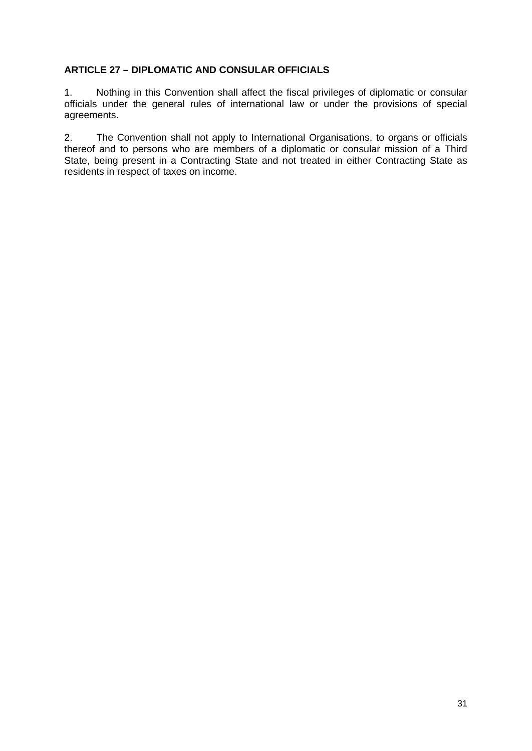**ARTICLE 27 – DIPLOMATIC AND CONSULAR OFFICIALS**

1. Nothing in this Convention shall affect the fiscal privileges of diplomatic or consular officials under the general rules of international law or under the provisions of special agreements.

2. The Convention shall not apply to International Organisations, to organs or officials thereof and to persons who are members of a diplomatic or consular mission of a Third State, being present in a Contracting State and not treated in either Contracting State as residents in respect of taxes on income.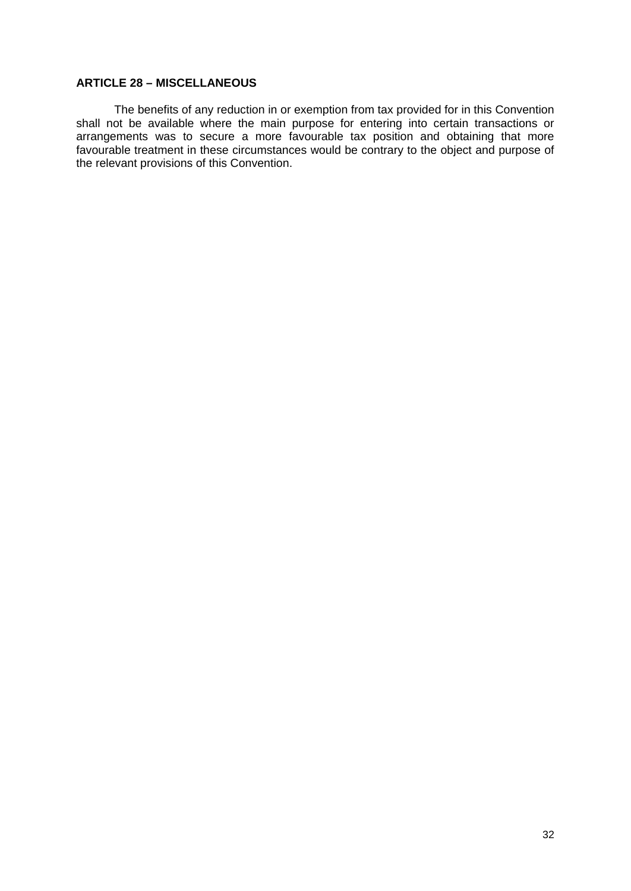**ARTICLE 28 – MISCELLANEOUS**

The benefits of any reduction in or exemption from tax provided for in this Convention shall not be available where the main purpose for entering into certain transactions or arrangements was to secure a more favourable tax position and obtaining that more favourable treatment in these circumstances would be contrary to the object and purpose of the relevant provisions of this Convention.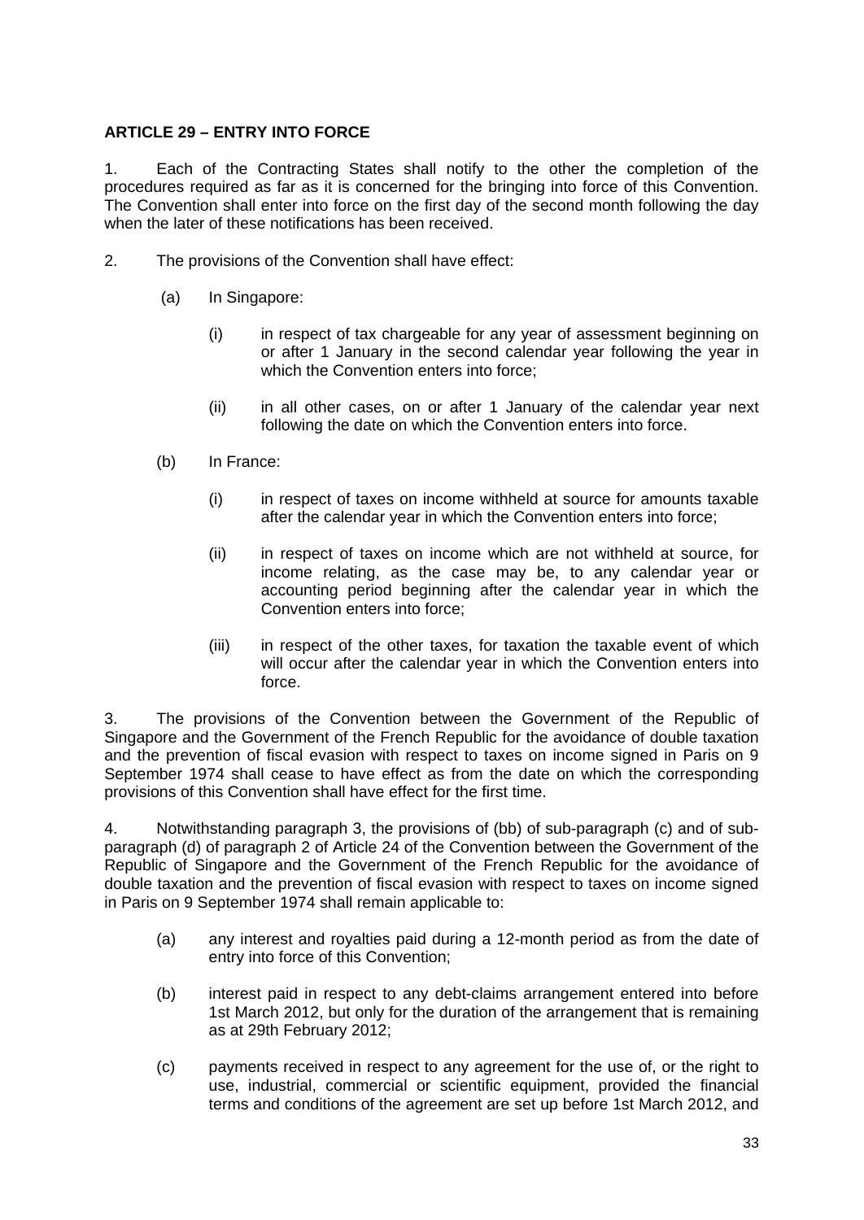**ARTICLE 29 – ENTRY INTO FORCE**

1. Each of the Contracting States shall notify to the other the completion of the procedures required as far as it is concerned for the bringing into force of this Convention. The Convention shall enter into force on the first day of the second month following the day when the later of these notifications has been received.

2. The provisions of the Convention shall have effect:

   (a) In Singapore:

      (i) in respect of tax chargeable for any year of assessment beginning on or after 1 January in the second calendar year following the year in which the Convention enters into force;

      (ii) in all other cases, on or after 1 January of the calendar year next following the date on which the Convention enters into force.

   (b) In France:

      (i) in respect of taxes on income withheld at source for amounts taxable after the calendar year in which the Convention enters into force;

      (ii) in respect of taxes on income which are not withheld at source, for income relating, as the case may be, to any calendar year or accounting period beginning after the calendar year in which the Convention enters into force;

      (iii) in respect of the other taxes, for taxation the taxable event of which will occur after the calendar year in which the Convention enters into force.

3. The provisions of the Convention between the Government of the Republic of Singapore and the Government of the French Republic for the avoidance of double taxation and the prevention of fiscal evasion with respect to taxes on income signed in Paris on 9 September 1974 shall cease to have effect as from the date on which the corresponding provisions of this Convention shall have effect for the first time.

4. Notwithstanding paragraph 3, the provisions of (bb) of sub-paragraph (c) and of sub-paragraph (d) of paragraph 2 of Article 24 of the Convention between the Government of the Republic of Singapore and the Government of the French Republic for the avoidance of double taxation and the prevention of fiscal evasion with respect to taxes on income signed in Paris on 9 September 1974 shall remain applicable to:

   (a) any interest and royalties paid during a 12-month period as from the date of entry into force of this Convention;

   (b) interest paid in respect to any debt-claims arrangement entered into before 1st March 2012, but only for the duration of the arrangement that is remaining as at 29th February 2012;

   (c) payments received in respect to any agreement for the use of, or the right to use, industrial, commercial or scientific equipment, provided the financial terms and conditions of the agreement are set up before 1st March 2012, and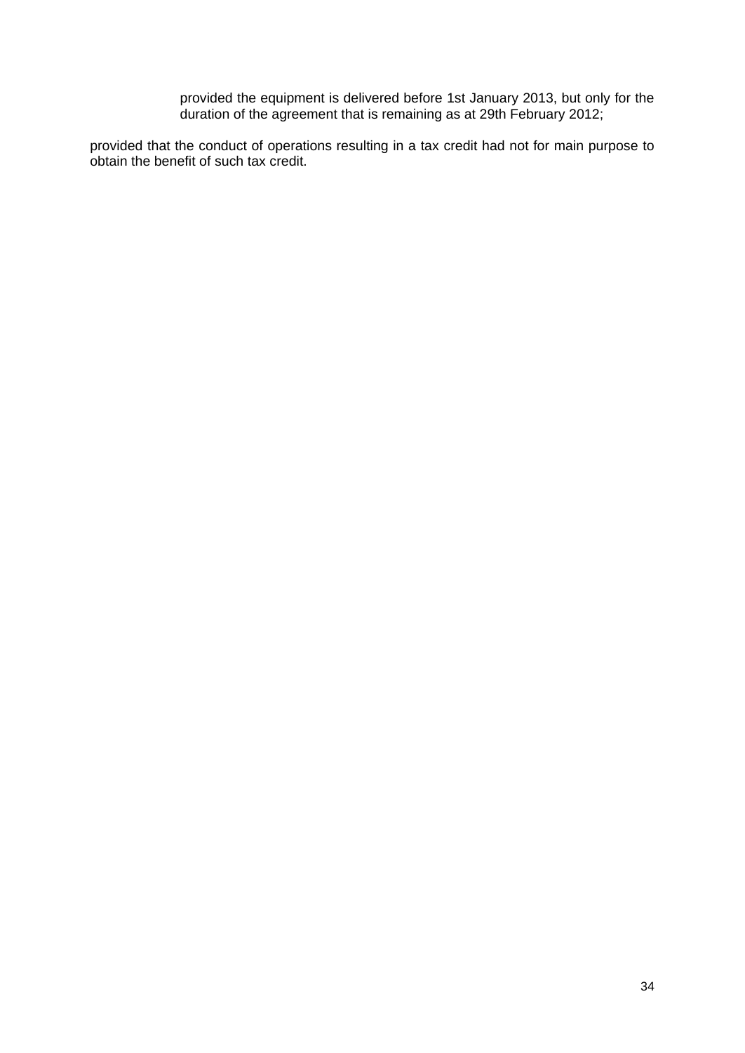provided the equipment is delivered before 1st January 2013, but only for the duration of the agreement that is remaining as at 29th February 2012;

provided that the conduct of operations resulting in a tax credit had not for main purpose to obtain the benefit of such tax credit.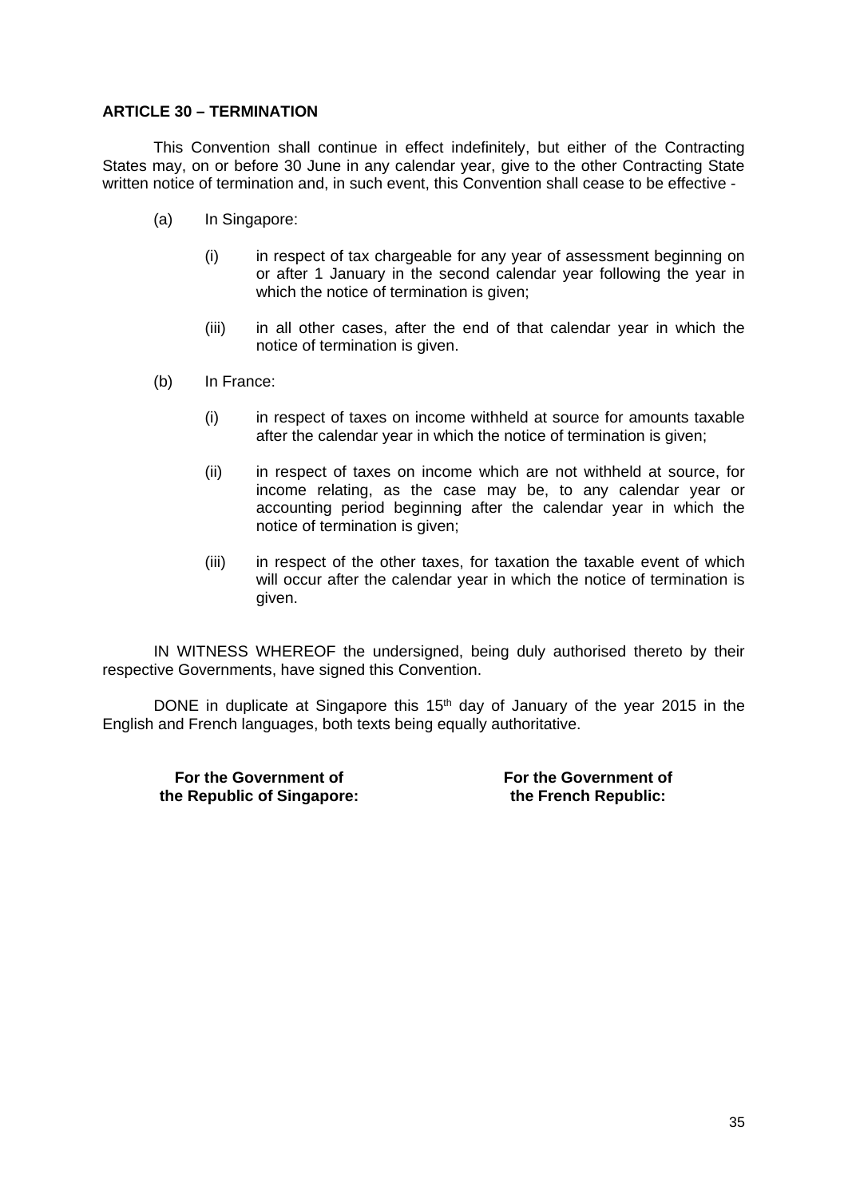**ARTICLE 30 – TERMINATION**

This Convention shall continue in effect indefinitely, but either of the Contracting States may, on or before 30 June in any calendar year, give to the other Contracting State written notice of termination and, in such event, this Convention shall cease to be effective -

(a) In Singapore:

(i) in respect of tax chargeable for any year of assessment beginning on or after 1 January in the second calendar year following the year in which the notice of termination is given;

(iii) in all other cases, after the end of that calendar year in which the notice of termination is given.

(b) In France:

(i) in respect of taxes on income withheld at source for amounts taxable after the calendar year in which the notice of termination is given;

(ii) in respect of taxes on income which are not withheld at source, for income relating, as the case may be, to any calendar year or accounting period beginning after the calendar year in which the notice of termination is given;

(iii) in respect of the other taxes, for taxation the taxable event of which will occur after the calendar year in which the notice of termination is given.

IN WITNESS WHEREOF the undersigned, being duly authorised thereto by their respective Governments, have signed this Convention.

DONE in duplicate at Singapore this 15th day of January of the year 2015 in the English and French languages, both texts being equally authoritative.

**For the Government of the Republic of Singapore:**

**For the Government of the French Republic:**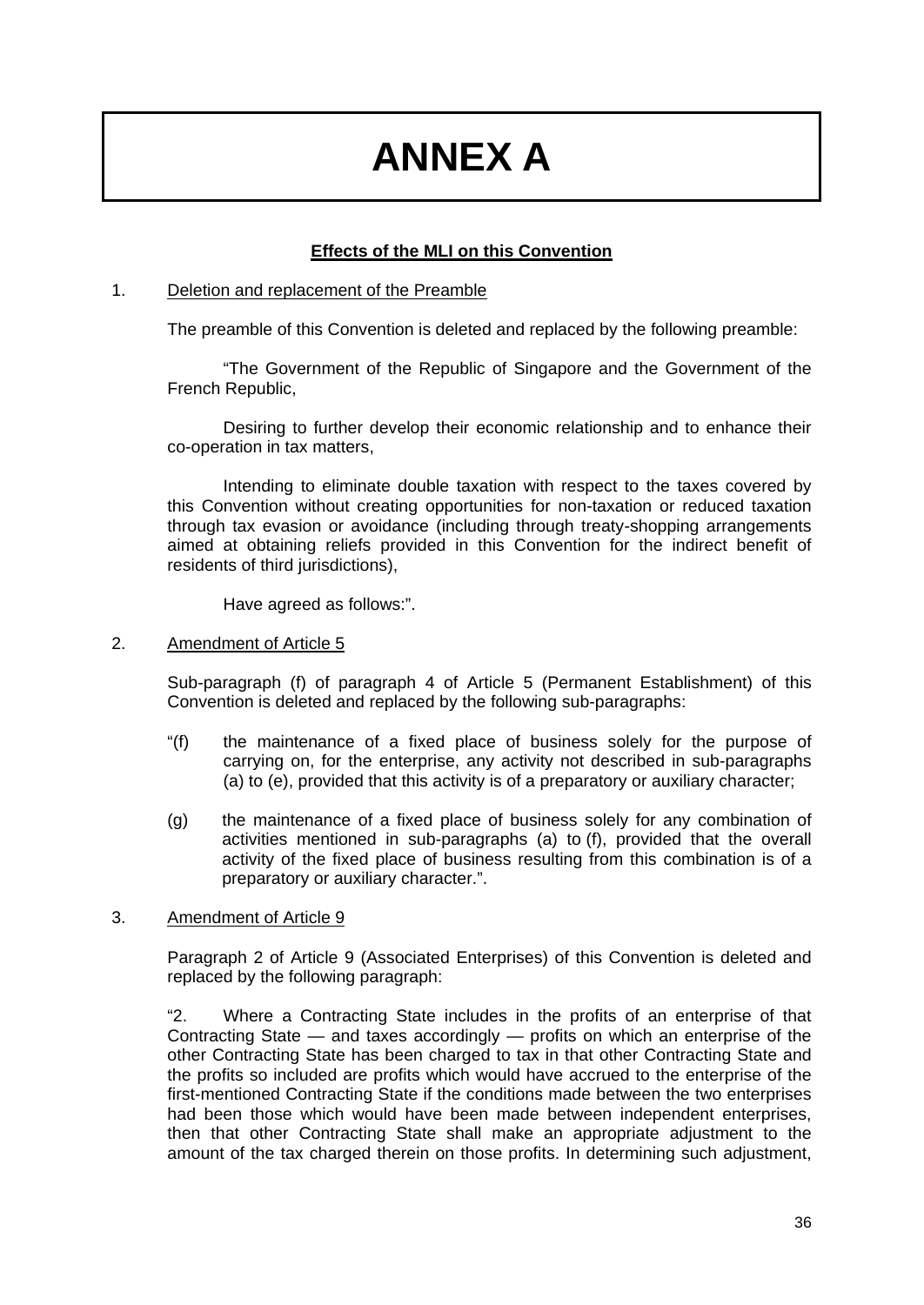# ANNEX A

**Effects of the MLI on this Convention**

1. Deletion and replacement of the Preamble

The preamble of this Convention is deleted and replaced by the following preamble:

"The Government of the Republic of Singapore and the Government of the French Republic,

Desiring to further develop their economic relationship and to enhance their co-operation in tax matters,

Intending to eliminate double taxation with respect to the taxes covered by this Convention without creating opportunities for non-taxation or reduced taxation through tax evasion or avoidance (including through treaty-shopping arrangements aimed at obtaining reliefs provided in this Convention for the indirect benefit of residents of third jurisdictions),

Have agreed as follows:".

2. Amendment of Article 5

Sub-paragraph (f) of paragraph 4 of Article 5 (Permanent Establishment) of this Convention is deleted and replaced by the following sub-paragraphs:

"(f) the maintenance of a fixed place of business solely for the purpose of carrying on, for the enterprise, any activity not described in sub-paragraphs (a) to (e), provided that this activity is of a preparatory or auxiliary character;

(g) the maintenance of a fixed place of business solely for any combination of activities mentioned in sub-paragraphs (a) to (f), provided that the overall activity of the fixed place of business resulting from this combination is of a preparatory or auxiliary character.".

3. Amendment of Article 9

Paragraph 2 of Article 9 (Associated Enterprises) of this Convention is deleted and replaced by the following paragraph:

"2. Where a Contracting State includes in the profits of an enterprise of that Contracting State — and taxes accordingly — profits on which an enterprise of the other Contracting State has been charged to tax in that other Contracting State and the profits so included are profits which would have accrued to the enterprise of the first-mentioned Contracting State if the conditions made between the two enterprises had been those which would have been made between independent enterprises, then that other Contracting State shall make an appropriate adjustment to the amount of the tax charged therein on those profits. In determining such adjustment,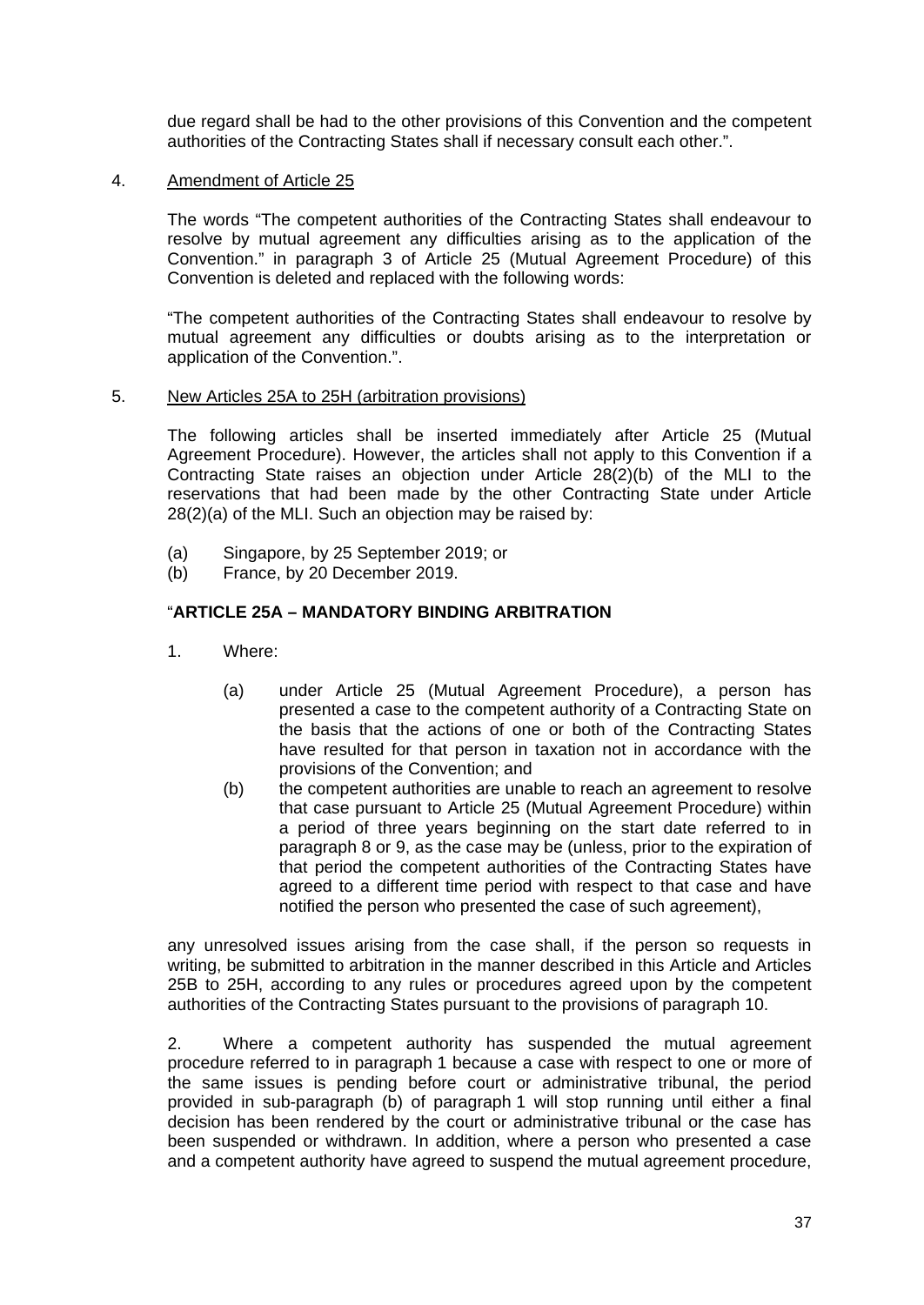due regard shall be had to the other provisions of this Convention and the competent authorities of the Contracting States shall if necessary consult each other.".

4. Amendment of Article 25

The words "The competent authorities of the Contracting States shall endeavour to resolve by mutual agreement any difficulties arising as to the application of the Convention." in paragraph 3 of Article 25 (Mutual Agreement Procedure) of this Convention is deleted and replaced with the following words:

"The competent authorities of the Contracting States shall endeavour to resolve by mutual agreement any difficulties or doubts arising as to the interpretation or application of the Convention.".

5. New Articles 25A to 25H (arbitration provisions)

The following articles shall be inserted immediately after Article 25 (Mutual Agreement Procedure). However, the articles shall not apply to this Convention if a Contracting State raises an objection under Article 28(2)(b) of the MLI to the reservations that had been made by the other Contracting State under Article 28(2)(a) of the MLI. Such an objection may be raised by:

(a) Singapore, by 25 September 2019; or
(b) France, by 20 December 2019.

"**ARTICLE 25A – MANDATORY BINDING ARBITRATION**

1. Where:

   (a) under Article 25 (Mutual Agreement Procedure), a person has presented a case to the competent authority of a Contracting State on the basis that the actions of one or both of the Contracting States have resulted for that person in taxation not in accordance with the provisions of the Convention; and
   (b) the competent authorities are unable to reach an agreement to resolve that case pursuant to Article 25 (Mutual Agreement Procedure) within a period of three years beginning on the start date referred to in paragraph 8 or 9, as the case may be (unless, prior to the expiration of that period the competent authorities of the Contracting States have agreed to a different time period with respect to that case and have notified the person who presented the case of such agreement),

any unresolved issues arising from the case shall, if the person so requests in writing, be submitted to arbitration in the manner described in this Article and Articles 25B to 25H, according to any rules or procedures agreed upon by the competent authorities of the Contracting States pursuant to the provisions of paragraph 10.

2. Where a competent authority has suspended the mutual agreement procedure referred to in paragraph 1 because a case with respect to one or more of the same issues is pending before court or administrative tribunal, the period provided in sub-paragraph (b) of paragraph 1 will stop running until either a final decision has been rendered by the court or administrative tribunal or the case has been suspended or withdrawn. In addition, where a person who presented a case and a competent authority have agreed to suspend the mutual agreement procedure,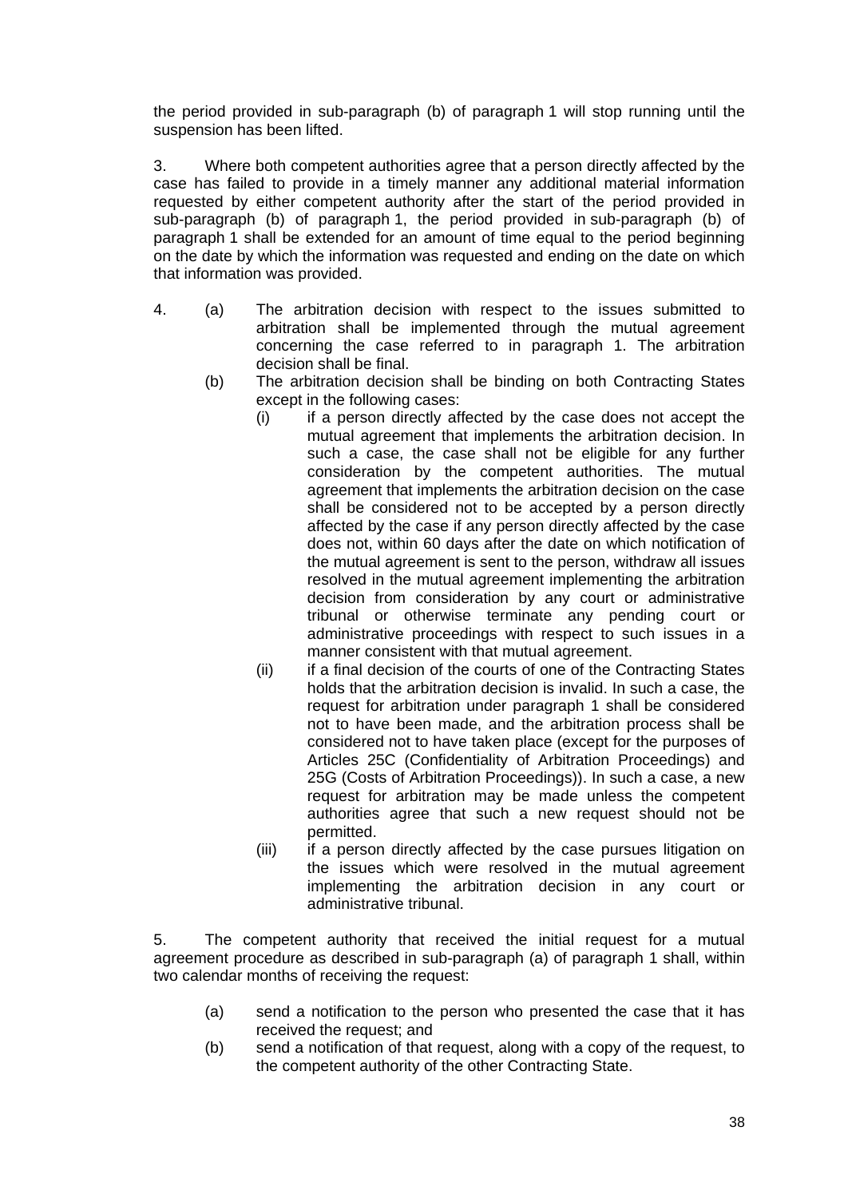the period provided in sub-paragraph (b) of paragraph 1 will stop running until the suspension has been lifted.

3. Where both competent authorities agree that a person directly affected by the case has failed to provide in a timely manner any additional material information requested by either competent authority after the start of the period provided in sub-paragraph (b) of paragraph 1, the period provided in sub-paragraph (b) of paragraph 1 shall be extended for an amount of time equal to the period beginning on the date by which the information was requested and ending on the date on which that information was provided.

4. (a) The arbitration decision with respect to the issues submitted to arbitration shall be implemented through the mutual agreement concerning the case referred to in paragraph 1. The arbitration decision shall be final.

(b) The arbitration decision shall be binding on both Contracting States except in the following cases:

(i) if a person directly affected by the case does not accept the mutual agreement that implements the arbitration decision. In such a case, the case shall not be eligible for any further consideration by the competent authorities. The mutual agreement that implements the arbitration decision on the case shall be considered not to be accepted by a person directly affected by the case if any person directly affected by the case does not, within 60 days after the date on which notification of the mutual agreement is sent to the person, withdraw all issues resolved in the mutual agreement implementing the arbitration decision from consideration by any court or administrative tribunal or otherwise terminate any pending court or administrative proceedings with respect to such issues in a manner consistent with that mutual agreement.

(ii) if a final decision of the courts of one of the Contracting States holds that the arbitration decision is invalid. In such a case, the request for arbitration under paragraph 1 shall be considered not to have been made, and the arbitration process shall be considered not to have taken place (except for the purposes of Articles 25C (Confidentiality of Arbitration Proceedings) and 25G (Costs of Arbitration Proceedings)). In such a case, a new request for arbitration may be made unless the competent authorities agree that such a new request should not be permitted.

(iii) if a person directly affected by the case pursues litigation on the issues which were resolved in the mutual agreement implementing the arbitration decision in any court or administrative tribunal.

5. The competent authority that received the initial request for a mutual agreement procedure as described in sub-paragraph (a) of paragraph 1 shall, within two calendar months of receiving the request:

(a) send a notification to the person who presented the case that it has received the request; and

(b) send a notification of that request, along with a copy of the request, to the competent authority of the other Contracting State.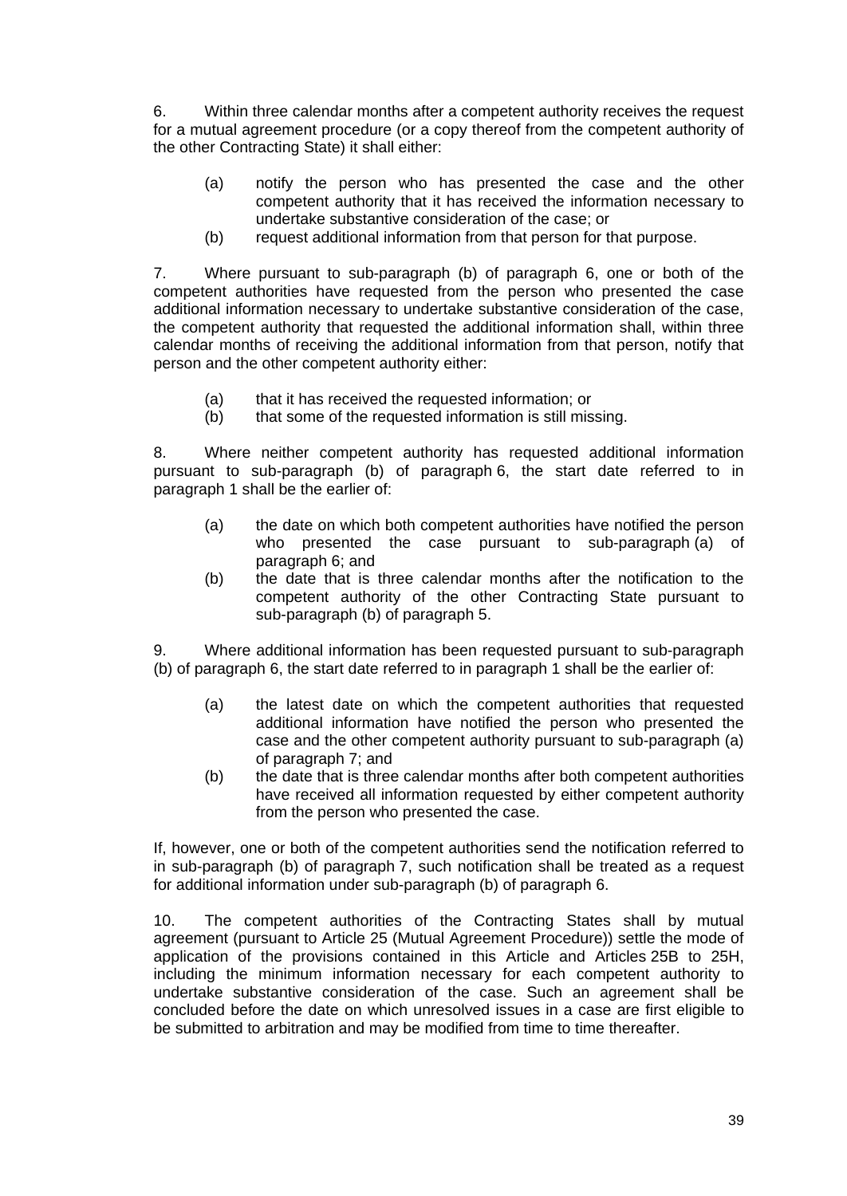6. Within three calendar months after a competent authority receives the request for a mutual agreement procedure (or a copy thereof from the competent authority of the other Contracting State) it shall either:

   (a) notify the person who has presented the case and the other competent authority that it has received the information necessary to undertake substantive consideration of the case; or
   (b) request additional information from that person for that purpose.

7. Where pursuant to sub-paragraph (b) of paragraph 6, one or both of the competent authorities have requested from the person who presented the case additional information necessary to undertake substantive consideration of the case, the competent authority that requested the additional information shall, within three calendar months of receiving the additional information from that person, notify that person and the other competent authority either:

   (a) that it has received the requested information; or
   (b) that some of the requested information is still missing.

8. Where neither competent authority has requested additional information pursuant to sub-paragraph (b) of paragraph 6, the start date referred to in paragraph 1 shall be the earlier of:

   (a) the date on which both competent authorities have notified the person who presented the case pursuant to sub-paragraph (a) of paragraph 6; and
   (b) the date that is three calendar months after the notification to the competent authority of the other Contracting State pursuant to sub-paragraph (b) of paragraph 5.

9. Where additional information has been requested pursuant to sub-paragraph (b) of paragraph 6, the start date referred to in paragraph 1 shall be the earlier of:

   (a) the latest date on which the competent authorities that requested additional information have notified the person who presented the case and the other competent authority pursuant to sub-paragraph (a) of paragraph 7; and
   (b) the date that is three calendar months after both competent authorities have received all information requested by either competent authority from the person who presented the case.

If, however, one or both of the competent authorities send the notification referred to in sub-paragraph (b) of paragraph 7, such notification shall be treated as a request for additional information under sub-paragraph (b) of paragraph 6.

10. The competent authorities of the Contracting States shall by mutual agreement (pursuant to Article 25 (Mutual Agreement Procedure)) settle the mode of application of the provisions contained in this Article and Articles 25B to 25H, including the minimum information necessary for each competent authority to undertake substantive consideration of the case. Such an agreement shall be concluded before the date on which unresolved issues in a case are first eligible to be submitted to arbitration and may be modified from time to time thereafter.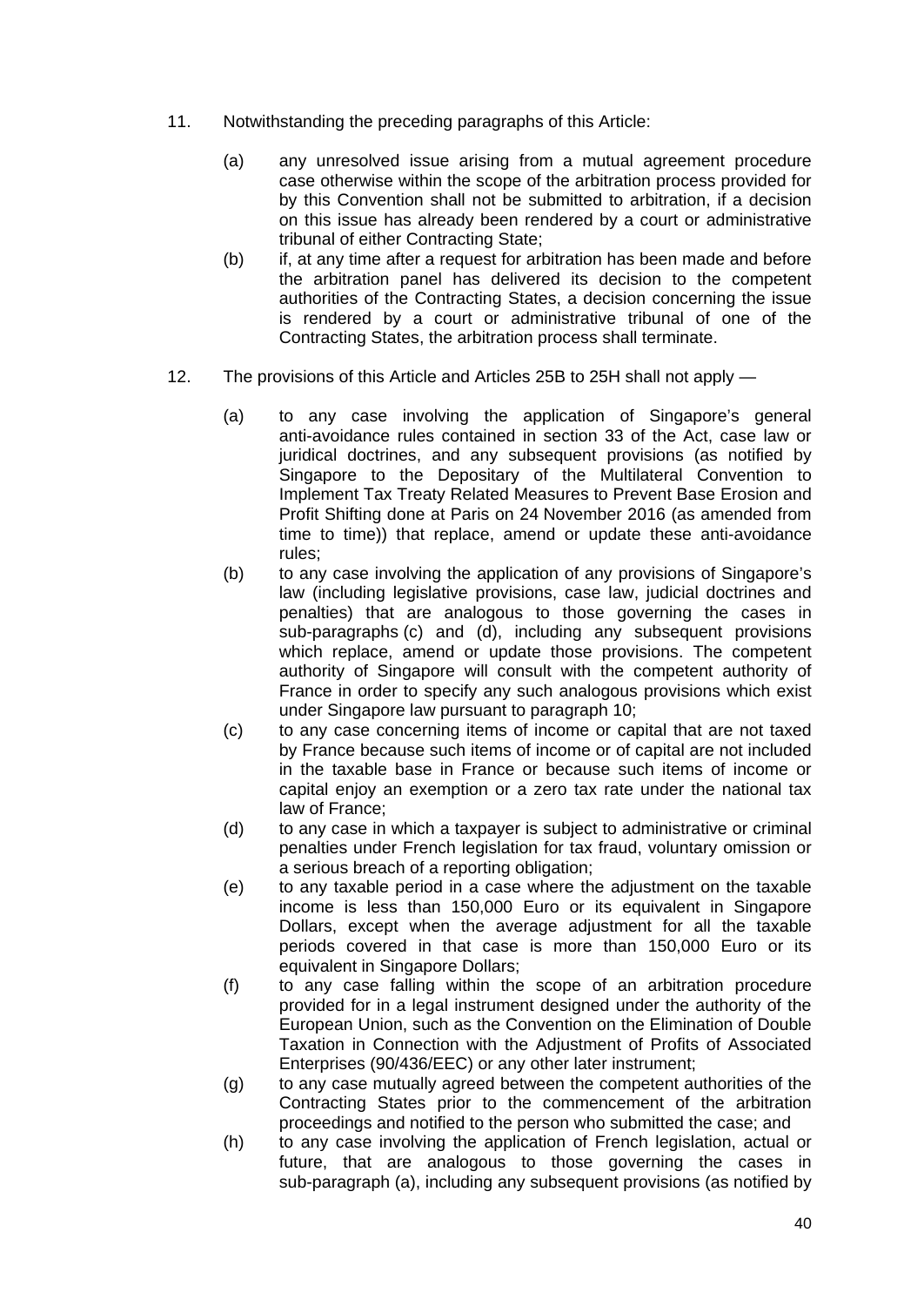11. Notwithstanding the preceding paragraphs of this Article:

    (a) any unresolved issue arising from a mutual agreement procedure case otherwise within the scope of the arbitration process provided for by this Convention shall not be submitted to arbitration, if a decision on this issue has already been rendered by a court or administrative tribunal of either Contracting State;

    (b) if, at any time after a request for arbitration has been made and before the arbitration panel has delivered its decision to the competent authorities of the Contracting States, a decision concerning the issue is rendered by a court or administrative tribunal of one of the Contracting States, the arbitration process shall terminate.

12. The provisions of this Article and Articles 25B to 25H shall not apply —

    (a) to any case involving the application of Singapore's general anti-avoidance rules contained in section 33 of the Act, case law or juridical doctrines, and any subsequent provisions (as notified by Singapore to the Depositary of the Multilateral Convention to Implement Tax Treaty Related Measures to Prevent Base Erosion and Profit Shifting done at Paris on 24 November 2016 (as amended from time to time)) that replace, amend or update these anti-avoidance rules;

    (b) to any case involving the application of any provisions of Singapore's law (including legislative provisions, case law, judicial doctrines and penalties) that are analogous to those governing the cases in sub-paragraphs (c) and (d), including any subsequent provisions which replace, amend or update those provisions. The competent authority of Singapore will consult with the competent authority of France in order to specify any such analogous provisions which exist under Singapore law pursuant to paragraph 10;

    (c) to any case concerning items of income or capital that are not taxed by France because such items of income or of capital are not included in the taxable base in France or because such items of income or capital enjoy an exemption or a zero tax rate under the national tax law of France;

    (d) to any case in which a taxpayer is subject to administrative or criminal penalties under French legislation for tax fraud, voluntary omission or a serious breach of a reporting obligation;

    (e) to any taxable period in a case where the adjustment on the taxable income is less than 150,000 Euro or its equivalent in Singapore Dollars, except when the average adjustment for all the taxable periods covered in that case is more than 150,000 Euro or its equivalent in Singapore Dollars;

    (f) to any case falling within the scope of an arbitration procedure provided for in a legal instrument designed under the authority of the European Union, such as the Convention on the Elimination of Double Taxation in Connection with the Adjustment of Profits of Associated Enterprises (90/436/EEC) or any other later instrument;

    (g) to any case mutually agreed between the competent authorities of the Contracting States prior to the commencement of the arbitration proceedings and notified to the person who submitted the case; and

    (h) to any case involving the application of French legislation, actual or future, that are analogous to those governing the cases in sub-paragraph (a), including any subsequent provisions (as notified by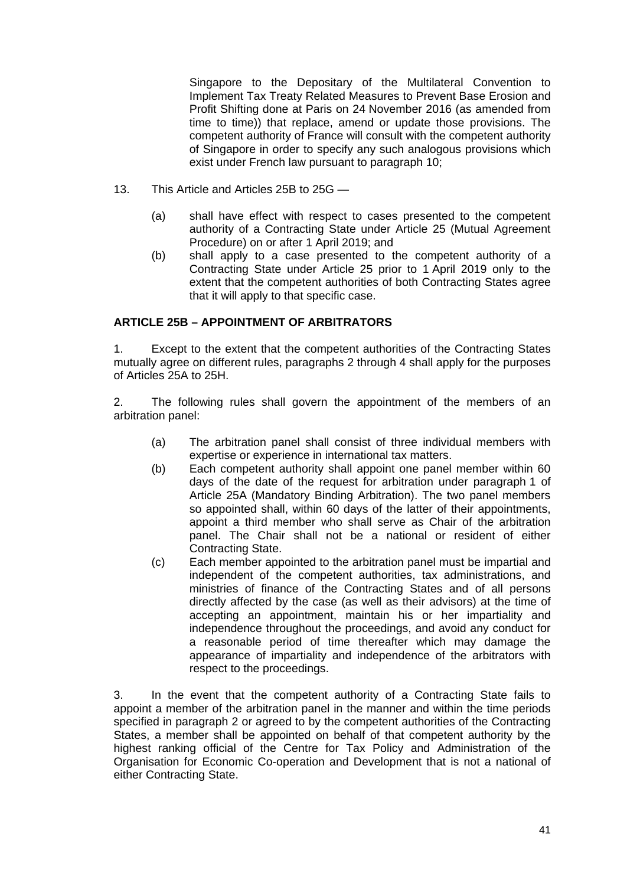Singapore to the Depositary of the Multilateral Convention to Implement Tax Treaty Related Measures to Prevent Base Erosion and Profit Shifting done at Paris on 24 November 2016 (as amended from time to time)) that replace, amend or update those provisions. The competent authority of France will consult with the competent authority of Singapore in order to specify any such analogous provisions which exist under French law pursuant to paragraph 10;

13. This Article and Articles 25B to 25G —

   (a) shall have effect with respect to cases presented to the competent authority of a Contracting State under Article 25 (Mutual Agreement Procedure) on or after 1 April 2019; and
   (b) shall apply to a case presented to the competent authority of a Contracting State under Article 25 prior to 1 April 2019 only to the extent that the competent authorities of both Contracting States agree that it will apply to that specific case.

**ARTICLE 25B – APPOINTMENT OF ARBITRATORS**

1. Except to the extent that the competent authorities of the Contracting States mutually agree on different rules, paragraphs 2 through 4 shall apply for the purposes of Articles 25A to 25H.

2. The following rules shall govern the appointment of the members of an arbitration panel:

   (a) The arbitration panel shall consist of three individual members with expertise or experience in international tax matters.
   (b) Each competent authority shall appoint one panel member within 60 days of the date of the request for arbitration under paragraph 1 of Article 25A (Mandatory Binding Arbitration). The two panel members so appointed shall, within 60 days of the latter of their appointments, appoint a third member who shall serve as Chair of the arbitration panel. The Chair shall not be a national or resident of either Contracting State.
   (c) Each member appointed to the arbitration panel must be impartial and independent of the competent authorities, tax administrations, and ministries of finance of the Contracting States and of all persons directly affected by the case (as well as their advisors) at the time of accepting an appointment, maintain his or her impartiality and independence throughout the proceedings, and avoid any conduct for a reasonable period of time thereafter which may damage the appearance of impartiality and independence of the arbitrators with respect to the proceedings.

3. In the event that the competent authority of a Contracting State fails to appoint a member of the arbitration panel in the manner and within the time periods specified in paragraph 2 or agreed to by the competent authorities of the Contracting States, a member shall be appointed on behalf of that competent authority by the highest ranking official of the Centre for Tax Policy and Administration of the Organisation for Economic Co-operation and Development that is not a national of either Contracting State.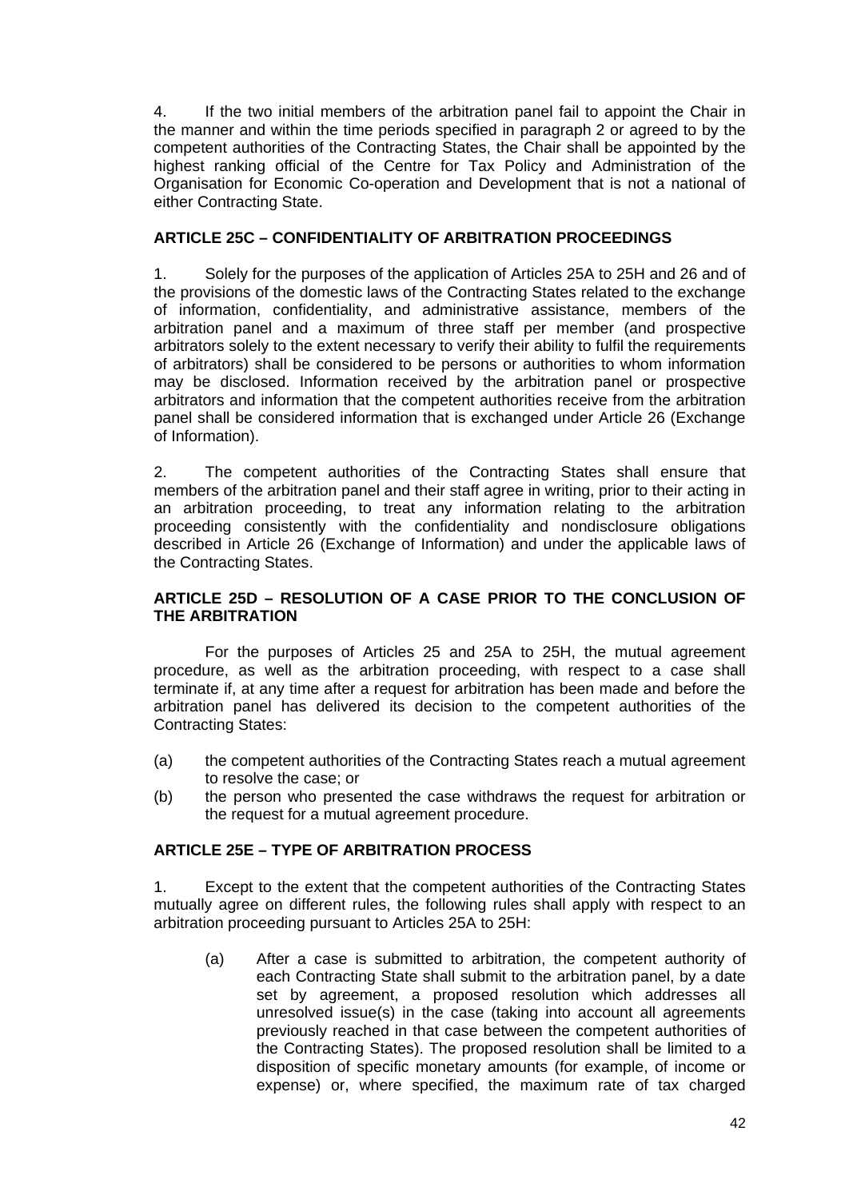4. If the two initial members of the arbitration panel fail to appoint the Chair in the manner and within the time periods specified in paragraph 2 or agreed to by the competent authorities of the Contracting States, the Chair shall be appointed by the highest ranking official of the Centre for Tax Policy and Administration of the Organisation for Economic Co-operation and Development that is not a national of either Contracting State.

**ARTICLE 25C – CONFIDENTIALITY OF ARBITRATION PROCEEDINGS**

1. Solely for the purposes of the application of Articles 25A to 25H and 26 and of the provisions of the domestic laws of the Contracting States related to the exchange of information, confidentiality, and administrative assistance, members of the arbitration panel and a maximum of three staff per member (and prospective arbitrators solely to the extent necessary to verify their ability to fulfil the requirements of arbitrators) shall be considered to be persons or authorities to whom information may be disclosed. Information received by the arbitration panel or prospective arbitrators and information that the competent authorities receive from the arbitration panel shall be considered information that is exchanged under Article 26 (Exchange of Information).

2. The competent authorities of the Contracting States shall ensure that members of the arbitration panel and their staff agree in writing, prior to their acting in an arbitration proceeding, to treat any information relating to the arbitration proceeding consistently with the confidentiality and nondisclosure obligations described in Article 26 (Exchange of Information) and under the applicable laws of the Contracting States.

**ARTICLE 25D – RESOLUTION OF A CASE PRIOR TO THE CONCLUSION OF THE ARBITRATION**

For the purposes of Articles 25 and 25A to 25H, the mutual agreement procedure, as well as the arbitration proceeding, with respect to a case shall terminate if, at any time after a request for arbitration has been made and before the arbitration panel has delivered its decision to the competent authorities of the Contracting States:

(a) the competent authorities of the Contracting States reach a mutual agreement to resolve the case; or
(b) the person who presented the case withdraws the request for arbitration or the request for a mutual agreement procedure.

**ARTICLE 25E – TYPE OF ARBITRATION PROCESS**

1. Except to the extent that the competent authorities of the Contracting States mutually agree on different rules, the following rules shall apply with respect to an arbitration proceeding pursuant to Articles 25A to 25H:

(a) After a case is submitted to arbitration, the competent authority of each Contracting State shall submit to the arbitration panel, by a date set by agreement, a proposed resolution which addresses all unresolved issue(s) in the case (taking into account all agreements previously reached in that case between the competent authorities of the Contracting States). The proposed resolution shall be limited to a disposition of specific monetary amounts (for example, of income or expense) or, where specified, the maximum rate of tax charged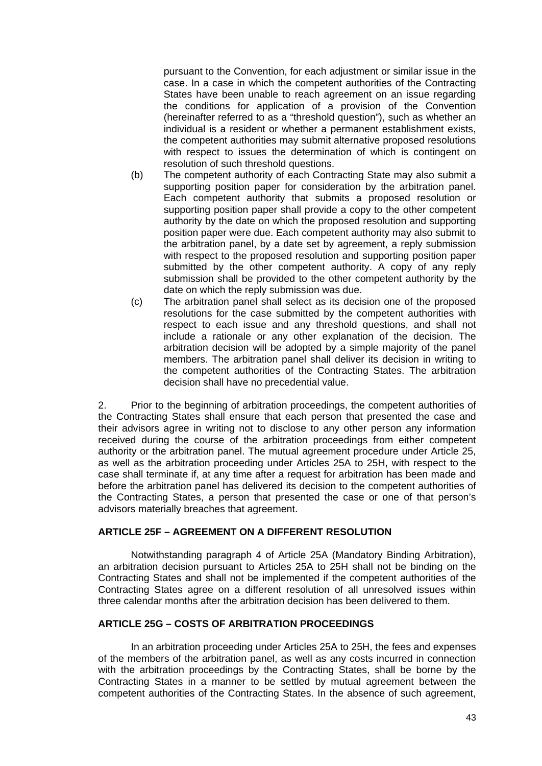pursuant to the Convention, for each adjustment or similar issue in the case. In a case in which the competent authorities of the Contracting States have been unable to reach agreement on an issue regarding the conditions for application of a provision of the Convention (hereinafter referred to as a "threshold question"), such as whether an individual is a resident or whether a permanent establishment exists, the competent authorities may submit alternative proposed resolutions with respect to issues the determination of which is contingent on resolution of such threshold questions.

(b) The competent authority of each Contracting State may also submit a supporting position paper for consideration by the arbitration panel. Each competent authority that submits a proposed resolution or supporting position paper shall provide a copy to the other competent authority by the date on which the proposed resolution and supporting position paper were due. Each competent authority may also submit to the arbitration panel, by a date set by agreement, a reply submission with respect to the proposed resolution and supporting position paper submitted by the other competent authority. A copy of any reply submission shall be provided to the other competent authority by the date on which the reply submission was due.

(c) The arbitration panel shall select as its decision one of the proposed resolutions for the case submitted by the competent authorities with respect to each issue and any threshold questions, and shall not include a rationale or any other explanation of the decision. The arbitration decision will be adopted by a simple majority of the panel members. The arbitration panel shall deliver its decision in writing to the competent authorities of the Contracting States. The arbitration decision shall have no precedential value.

2. Prior to the beginning of arbitration proceedings, the competent authorities of the Contracting States shall ensure that each person that presented the case and their advisors agree in writing not to disclose to any other person any information received during the course of the arbitration proceedings from either competent authority or the arbitration panel. The mutual agreement procedure under Article 25, as well as the arbitration proceeding under Articles 25A to 25H, with respect to the case shall terminate if, at any time after a request for arbitration has been made and before the arbitration panel has delivered its decision to the competent authorities of the Contracting States, a person that presented the case or one of that person's advisors materially breaches that agreement.

**ARTICLE 25F – AGREEMENT ON A DIFFERENT RESOLUTION**

Notwithstanding paragraph 4 of Article 25A (Mandatory Binding Arbitration), an arbitration decision pursuant to Articles 25A to 25H shall not be binding on the Contracting States and shall not be implemented if the competent authorities of the Contracting States agree on a different resolution of all unresolved issues within three calendar months after the arbitration decision has been delivered to them.

**ARTICLE 25G – COSTS OF ARBITRATION PROCEEDINGS**

In an arbitration proceeding under Articles 25A to 25H, the fees and expenses of the members of the arbitration panel, as well as any costs incurred in connection with the arbitration proceedings by the Contracting States, shall be borne by the Contracting States in a manner to be settled by mutual agreement between the competent authorities of the Contracting States. In the absence of such agreement,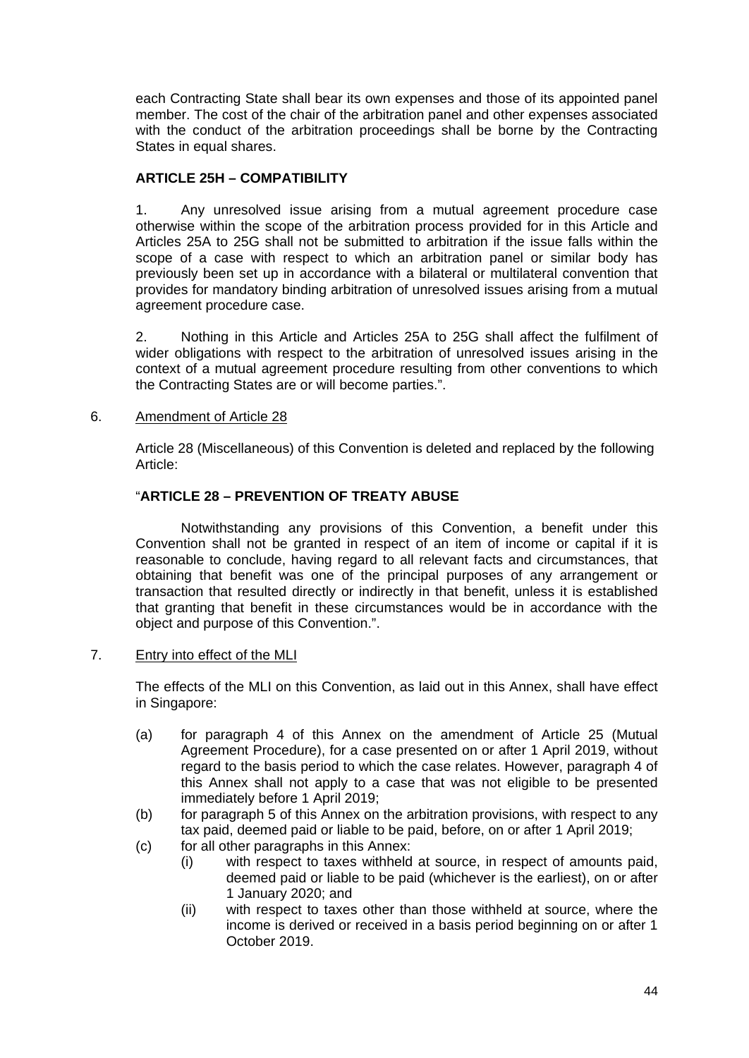each Contracting State shall bear its own expenses and those of its appointed panel member. The cost of the chair of the arbitration panel and other expenses associated with the conduct of the arbitration proceedings shall be borne by the Contracting States in equal shares.

**ARTICLE 25H – COMPATIBILITY**

1. Any unresolved issue arising from a mutual agreement procedure case otherwise within the scope of the arbitration process provided for in this Article and Articles 25A to 25G shall not be submitted to arbitration if the issue falls within the scope of a case with respect to which an arbitration panel or similar body has previously been set up in accordance with a bilateral or multilateral convention that provides for mandatory binding arbitration of unresolved issues arising from a mutual agreement procedure case.

2. Nothing in this Article and Articles 25A to 25G shall affect the fulfilment of wider obligations with respect to the arbitration of unresolved issues arising in the context of a mutual agreement procedure resulting from other conventions to which the Contracting States are or will become parties.".

6. Amendment of Article 28

Article 28 (Miscellaneous) of this Convention is deleted and replaced by the following Article:

"**ARTICLE 28 – PREVENTION OF TREATY ABUSE**

Notwithstanding any provisions of this Convention, a benefit under this Convention shall not be granted in respect of an item of income or capital if it is reasonable to conclude, having regard to all relevant facts and circumstances, that obtaining that benefit was one of the principal purposes of any arrangement or transaction that resulted directly or indirectly in that benefit, unless it is established that granting that benefit in these circumstances would be in accordance with the object and purpose of this Convention.".

7. Entry into effect of the MLI

The effects of the MLI on this Convention, as laid out in this Annex, shall have effect in Singapore:

(a) for paragraph 4 of this Annex on the amendment of Article 25 (Mutual Agreement Procedure), for a case presented on or after 1 April 2019, without regard to the basis period to which the case relates. However, paragraph 4 of this Annex shall not apply to a case that was not eligible to be presented immediately before 1 April 2019;

(b) for paragraph 5 of this Annex on the arbitration provisions, with respect to any tax paid, deemed paid or liable to be paid, before, on or after 1 April 2019;

(c) for all other paragraphs in this Annex:
   (i) with respect to taxes withheld at source, in respect of amounts paid, deemed paid or liable to be paid (whichever is the earliest), on or after 1 January 2020; and
   (ii) with respect to taxes other than those withheld at source, where the income is derived or received in a basis period beginning on or after 1 October 2019.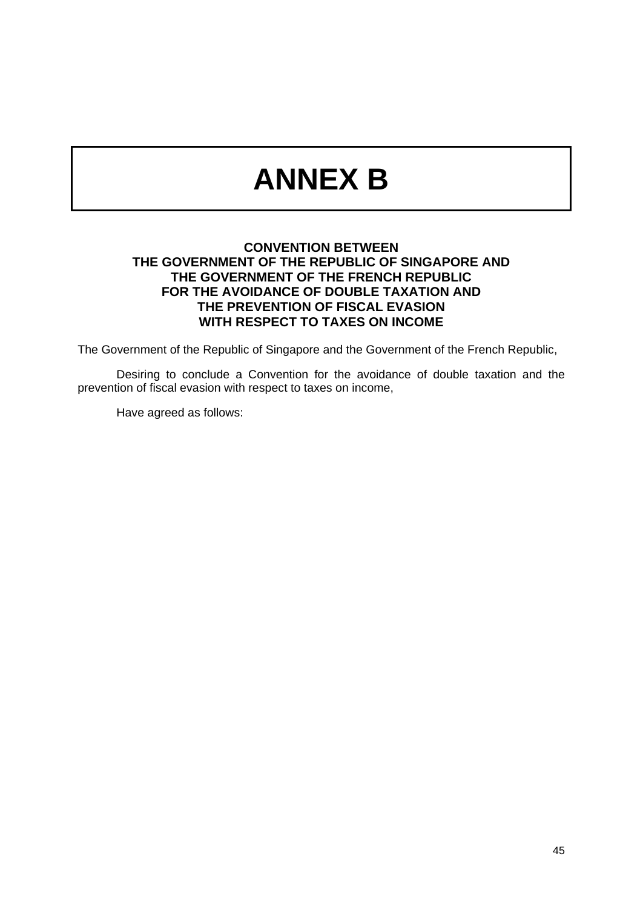# ANNEX B

**CONVENTION BETWEEN  
THE GOVERNMENT OF THE REPUBLIC OF SINGAPORE AND  
THE GOVERNMENT OF THE FRENCH REPUBLIC  
FOR THE AVOIDANCE OF DOUBLE TAXATION AND  
THE PREVENTION OF FISCAL EVASION  
WITH RESPECT TO TAXES ON INCOME**

The Government of the Republic of Singapore and the Government of the French Republic,

Desiring to conclude a Convention for the avoidance of double taxation and the prevention of fiscal evasion with respect to taxes on income,

Have agreed as follows: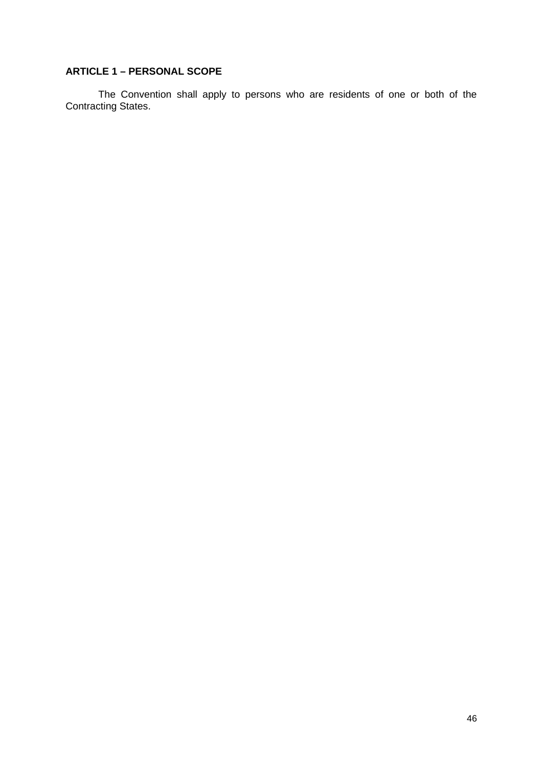**ARTICLE 1 – PERSONAL SCOPE**

The Convention shall apply to persons who are residents of one or both of the Contracting States.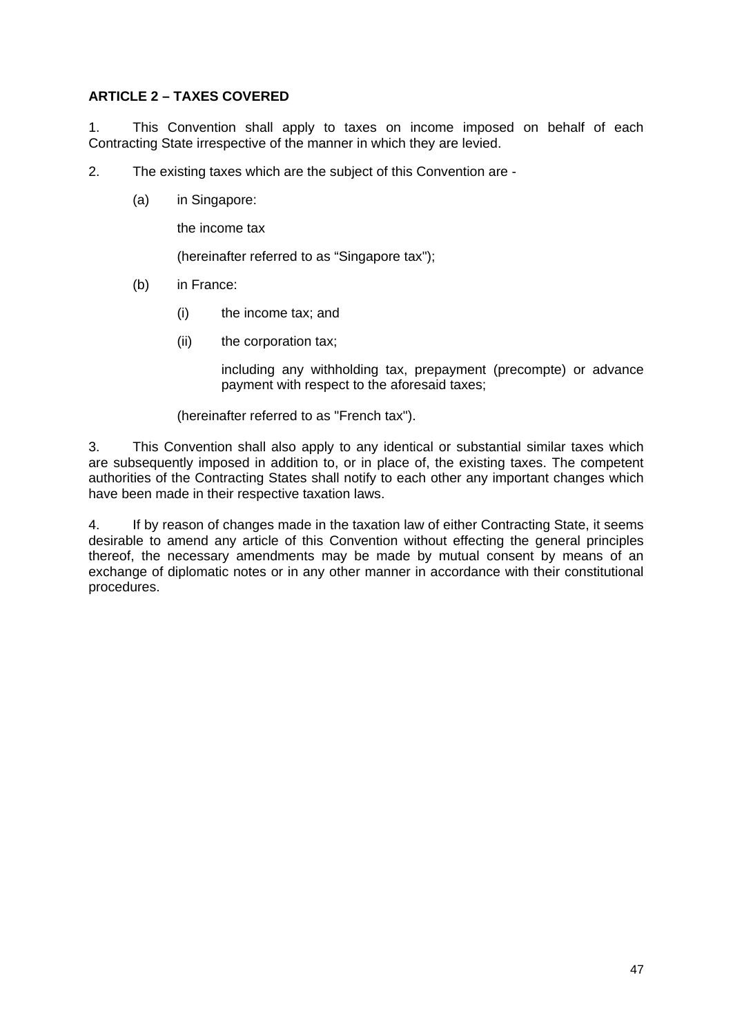**ARTICLE 2 – TAXES COVERED**

1. This Convention shall apply to taxes on income imposed on behalf of each Contracting State irrespective of the manner in which they are levied.

2. The existing taxes which are the subject of this Convention are -

   (a) in Singapore:

   the income tax

   (hereinafter referred to as “Singapore tax");

   (b) in France:

   (i) the income tax; and

   (ii) the corporation tax;

   including any withholding tax, prepayment (precompte) or advance payment with respect to the aforesaid taxes;

   (hereinafter referred to as "French tax").

3. This Convention shall also apply to any identical or substantial similar taxes which are subsequently imposed in addition to, or in place of, the existing taxes. The competent authorities of the Contracting States shall notify to each other any important changes which have been made in their respective taxation laws.

4. If by reason of changes made in the taxation law of either Contracting State, it seems desirable to amend any article of this Convention without effecting the general principles thereof, the necessary amendments may be made by mutual consent by means of an exchange of diplomatic notes or in any other manner in accordance with their constitutional procedures.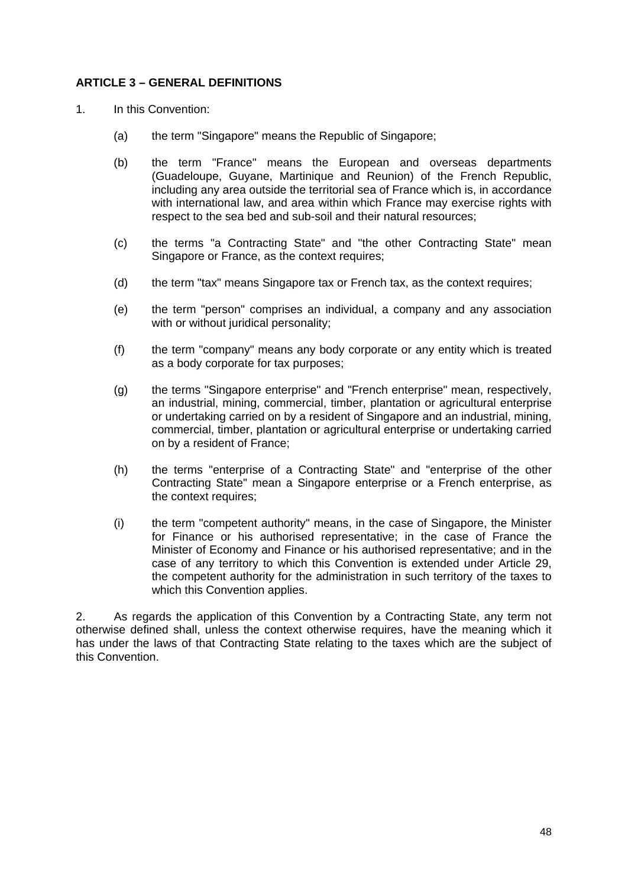**ARTICLE 3 – GENERAL DEFINITIONS**

1. In this Convention:

   (a) the term "Singapore" means the Republic of Singapore;

   (b) the term "France" means the European and overseas departments (Guadeloupe, Guyane, Martinique and Reunion) of the French Republic, including any area outside the territorial sea of France which is, in accordance with international law, and area within which France may exercise rights with respect to the sea bed and sub-soil and their natural resources;

   (c) the terms "a Contracting State" and "the other Contracting State" mean Singapore or France, as the context requires;

   (d) the term "tax" means Singapore tax or French tax, as the context requires;

   (e) the term "person" comprises an individual, a company and any association with or without juridical personality;

   (f) the term "company" means any body corporate or any entity which is treated as a body corporate for tax purposes;

   (g) the terms "Singapore enterprise" and "French enterprise" mean, respectively, an industrial, mining, commercial, timber, plantation or agricultural enterprise or undertaking carried on by a resident of Singapore and an industrial, mining, commercial, timber, plantation or agricultural enterprise or undertaking carried on by a resident of France;

   (h) the terms "enterprise of a Contracting State" and "enterprise of the other Contracting State" mean a Singapore enterprise or a French enterprise, as the context requires;

   (i) the term "competent authority" means, in the case of Singapore, the Minister for Finance or his authorised representative; in the case of France the Minister of Economy and Finance or his authorised representative; and in the case of any territory to which this Convention is extended under Article 29, the competent authority for the administration in such territory of the taxes to which this Convention applies.

2. As regards the application of this Convention by a Contracting State, any term not otherwise defined shall, unless the context otherwise requires, have the meaning which it has under the laws of that Contracting State relating to the taxes which are the subject of this Convention.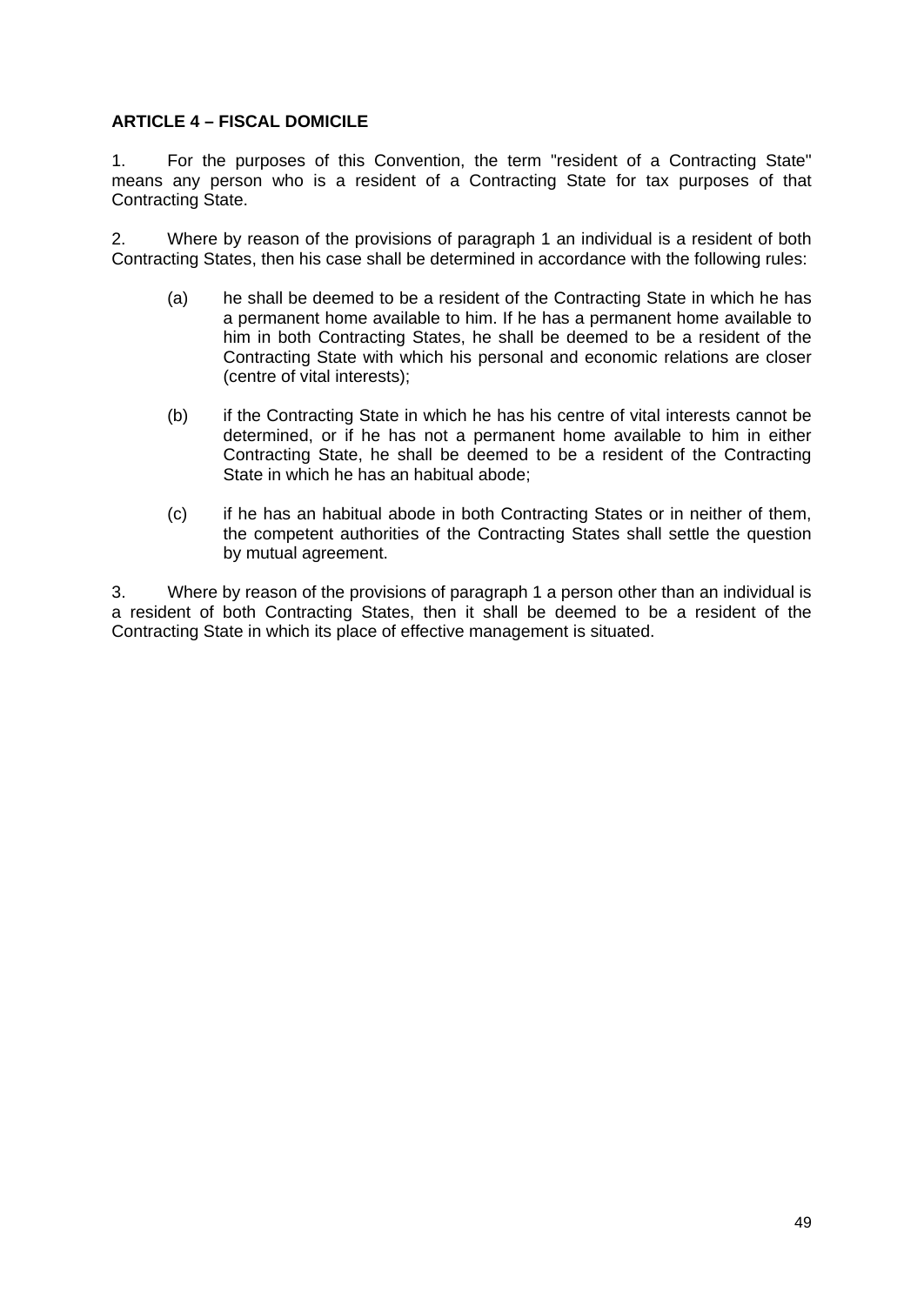**ARTICLE 4 – FISCAL DOMICILE**

1. For the purposes of this Convention, the term "resident of a Contracting State" means any person who is a resident of a Contracting State for tax purposes of that Contracting State.

2. Where by reason of the provisions of paragraph 1 an individual is a resident of both Contracting States, then his case shall be determined in accordance with the following rules:

   (a) he shall be deemed to be a resident of the Contracting State in which he has a permanent home available to him. If he has a permanent home available to him in both Contracting States, he shall be deemed to be a resident of the Contracting State with which his personal and economic relations are closer (centre of vital interests);

   (b) if the Contracting State in which he has his centre of vital interests cannot be determined, or if he has not a permanent home available to him in either Contracting State, he shall be deemed to be a resident of the Contracting State in which he has an habitual abode;

   (c) if he has an habitual abode in both Contracting States or in neither of them, the competent authorities of the Contracting States shall settle the question by mutual agreement.

3. Where by reason of the provisions of paragraph 1 a person other than an individual is a resident of both Contracting States, then it shall be deemed to be a resident of the Contracting State in which its place of effective management is situated.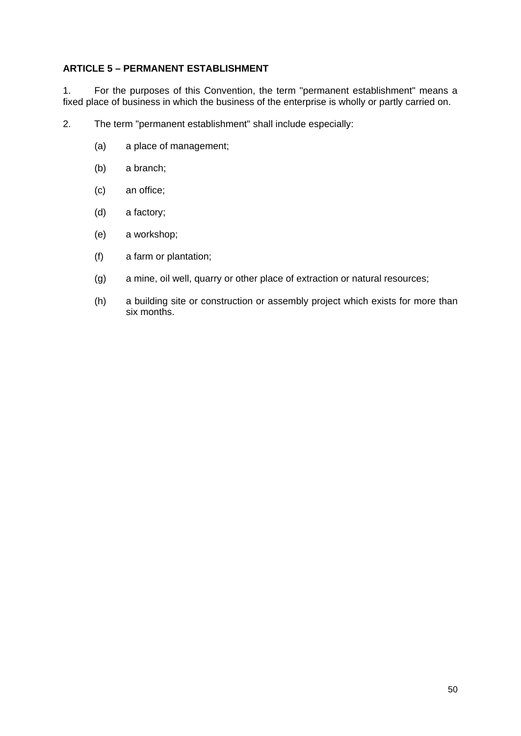**ARTICLE 5 – PERMANENT ESTABLISHMENT**

1. For the purposes of this Convention, the term "permanent establishment" means a fixed place of business in which the business of the enterprise is wholly or partly carried on.

2. The term "permanent establishment" shall include especially:

   (a) a place of management;

   (b) a branch;

   (c) an office;

   (d) a factory;

   (e) a workshop;

   (f) a farm or plantation;

   (g) a mine, oil well, quarry or other place of extraction or natural resources;

   (h) a building site or construction or assembly project which exists for more than six months.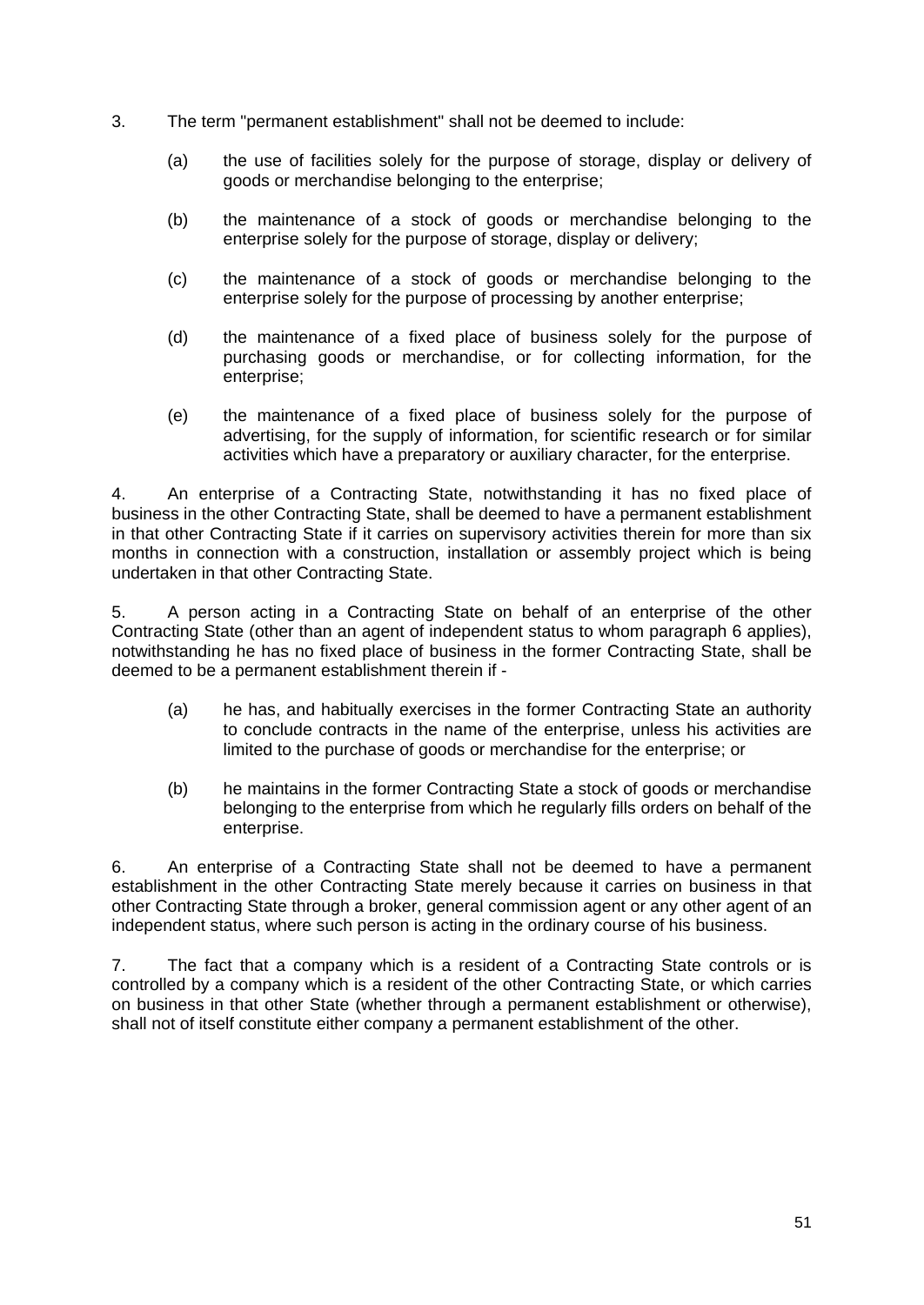3. The term "permanent establishment" shall not be deemed to include:

   (a) the use of facilities solely for the purpose of storage, display or delivery of goods or merchandise belonging to the enterprise;

   (b) the maintenance of a stock of goods or merchandise belonging to the enterprise solely for the purpose of storage, display or delivery;

   (c) the maintenance of a stock of goods or merchandise belonging to the enterprise solely for the purpose of processing by another enterprise;

   (d) the maintenance of a fixed place of business solely for the purpose of purchasing goods or merchandise, or for collecting information, for the enterprise;

   (e) the maintenance of a fixed place of business solely for the purpose of advertising, for the supply of information, for scientific research or for similar activities which have a preparatory or auxiliary character, for the enterprise.

4. An enterprise of a Contracting State, notwithstanding it has no fixed place of business in the other Contracting State, shall be deemed to have a permanent establishment in that other Contracting State if it carries on supervisory activities therein for more than six months in connection with a construction, installation or assembly project which is being undertaken in that other Contracting State.

5. A person acting in a Contracting State on behalf of an enterprise of the other Contracting State (other than an agent of independent status to whom paragraph 6 applies), notwithstanding he has no fixed place of business in the former Contracting State, shall be deemed to be a permanent establishment therein if -

   (a) he has, and habitually exercises in the former Contracting State an authority to conclude contracts in the name of the enterprise, unless his activities are limited to the purchase of goods or merchandise for the enterprise; or

   (b) he maintains in the former Contracting State a stock of goods or merchandise belonging to the enterprise from which he regularly fills orders on behalf of the enterprise.

6. An enterprise of a Contracting State shall not be deemed to have a permanent establishment in the other Contracting State merely because it carries on business in that other Contracting State through a broker, general commission agent or any other agent of an independent status, where such person is acting in the ordinary course of his business.

7. The fact that a company which is a resident of a Contracting State controls or is controlled by a company which is a resident of the other Contracting State, or which carries on business in that other State (whether through a permanent establishment or otherwise), shall not of itself constitute either company a permanent establishment of the other.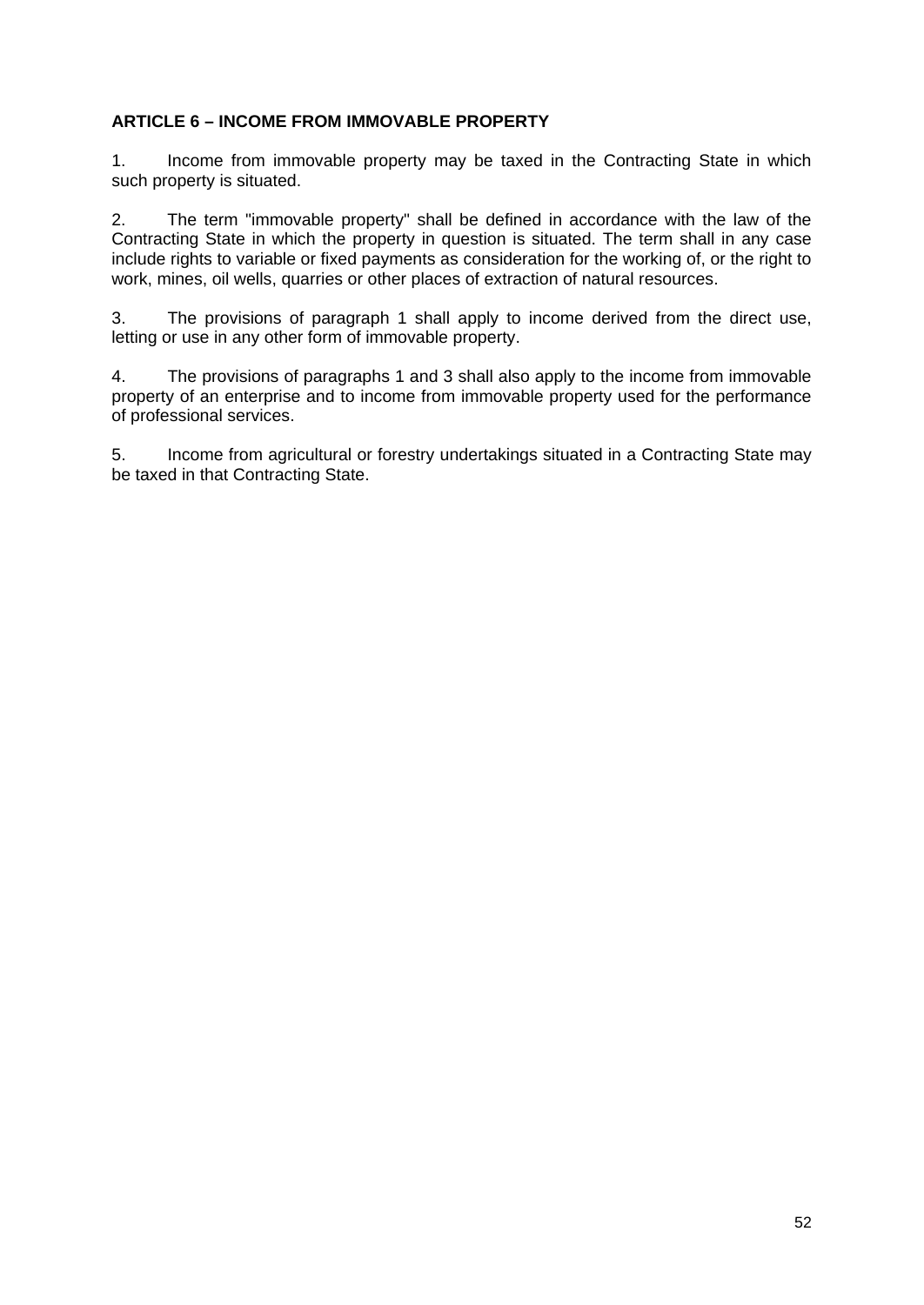**ARTICLE 6 – INCOME FROM IMMOVABLE PROPERTY**

1. Income from immovable property may be taxed in the Contracting State in which such property is situated.

2. The term "immovable property" shall be defined in accordance with the law of the Contracting State in which the property in question is situated. The term shall in any case include rights to variable or fixed payments as consideration for the working of, or the right to work, mines, oil wells, quarries or other places of extraction of natural resources.

3. The provisions of paragraph 1 shall apply to income derived from the direct use, letting or use in any other form of immovable property.

4. The provisions of paragraphs 1 and 3 shall also apply to the income from immovable property of an enterprise and to income from immovable property used for the performance of professional services.

5. Income from agricultural or forestry undertakings situated in a Contracting State may be taxed in that Contracting State.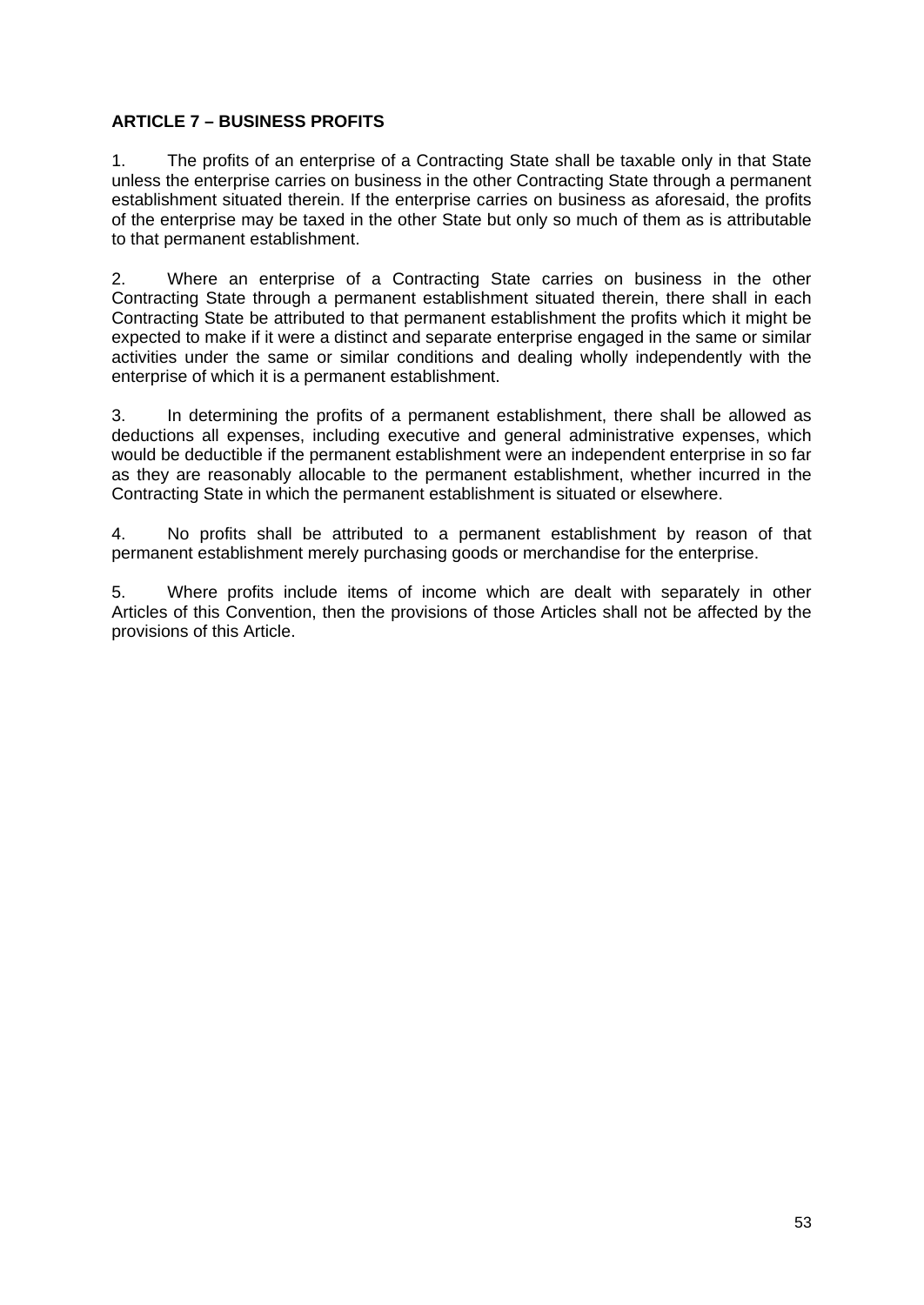**ARTICLE 7 – BUSINESS PROFITS**

1. The profits of an enterprise of a Contracting State shall be taxable only in that State unless the enterprise carries on business in the other Contracting State through a permanent establishment situated therein. If the enterprise carries on business as aforesaid, the profits of the enterprise may be taxed in the other State but only so much of them as is attributable to that permanent establishment.

2. Where an enterprise of a Contracting State carries on business in the other Contracting State through a permanent establishment situated therein, there shall in each Contracting State be attributed to that permanent establishment the profits which it might be expected to make if it were a distinct and separate enterprise engaged in the same or similar activities under the same or similar conditions and dealing wholly independently with the enterprise of which it is a permanent establishment.

3. In determining the profits of a permanent establishment, there shall be allowed as deductions all expenses, including executive and general administrative expenses, which would be deductible if the permanent establishment were an independent enterprise in so far as they are reasonably allocable to the permanent establishment, whether incurred in the Contracting State in which the permanent establishment is situated or elsewhere.

4. No profits shall be attributed to a permanent establishment by reason of that permanent establishment merely purchasing goods or merchandise for the enterprise.

5. Where profits include items of income which are dealt with separately in other Articles of this Convention, then the provisions of those Articles shall not be affected by the provisions of this Article.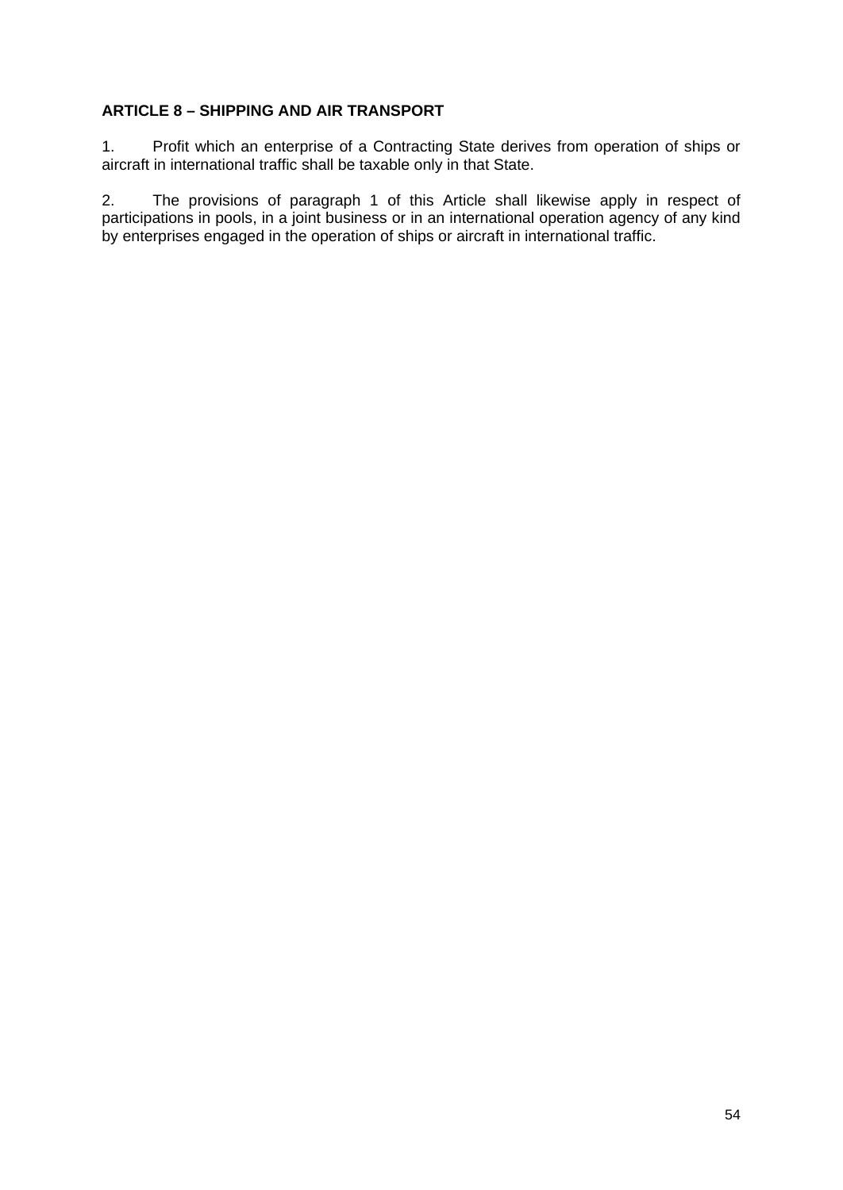**ARTICLE 8 – SHIPPING AND AIR TRANSPORT**

1. Profit which an enterprise of a Contracting State derives from operation of ships or aircraft in international traffic shall be taxable only in that State.

2. The provisions of paragraph 1 of this Article shall likewise apply in respect of participations in pools, in a joint business or in an international operation agency of any kind by enterprises engaged in the operation of ships or aircraft in international traffic.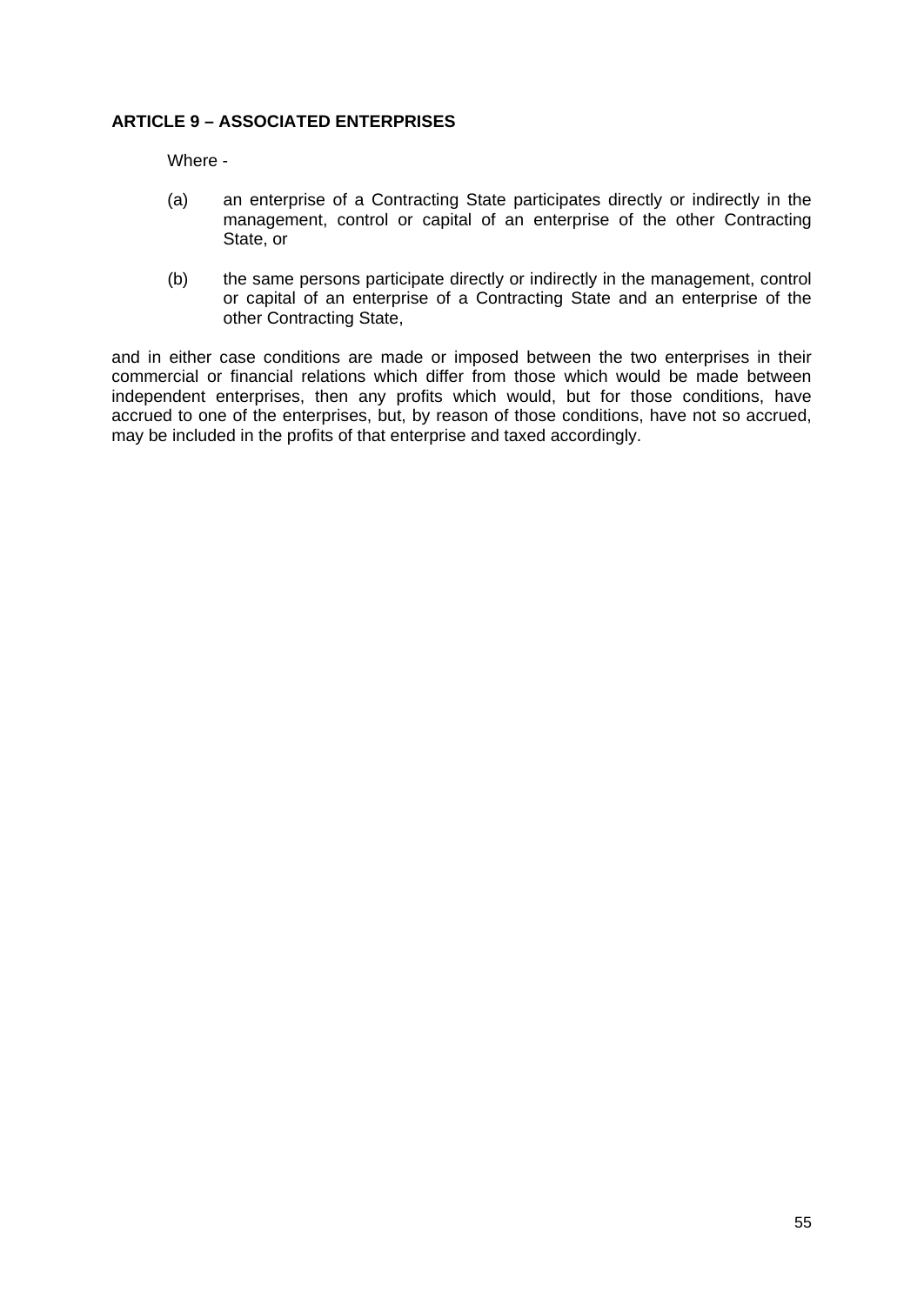**ARTICLE 9 – ASSOCIATED ENTERPRISES**

Where -

(a) an enterprise of a Contracting State participates directly or indirectly in the management, control or capital of an enterprise of the other Contracting State, or

(b) the same persons participate directly or indirectly in the management, control or capital of an enterprise of a Contracting State and an enterprise of the other Contracting State,

and in either case conditions are made or imposed between the two enterprises in their commercial or financial relations which differ from those which would be made between independent enterprises, then any profits which would, but for those conditions, have accrued to one of the enterprises, but, by reason of those conditions, have not so accrued, may be included in the profits of that enterprise and taxed accordingly.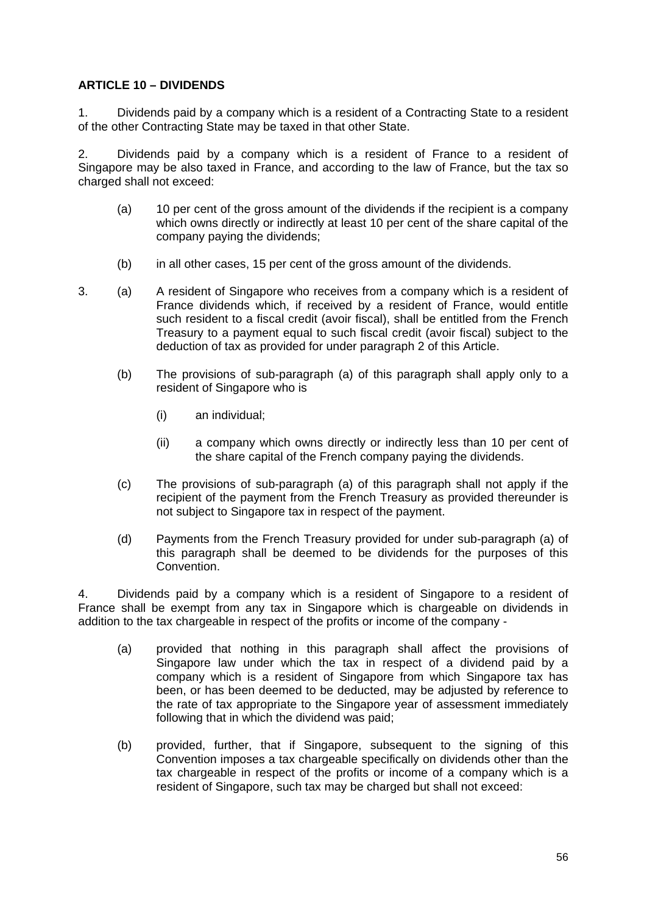**ARTICLE 10 – DIVIDENDS**

1. Dividends paid by a company which is a resident of a Contracting State to a resident of the other Contracting State may be taxed in that other State.

2. Dividends paid by a company which is a resident of France to a resident of Singapore may be also taxed in France, and according to the law of France, but the tax so charged shall not exceed:

   (a) 10 per cent of the gross amount of the dividends if the recipient is a company which owns directly or indirectly at least 10 per cent of the share capital of the company paying the dividends;

   (b) in all other cases, 15 per cent of the gross amount of the dividends.

3. (a) A resident of Singapore who receives from a company which is a resident of France dividends which, if received by a resident of France, would entitle such resident to a fiscal credit (avoir fiscal), shall be entitled from the French Treasury to a payment equal to such fiscal credit (avoir fiscal) subject to the deduction of tax as provided for under paragraph 2 of this Article.

   (b) The provisions of sub-paragraph (a) of this paragraph shall apply only to a resident of Singapore who is

      (i) an individual;

      (ii) a company which owns directly or indirectly less than 10 per cent of the share capital of the French company paying the dividends.

   (c) The provisions of sub-paragraph (a) of this paragraph shall not apply if the recipient of the payment from the French Treasury as provided thereunder is not subject to Singapore tax in respect of the payment.

   (d) Payments from the French Treasury provided for under sub-paragraph (a) of this paragraph shall be deemed to be dividends for the purposes of this Convention.

4. Dividends paid by a company which is a resident of Singapore to a resident of France shall be exempt from any tax in Singapore which is chargeable on dividends in addition to the tax chargeable in respect of the profits or income of the company -

   (a) provided that nothing in this paragraph shall affect the provisions of Singapore law under which the tax in respect of a dividend paid by a company which is a resident of Singapore from which Singapore tax has been, or has been deemed to be deducted, may be adjusted by reference to the rate of tax appropriate to the Singapore year of assessment immediately following that in which the dividend was paid;

   (b) provided, further, that if Singapore, subsequent to the signing of this Convention imposes a tax chargeable specifically on dividends other than the tax chargeable in respect of the profits or income of a company which is a resident of Singapore, such tax may be charged but shall not exceed: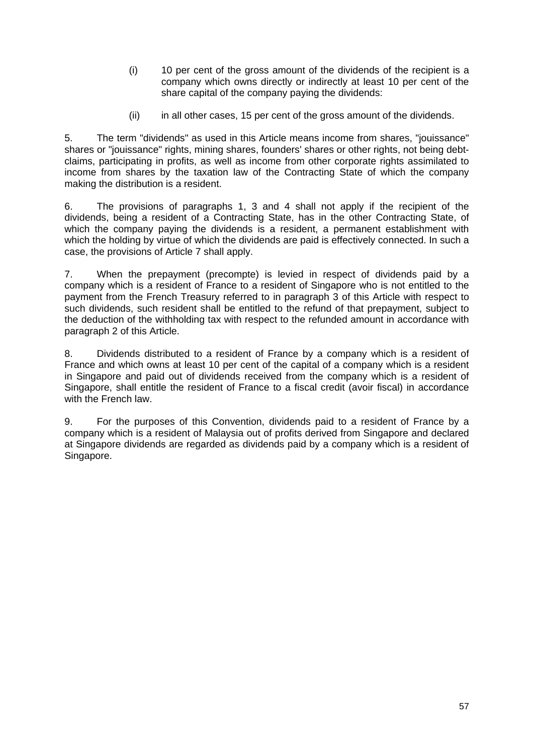(i) 10 per cent of the gross amount of the dividends of the recipient is a company which owns directly or indirectly at least 10 per cent of the share capital of the company paying the dividends:

(ii) in all other cases, 15 per cent of the gross amount of the dividends.

5. The term "dividends" as used in this Article means income from shares, "jouissance" shares or "jouissance" rights, mining shares, founders' shares or other rights, not being debt-claims, participating in profits, as well as income from other corporate rights assimilated to income from shares by the taxation law of the Contracting State of which the company making the distribution is a resident.

6. The provisions of paragraphs 1, 3 and 4 shall not apply if the recipient of the dividends, being a resident of a Contracting State, has in the other Contracting State, of which the company paying the dividends is a resident, a permanent establishment with which the holding by virtue of which the dividends are paid is effectively connected. In such a case, the provisions of Article 7 shall apply.

7. When the prepayment (precompte) is levied in respect of dividends paid by a company which is a resident of France to a resident of Singapore who is not entitled to the payment from the French Treasury referred to in paragraph 3 of this Article with respect to such dividends, such resident shall be entitled to the refund of that prepayment, subject to the deduction of the withholding tax with respect to the refunded amount in accordance with paragraph 2 of this Article.

8. Dividends distributed to a resident of France by a company which is a resident of France and which owns at least 10 per cent of the capital of a company which is a resident in Singapore and paid out of dividends received from the company which is a resident of Singapore, shall entitle the resident of France to a fiscal credit (avoir fiscal) in accordance with the French law.

9. For the purposes of this Convention, dividends paid to a resident of France by a company which is a resident of Malaysia out of profits derived from Singapore and declared at Singapore dividends are regarded as dividends paid by a company which is a resident of Singapore.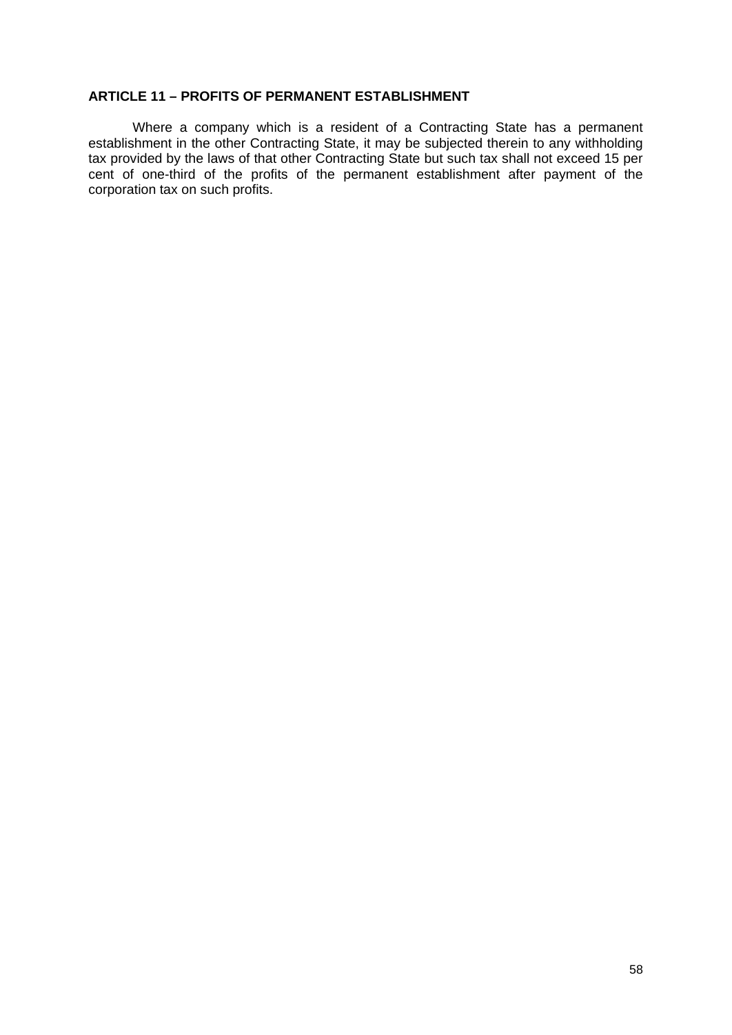**ARTICLE 11 – PROFITS OF PERMANENT ESTABLISHMENT**

Where a company which is a resident of a Contracting State has a permanent establishment in the other Contracting State, it may be subjected therein to any withholding tax provided by the laws of that other Contracting State but such tax shall not exceed 15 per cent of one-third of the profits of the permanent establishment after payment of the corporation tax on such profits.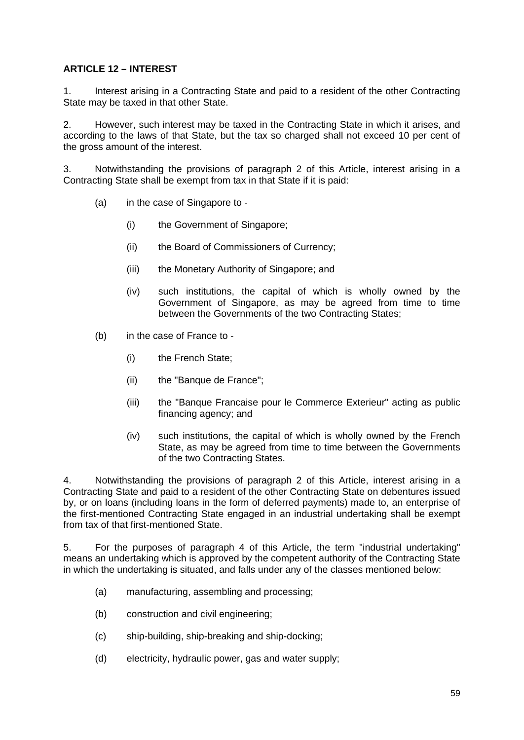**ARTICLE 12 – INTEREST**

1. Interest arising in a Contracting State and paid to a resident of the other Contracting State may be taxed in that other State.

2. However, such interest may be taxed in the Contracting State in which it arises, and according to the laws of that State, but the tax so charged shall not exceed 10 per cent of the gross amount of the interest.

3. Notwithstanding the provisions of paragraph 2 of this Article, interest arising in a Contracting State shall be exempt from tax in that State if it is paid:

   (a) in the case of Singapore to -

      (i) the Government of Singapore;

      (ii) the Board of Commissioners of Currency;

      (iii) the Monetary Authority of Singapore; and

      (iv) such institutions, the capital of which is wholly owned by the Government of Singapore, as may be agreed from time to time between the Governments of the two Contracting States;

   (b) in the case of France to -

      (i) the French State;

      (ii) the "Banque de France";

      (iii) the "Banque Francaise pour le Commerce Exterieur" acting as public financing agency; and

      (iv) such institutions, the capital of which is wholly owned by the French State, as may be agreed from time to time between the Governments of the two Contracting States.

4. Notwithstanding the provisions of paragraph 2 of this Article, interest arising in a Contracting State and paid to a resident of the other Contracting State on debentures issued by, or on loans (including loans in the form of deferred payments) made to, an enterprise of the first-mentioned Contracting State engaged in an industrial undertaking shall be exempt from tax of that first-mentioned State.

5. For the purposes of paragraph 4 of this Article, the term "industrial undertaking" means an undertaking which is approved by the competent authority of the Contracting State in which the undertaking is situated, and falls under any of the classes mentioned below:

   (a) manufacturing, assembling and processing;

   (b) construction and civil engineering;

   (c) ship-building, ship-breaking and ship-docking;

   (d) electricity, hydraulic power, gas and water supply;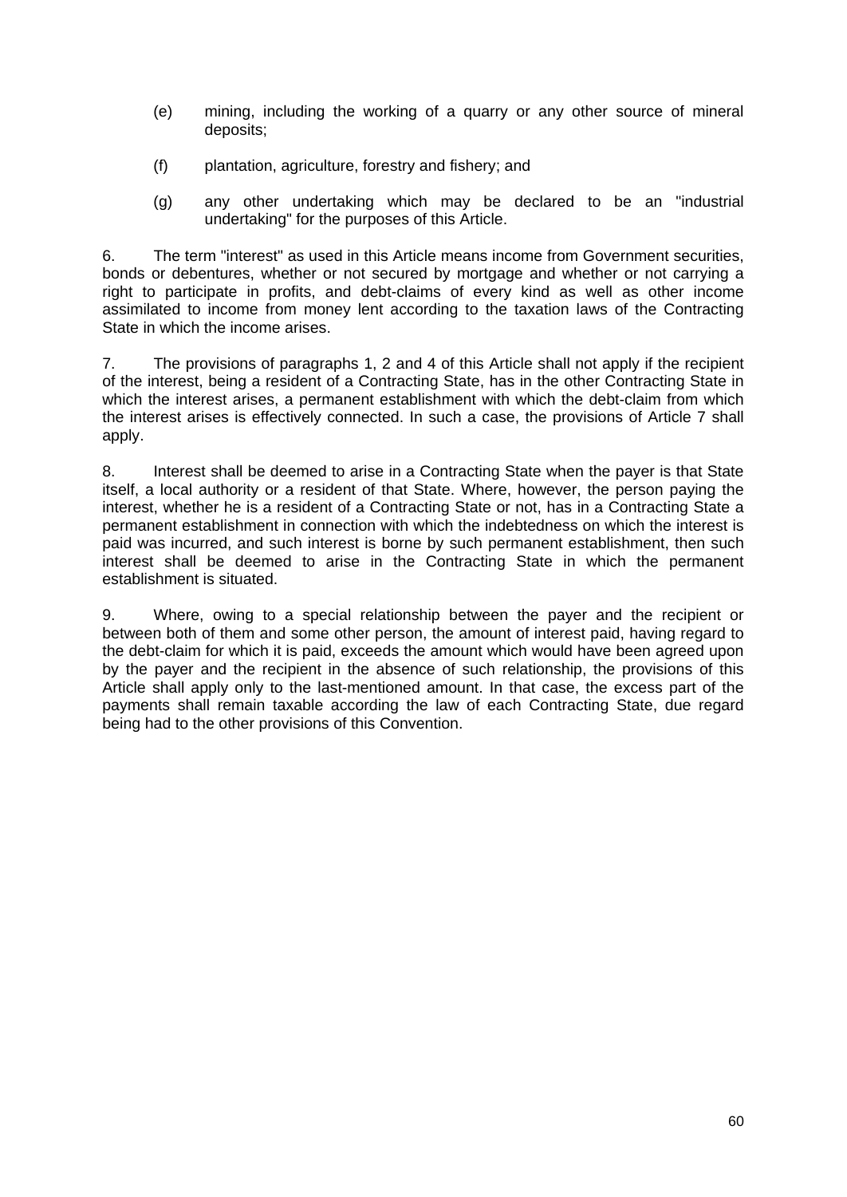(e) mining, including the working of a quarry or any other source of mineral deposits;

(f) plantation, agriculture, forestry and fishery; and

(g) any other undertaking which may be declared to be an "industrial undertaking" for the purposes of this Article.

6. The term "interest" as used in this Article means income from Government securities, bonds or debentures, whether or not secured by mortgage and whether or not carrying a right to participate in profits, and debt-claims of every kind as well as other income assimilated to income from money lent according to the taxation laws of the Contracting State in which the income arises.

7. The provisions of paragraphs 1, 2 and 4 of this Article shall not apply if the recipient of the interest, being a resident of a Contracting State, has in the other Contracting State in which the interest arises, a permanent establishment with which the debt-claim from which the interest arises is effectively connected. In such a case, the provisions of Article 7 shall apply.

8. Interest shall be deemed to arise in a Contracting State when the payer is that State itself, a local authority or a resident of that State. Where, however, the person paying the interest, whether he is a resident of a Contracting State or not, has in a Contracting State a permanent establishment in connection with which the indebtedness on which the interest is paid was incurred, and such interest is borne by such permanent establishment, then such interest shall be deemed to arise in the Contracting State in which the permanent establishment is situated.

9. Where, owing to a special relationship between the payer and the recipient or between both of them and some other person, the amount of interest paid, having regard to the debt-claim for which it is paid, exceeds the amount which would have been agreed upon by the payer and the recipient in the absence of such relationship, the provisions of this Article shall apply only to the last-mentioned amount. In that case, the excess part of the payments shall remain taxable according the law of each Contracting State, due regard being had to the other provisions of this Convention.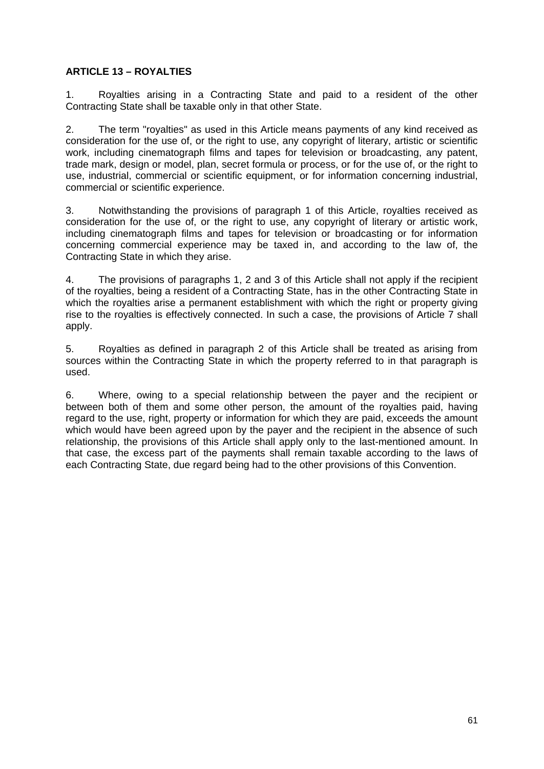**ARTICLE 13 – ROYALTIES**

1. Royalties arising in a Contracting State and paid to a resident of the other Contracting State shall be taxable only in that other State.

2. The term "royalties" as used in this Article means payments of any kind received as consideration for the use of, or the right to use, any copyright of literary, artistic or scientific work, including cinematograph films and tapes for television or broadcasting, any patent, trade mark, design or model, plan, secret formula or process, or for the use of, or the right to use, industrial, commercial or scientific equipment, or for information concerning industrial, commercial or scientific experience.

3. Notwithstanding the provisions of paragraph 1 of this Article, royalties received as consideration for the use of, or the right to use, any copyright of literary or artistic work, including cinematograph films and tapes for television or broadcasting or for information concerning commercial experience may be taxed in, and according to the law of, the Contracting State in which they arise.

4. The provisions of paragraphs 1, 2 and 3 of this Article shall not apply if the recipient of the royalties, being a resident of a Contracting State, has in the other Contracting State in which the royalties arise a permanent establishment with which the right or property giving rise to the royalties is effectively connected. In such a case, the provisions of Article 7 shall apply.

5. Royalties as defined in paragraph 2 of this Article shall be treated as arising from sources within the Contracting State in which the property referred to in that paragraph is used.

6. Where, owing to a special relationship between the payer and the recipient or between both of them and some other person, the amount of the royalties paid, having regard to the use, right, property or information for which they are paid, exceeds the amount which would have been agreed upon by the payer and the recipient in the absence of such relationship, the provisions of this Article shall apply only to the last-mentioned amount. In that case, the excess part of the payments shall remain taxable according to the laws of each Contracting State, due regard being had to the other provisions of this Convention.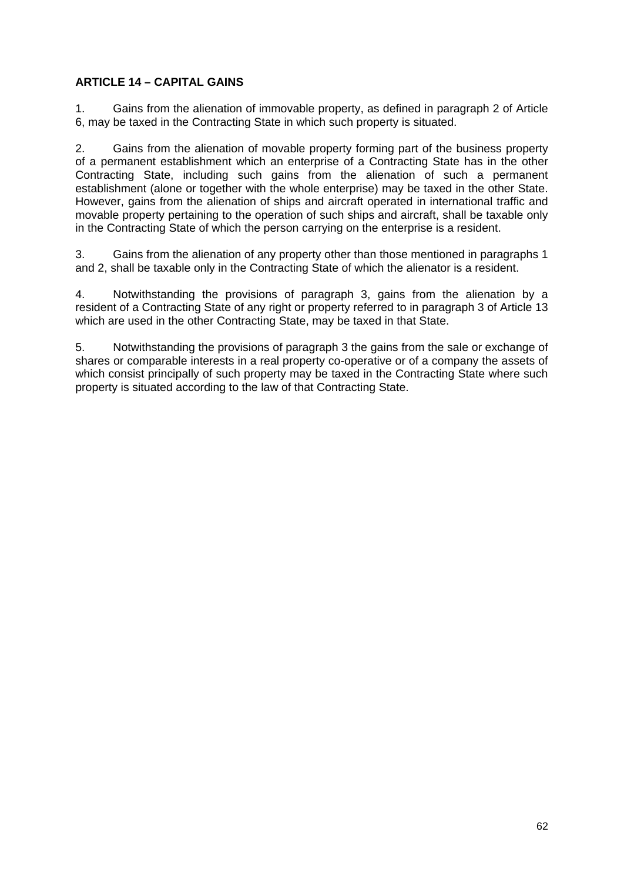**ARTICLE 14 – CAPITAL GAINS**

1. Gains from the alienation of immovable property, as defined in paragraph 2 of Article 6, may be taxed in the Contracting State in which such property is situated.

2. Gains from the alienation of movable property forming part of the business property of a permanent establishment which an enterprise of a Contracting State has in the other Contracting State, including such gains from the alienation of such a permanent establishment (alone or together with the whole enterprise) may be taxed in the other State. However, gains from the alienation of ships and aircraft operated in international traffic and movable property pertaining to the operation of such ships and aircraft, shall be taxable only in the Contracting State of which the person carrying on the enterprise is a resident.

3. Gains from the alienation of any property other than those mentioned in paragraphs 1 and 2, shall be taxable only in the Contracting State of which the alienator is a resident.

4. Notwithstanding the provisions of paragraph 3, gains from the alienation by a resident of a Contracting State of any right or property referred to in paragraph 3 of Article 13 which are used in the other Contracting State, may be taxed in that State.

5. Notwithstanding the provisions of paragraph 3 the gains from the sale or exchange of shares or comparable interests in a real property co-operative or of a company the assets of which consist principally of such property may be taxed in the Contracting State where such property is situated according to the law of that Contracting State.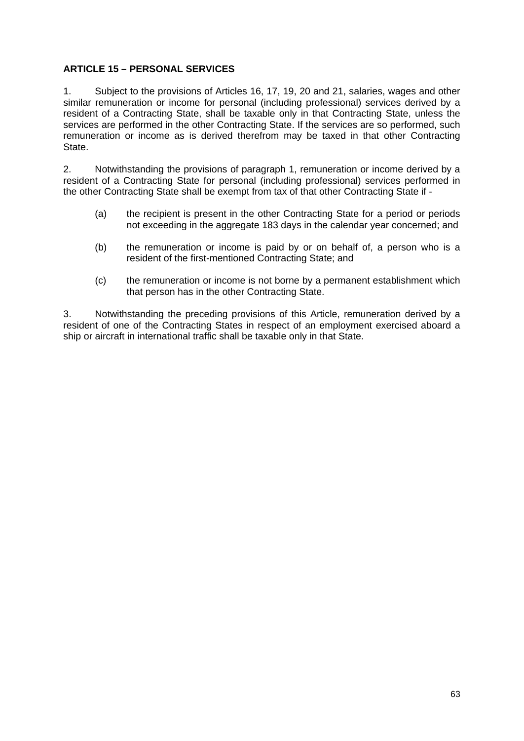**ARTICLE 15 – PERSONAL SERVICES**

1. Subject to the provisions of Articles 16, 17, 19, 20 and 21, salaries, wages and other similar remuneration or income for personal (including professional) services derived by a resident of a Contracting State, shall be taxable only in that Contracting State, unless the services are performed in the other Contracting State. If the services are so performed, such remuneration or income as is derived therefrom may be taxed in that other Contracting State.

2. Notwithstanding the provisions of paragraph 1, remuneration or income derived by a resident of a Contracting State for personal (including professional) services performed in the other Contracting State shall be exempt from tax of that other Contracting State if -

   (a) the recipient is present in the other Contracting State for a period or periods not exceeding in the aggregate 183 days in the calendar year concerned; and

   (b) the remuneration or income is paid by or on behalf of, a person who is a resident of the first-mentioned Contracting State; and

   (c) the remuneration or income is not borne by a permanent establishment which that person has in the other Contracting State.

3. Notwithstanding the preceding provisions of this Article, remuneration derived by a resident of one of the Contracting States in respect of an employment exercised aboard a ship or aircraft in international traffic shall be taxable only in that State.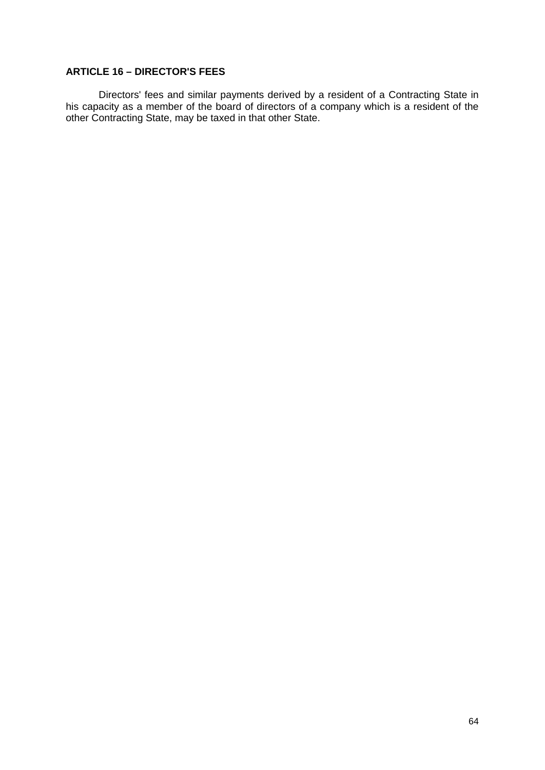**ARTICLE 16 – DIRECTOR'S FEES**

Directors' fees and similar payments derived by a resident of a Contracting State in his capacity as a member of the board of directors of a company which is a resident of the other Contracting State, may be taxed in that other State.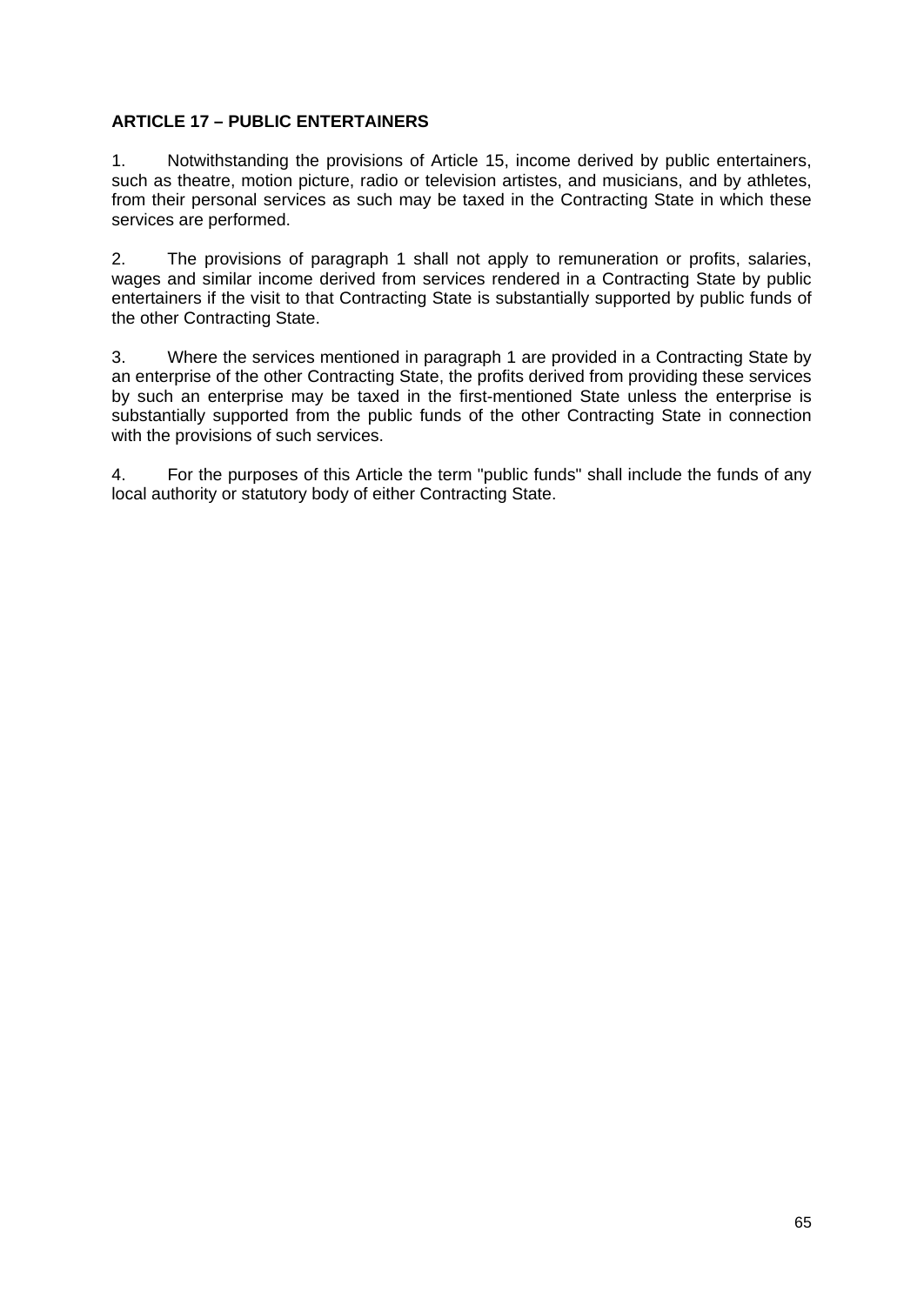**ARTICLE 17 – PUBLIC ENTERTAINERS**

1. Notwithstanding the provisions of Article 15, income derived by public entertainers, such as theatre, motion picture, radio or television artistes, and musicians, and by athletes, from their personal services as such may be taxed in the Contracting State in which these services are performed.

2. The provisions of paragraph 1 shall not apply to remuneration or profits, salaries, wages and similar income derived from services rendered in a Contracting State by public entertainers if the visit to that Contracting State is substantially supported by public funds of the other Contracting State.

3. Where the services mentioned in paragraph 1 are provided in a Contracting State by an enterprise of the other Contracting State, the profits derived from providing these services by such an enterprise may be taxed in the first-mentioned State unless the enterprise is substantially supported from the public funds of the other Contracting State in connection with the provisions of such services.

4. For the purposes of this Article the term "public funds" shall include the funds of any local authority or statutory body of either Contracting State.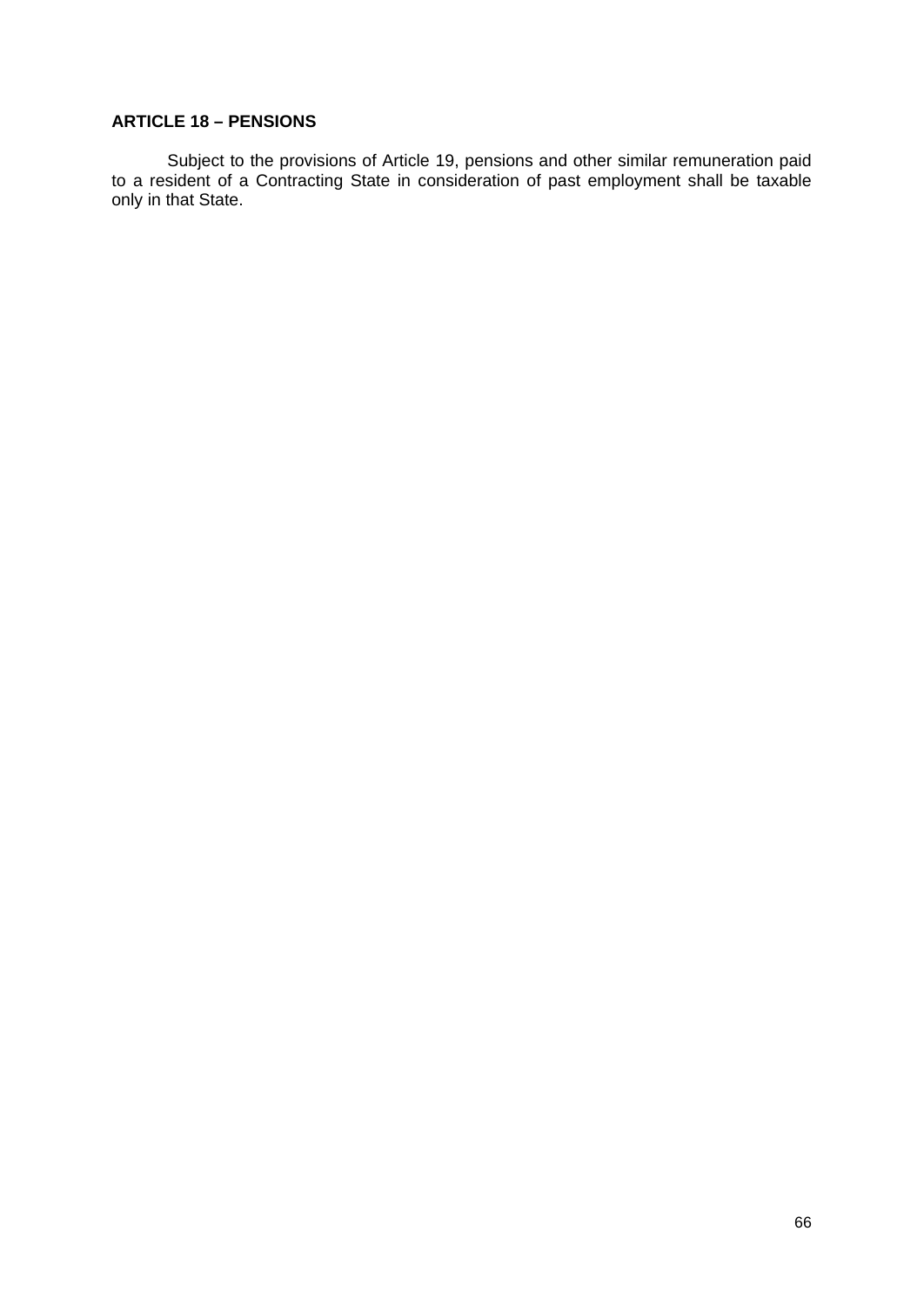**ARTICLE 18 – PENSIONS**

Subject to the provisions of Article 19, pensions and other similar remuneration paid to a resident of a Contracting State in consideration of past employment shall be taxable only in that State.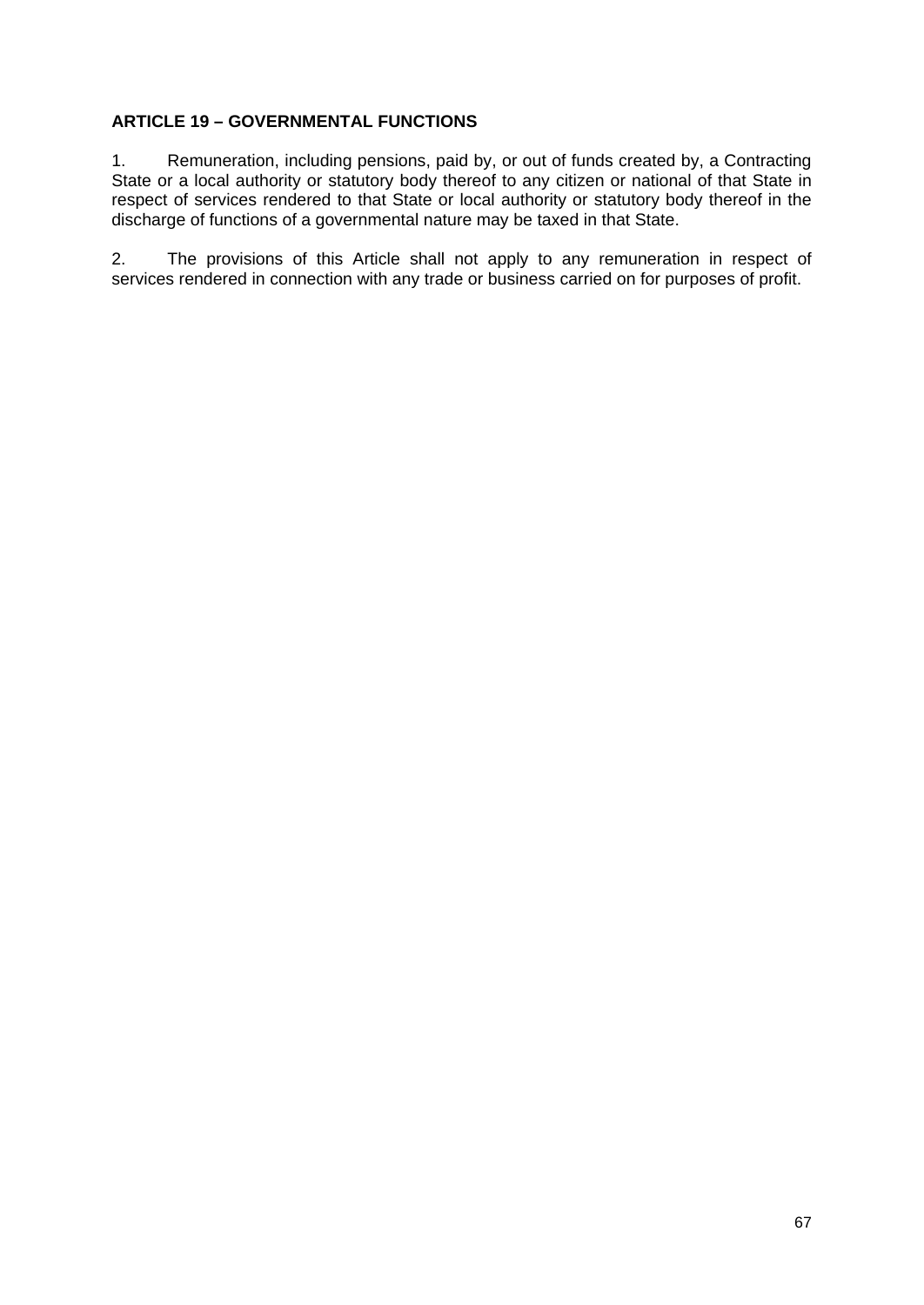**ARTICLE 19 – GOVERNMENTAL FUNCTIONS**

1. Remuneration, including pensions, paid by, or out of funds created by, a Contracting State or a local authority or statutory body thereof to any citizen or national of that State in respect of services rendered to that State or local authority or statutory body thereof in the discharge of functions of a governmental nature may be taxed in that State.

2. The provisions of this Article shall not apply to any remuneration in respect of services rendered in connection with any trade or business carried on for purposes of profit.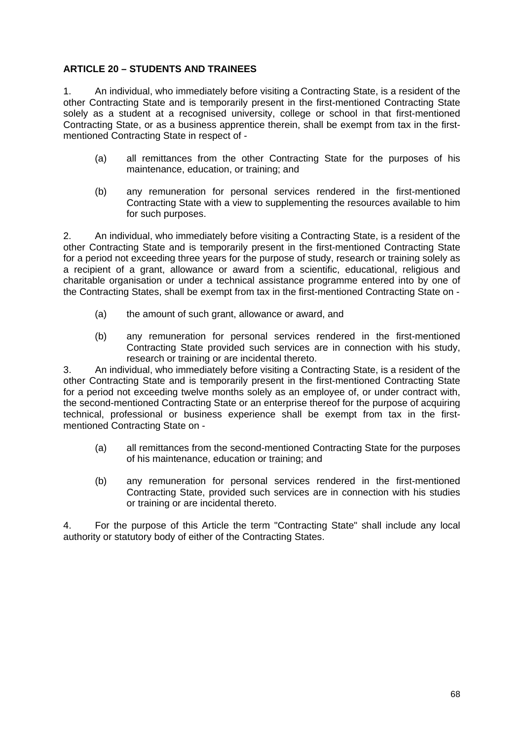**ARTICLE 20 – STUDENTS AND TRAINEES**

1. An individual, who immediately before visiting a Contracting State, is a resident of the other Contracting State and is temporarily present in the first-mentioned Contracting State solely as a student at a recognised university, college or school in that first-mentioned Contracting State, or as a business apprentice therein, shall be exempt from tax in the first-mentioned Contracting State in respect of -

   (a) all remittances from the other Contracting State for the purposes of his maintenance, education, or training; and

   (b) any remuneration for personal services rendered in the first-mentioned Contracting State with a view to supplementing the resources available to him for such purposes.

2. An individual, who immediately before visiting a Contracting State, is a resident of the other Contracting State and is temporarily present in the first-mentioned Contracting State for a period not exceeding three years for the purpose of study, research or training solely as a recipient of a grant, allowance or award from a scientific, educational, religious and charitable organisation or under a technical assistance programme entered into by one of the Contracting States, shall be exempt from tax in the first-mentioned Contracting State on -

   (a) the amount of such grant, allowance or award, and

   (b) any remuneration for personal services rendered in the first-mentioned Contracting State provided such services are in connection with his study, research or training or are incidental thereto.

3. An individual, who immediately before visiting a Contracting State, is a resident of the other Contracting State and is temporarily present in the first-mentioned Contracting State for a period not exceeding twelve months solely as an employee of, or under contract with, the second-mentioned Contracting State or an enterprise thereof for the purpose of acquiring technical, professional or business experience shall be exempt from tax in the first-mentioned Contracting State on -

   (a) all remittances from the second-mentioned Contracting State for the purposes of his maintenance, education or training; and

   (b) any remuneration for personal services rendered in the first-mentioned Contracting State, provided such services are in connection with his studies or training or are incidental thereto.

4. For the purpose of this Article the term "Contracting State" shall include any local authority or statutory body of either of the Contracting States.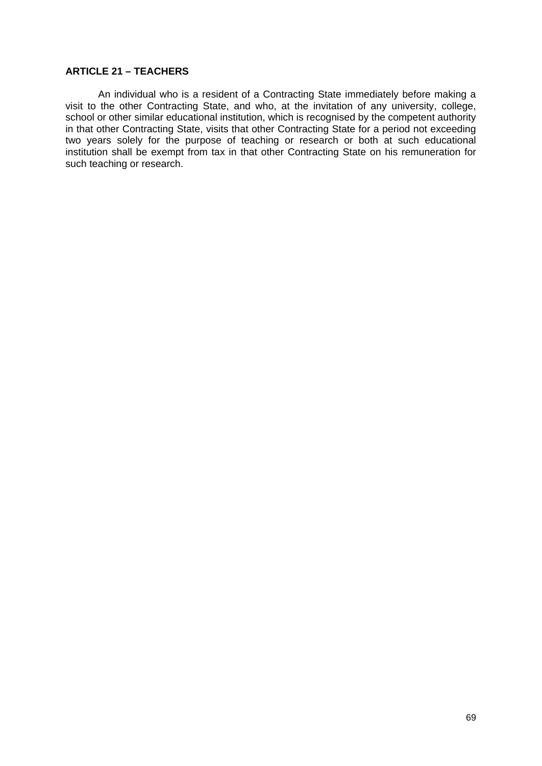**ARTICLE 21 – TEACHERS**

An individual who is a resident of a Contracting State immediately before making a visit to the other Contracting State, and who, at the invitation of any university, college, school or other similar educational institution, which is recognised by the competent authority in that other Contracting State, visits that other Contracting State for a period not exceeding two years solely for the purpose of teaching or research or both at such educational institution shall be exempt from tax in that other Contracting State on his remuneration for such teaching or research.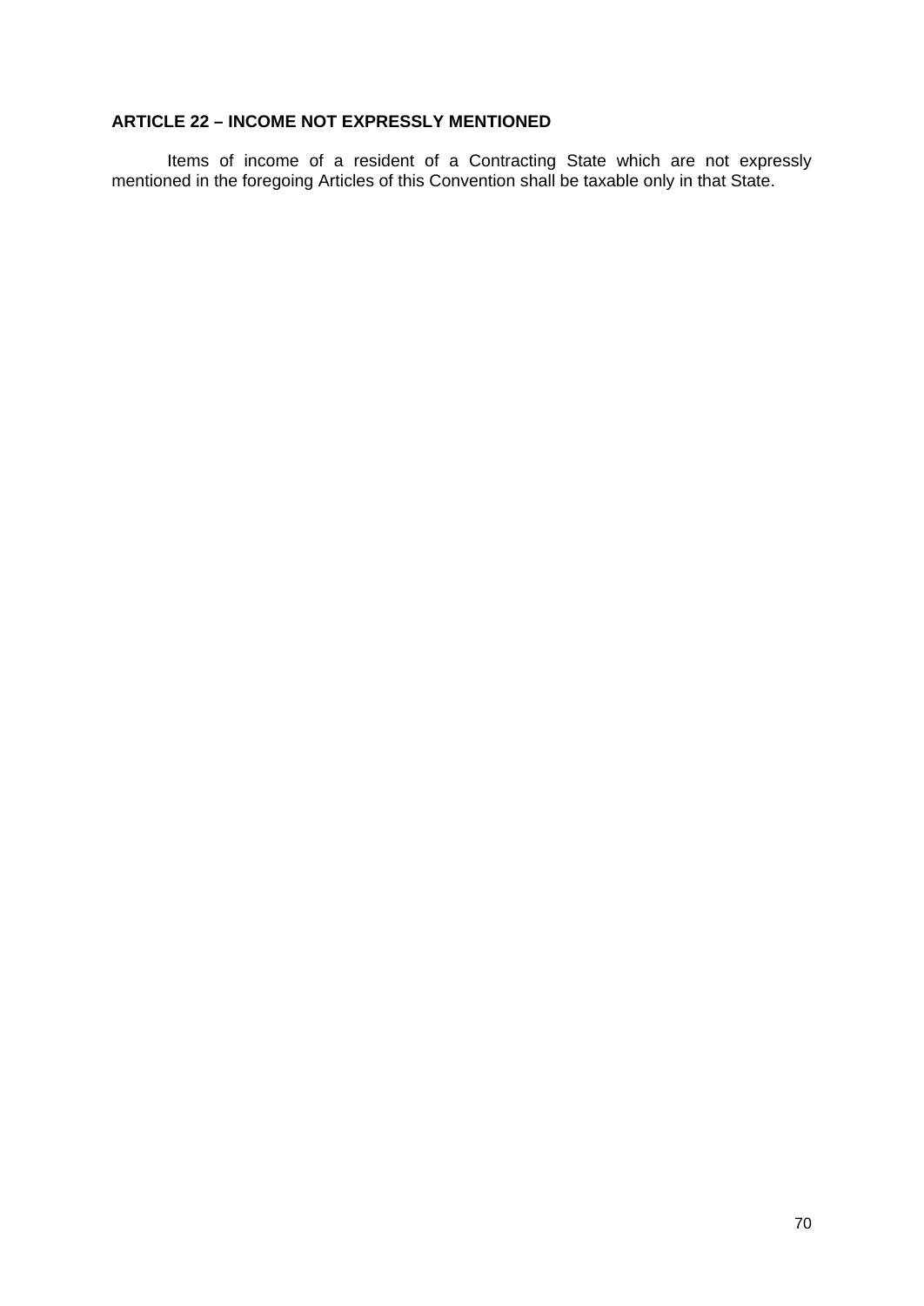**ARTICLE 22 – INCOME NOT EXPRESSLY MENTIONED**

Items of income of a resident of a Contracting State which are not expressly mentioned in the foregoing Articles of this Convention shall be taxable only in that State.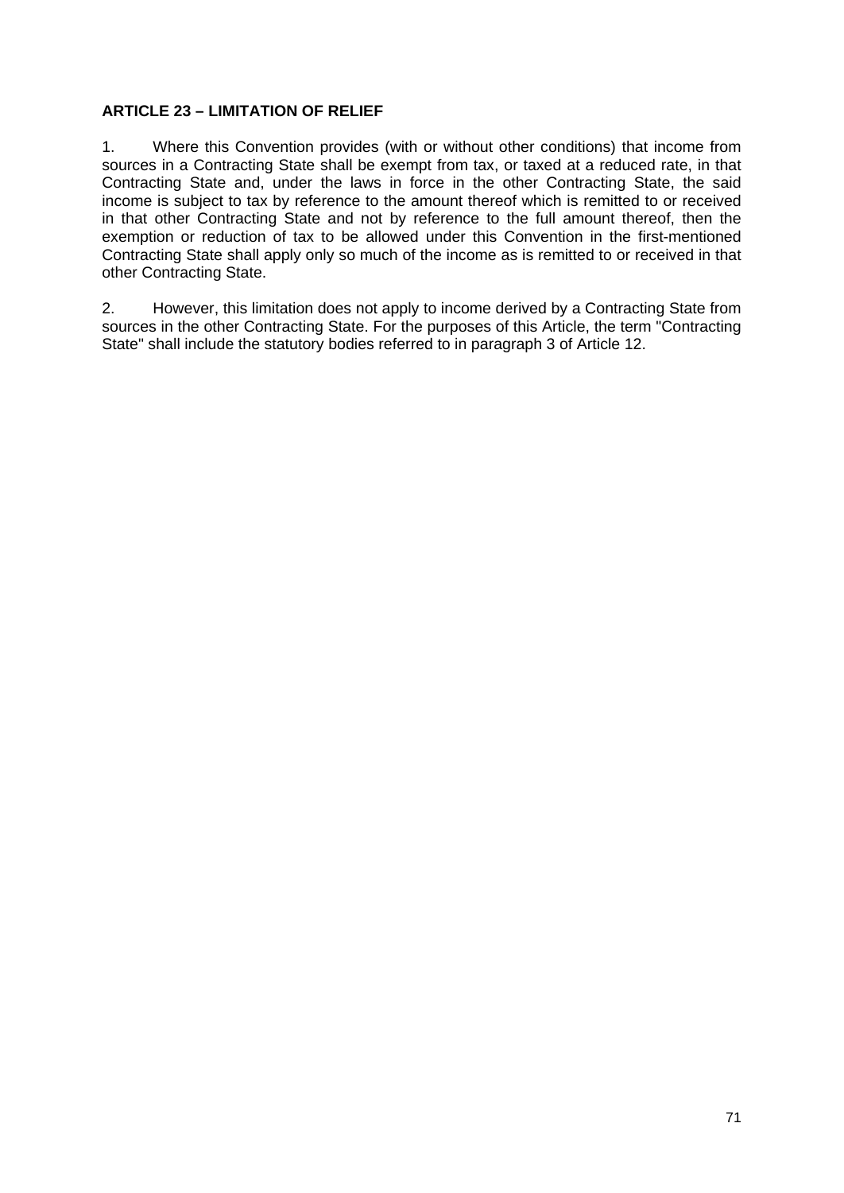**ARTICLE 23 – LIMITATION OF RELIEF**

1. Where this Convention provides (with or without other conditions) that income from sources in a Contracting State shall be exempt from tax, or taxed at a reduced rate, in that Contracting State and, under the laws in force in the other Contracting State, the said income is subject to tax by reference to the amount thereof which is remitted to or received in that other Contracting State and not by reference to the full amount thereof, then the exemption or reduction of tax to be allowed under this Convention in the first-mentioned Contracting State shall apply only so much of the income as is remitted to or received in that other Contracting State.

2. However, this limitation does not apply to income derived by a Contracting State from sources in the other Contracting State. For the purposes of this Article, the term "Contracting State" shall include the statutory bodies referred to in paragraph 3 of Article 12.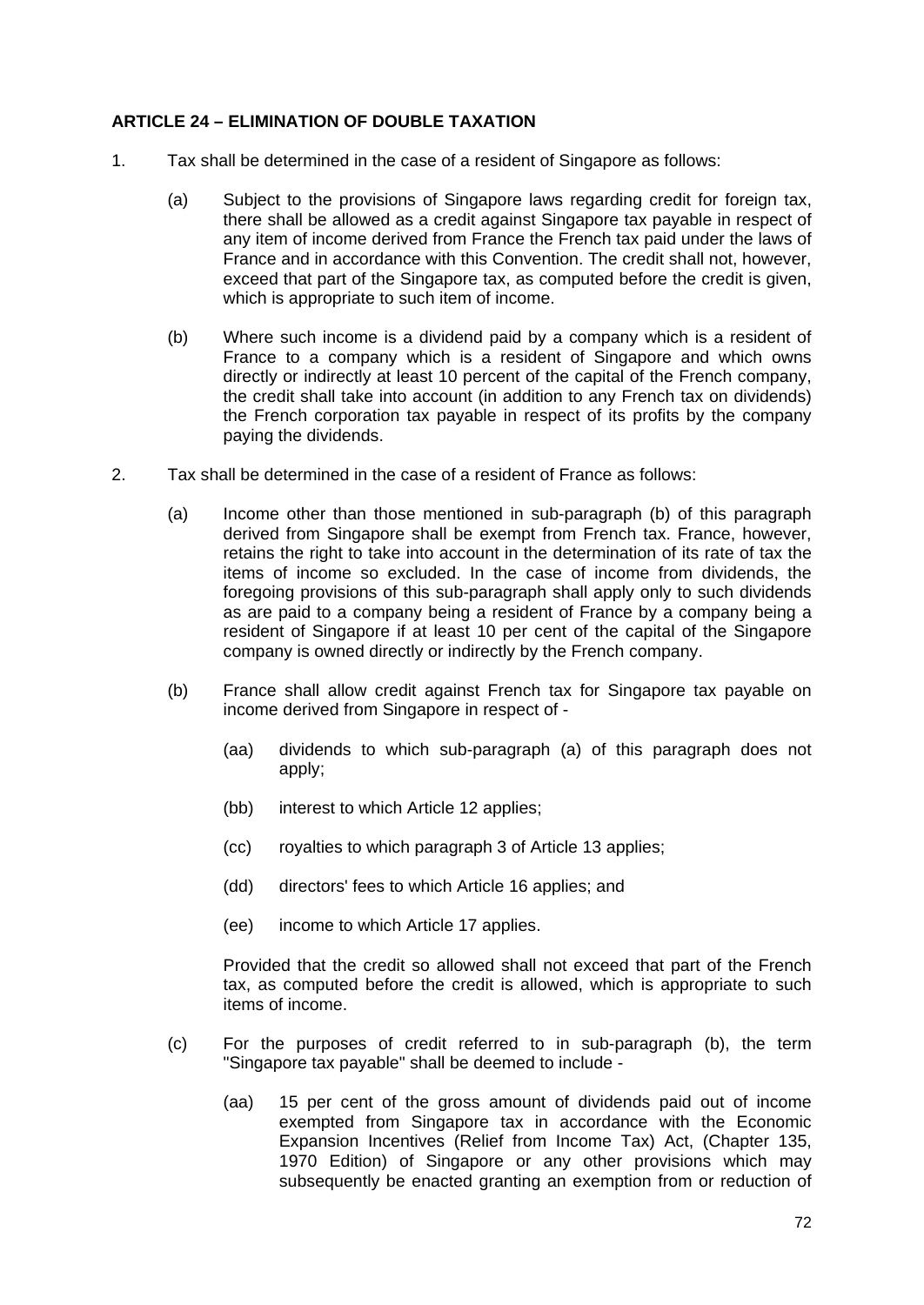**ARTICLE 24 – ELIMINATION OF DOUBLE TAXATION**

1. Tax shall be determined in the case of a resident of Singapore as follows:

   (a) Subject to the provisions of Singapore laws regarding credit for foreign tax, there shall be allowed as a credit against Singapore tax payable in respect of any item of income derived from France the French tax paid under the laws of France and in accordance with this Convention. The credit shall not, however, exceed that part of the Singapore tax, as computed before the credit is given, which is appropriate to such item of income.

   (b) Where such income is a dividend paid by a company which is a resident of France to a company which is a resident of Singapore and which owns directly or indirectly at least 10 percent of the capital of the French company, the credit shall take into account (in addition to any French tax on dividends) the French corporation tax payable in respect of its profits by the company paying the dividends.

2. Tax shall be determined in the case of a resident of France as follows:

   (a) Income other than those mentioned in sub-paragraph (b) of this paragraph derived from Singapore shall be exempt from French tax. France, however, retains the right to take into account in the determination of its rate of tax the items of income so excluded. In the case of income from dividends, the foregoing provisions of this sub-paragraph shall apply only to such dividends as are paid to a company being a resident of France by a company being a resident of Singapore if at least 10 per cent of the capital of the Singapore company is owned directly or indirectly by the French company.

   (b) France shall allow credit against French tax for Singapore tax payable on income derived from Singapore in respect of -

      (aa) dividends to which sub-paragraph (a) of this paragraph does not apply;

      (bb) interest to which Article 12 applies;

      (cc) royalties to which paragraph 3 of Article 13 applies;

      (dd) directors' fees to which Article 16 applies; and

      (ee) income to which Article 17 applies.

   Provided that the credit so allowed shall not exceed that part of the French tax, as computed before the credit is allowed, which is appropriate to such items of income.

   (c) For the purposes of credit referred to in sub-paragraph (b), the term "Singapore tax payable" shall be deemed to include -

      (aa) 15 per cent of the gross amount of dividends paid out of income exempted from Singapore tax in accordance with the Economic Expansion Incentives (Relief from Income Tax) Act, (Chapter 135, 1970 Edition) of Singapore or any other provisions which may subsequently be enacted granting an exemption from or reduction of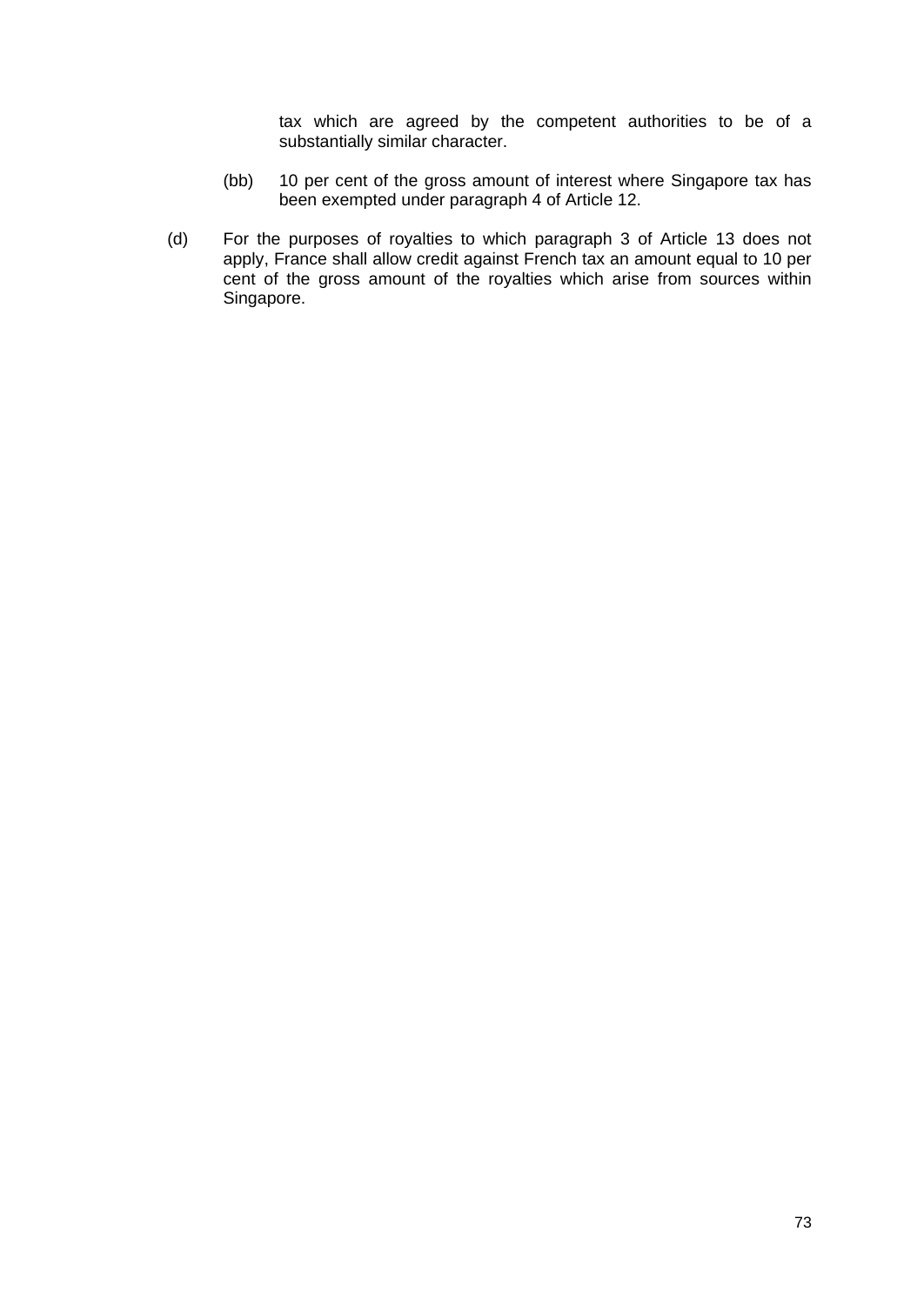tax which are agreed by the competent authorities to be of a substantially similar character.

(bb) 10 per cent of the gross amount of interest where Singapore tax has been exempted under paragraph 4 of Article 12.

(d) For the purposes of royalties to which paragraph 3 of Article 13 does not apply, France shall allow credit against French tax an amount equal to 10 per cent of the gross amount of the royalties which arise from sources within Singapore.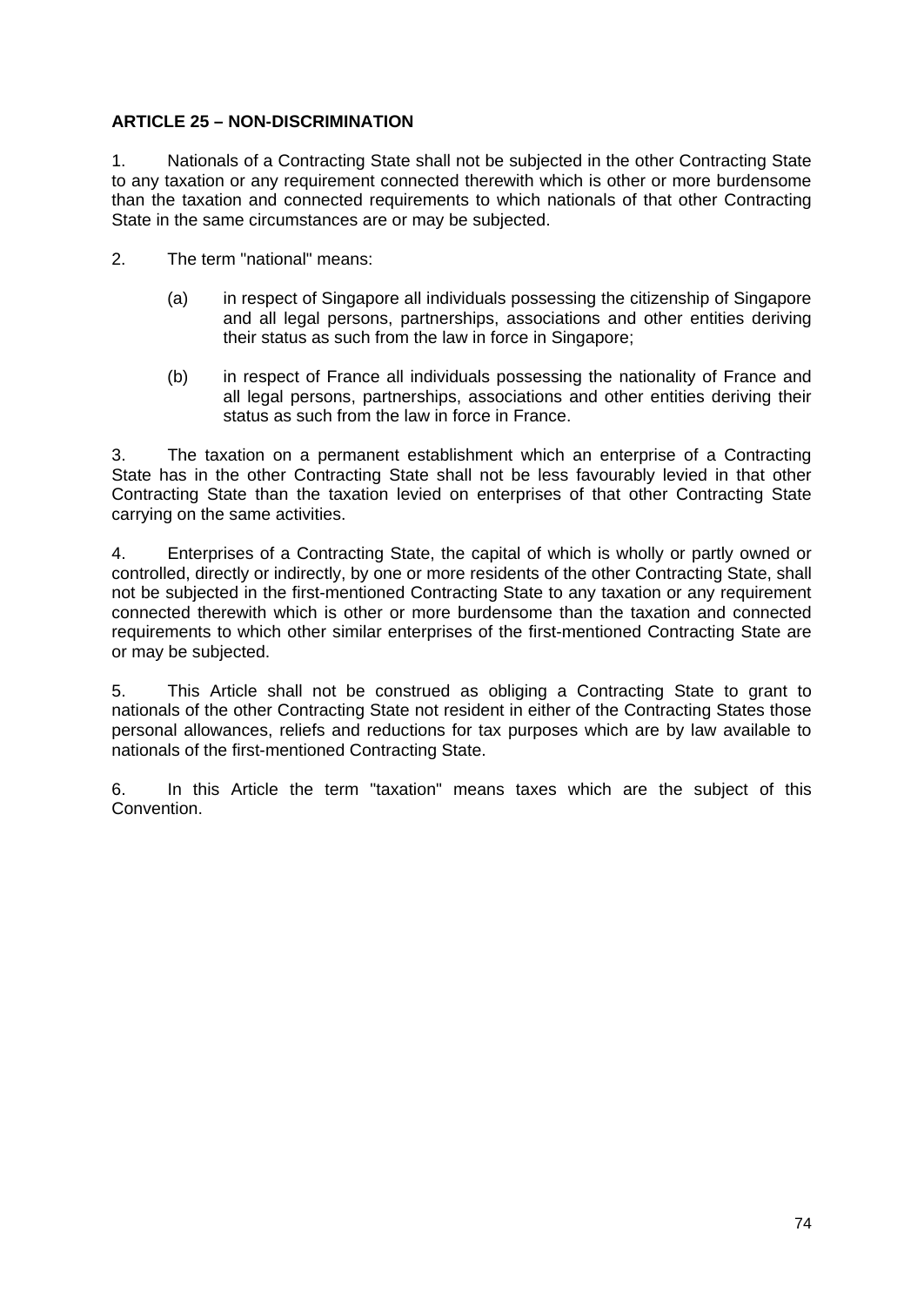**ARTICLE 25 – NON-DISCRIMINATION**

1. Nationals of a Contracting State shall not be subjected in the other Contracting State to any taxation or any requirement connected therewith which is other or more burdensome than the taxation and connected requirements to which nationals of that other Contracting State in the same circumstances are or may be subjected.

2. The term "national" means:

   (a) in respect of Singapore all individuals possessing the citizenship of Singapore and all legal persons, partnerships, associations and other entities deriving their status as such from the law in force in Singapore;

   (b) in respect of France all individuals possessing the nationality of France and all legal persons, partnerships, associations and other entities deriving their status as such from the law in force in France.

3. The taxation on a permanent establishment which an enterprise of a Contracting State has in the other Contracting State shall not be less favourably levied in that other Contracting State than the taxation levied on enterprises of that other Contracting State carrying on the same activities.

4. Enterprises of a Contracting State, the capital of which is wholly or partly owned or controlled, directly or indirectly, by one or more residents of the other Contracting State, shall not be subjected in the first-mentioned Contracting State to any taxation or any requirement connected therewith which is other or more burdensome than the taxation and connected requirements to which other similar enterprises of the first-mentioned Contracting State are or may be subjected.

5. This Article shall not be construed as obliging a Contracting State to grant to nationals of the other Contracting State not resident in either of the Contracting States those personal allowances, reliefs and reductions for tax purposes which are by law available to nationals of the first-mentioned Contracting State.

6. In this Article the term "taxation" means taxes which are the subject of this Convention.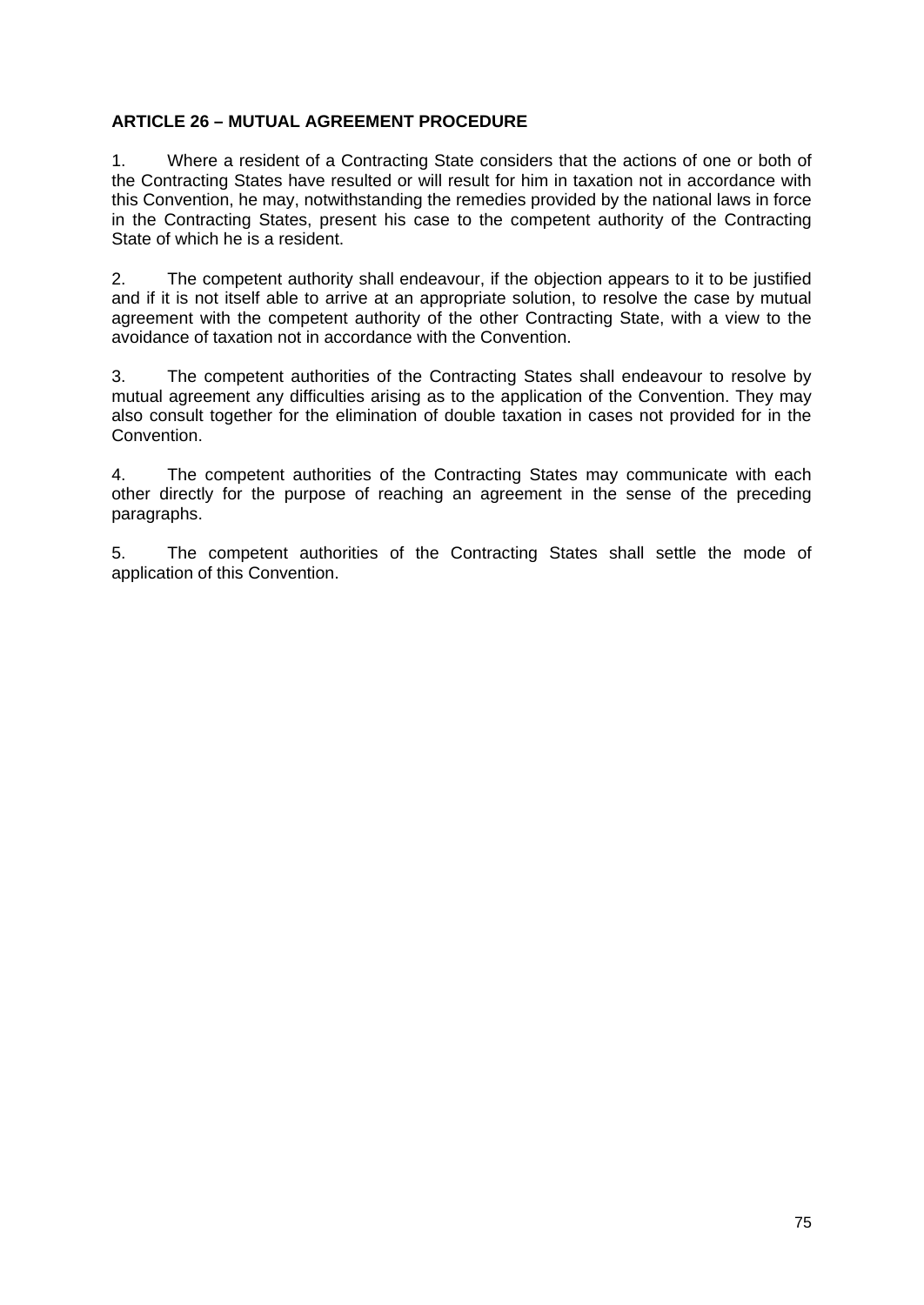**ARTICLE 26 – MUTUAL AGREEMENT PROCEDURE**

1. Where a resident of a Contracting State considers that the actions of one or both of the Contracting States have resulted or will result for him in taxation not in accordance with this Convention, he may, notwithstanding the remedies provided by the national laws in force in the Contracting States, present his case to the competent authority of the Contracting State of which he is a resident.

2. The competent authority shall endeavour, if the objection appears to it to be justified and if it is not itself able to arrive at an appropriate solution, to resolve the case by mutual agreement with the competent authority of the other Contracting State, with a view to the avoidance of taxation not in accordance with the Convention.

3. The competent authorities of the Contracting States shall endeavour to resolve by mutual agreement any difficulties arising as to the application of the Convention. They may also consult together for the elimination of double taxation in cases not provided for in the Convention.

4. The competent authorities of the Contracting States may communicate with each other directly for the purpose of reaching an agreement in the sense of the preceding paragraphs.

5. The competent authorities of the Contracting States shall settle the mode of application of this Convention.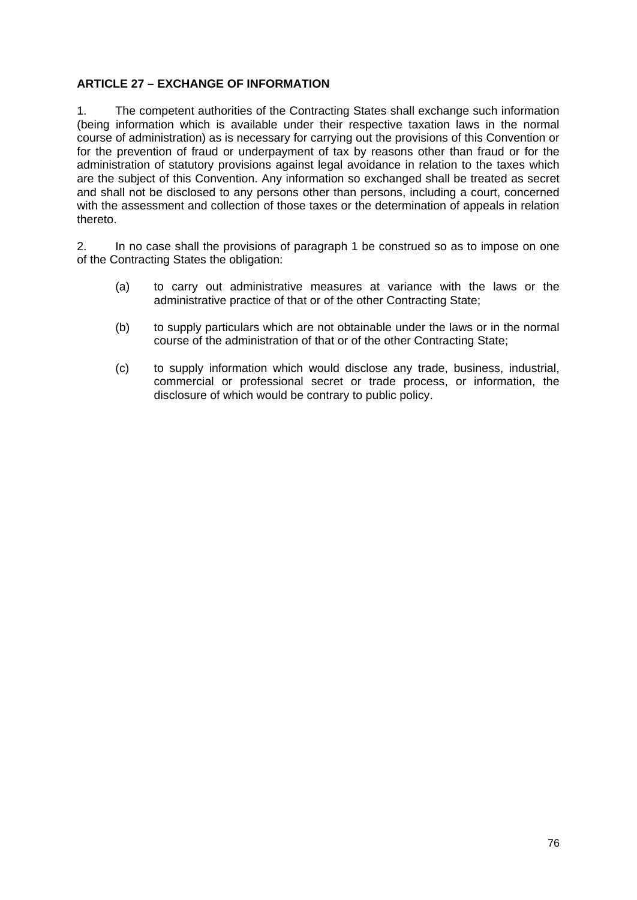**ARTICLE 27 – EXCHANGE OF INFORMATION**

1. The competent authorities of the Contracting States shall exchange such information (being information which is available under their respective taxation laws in the normal course of administration) as is necessary for carrying out the provisions of this Convention or for the prevention of fraud or underpayment of tax by reasons other than fraud or for the administration of statutory provisions against legal avoidance in relation to the taxes which are the subject of this Convention. Any information so exchanged shall be treated as secret and shall not be disclosed to any persons other than persons, including a court, concerned with the assessment and collection of those taxes or the determination of appeals in relation thereto.

2. In no case shall the provisions of paragraph 1 be construed so as to impose on one of the Contracting States the obligation:

(a) to carry out administrative measures at variance with the laws or the administrative practice of that or of the other Contracting State;

(b) to supply particulars which are not obtainable under the laws or in the normal course of the administration of that or of the other Contracting State;

(c) to supply information which would disclose any trade, business, industrial, commercial or professional secret or trade process, or information, the disclosure of which would be contrary to public policy.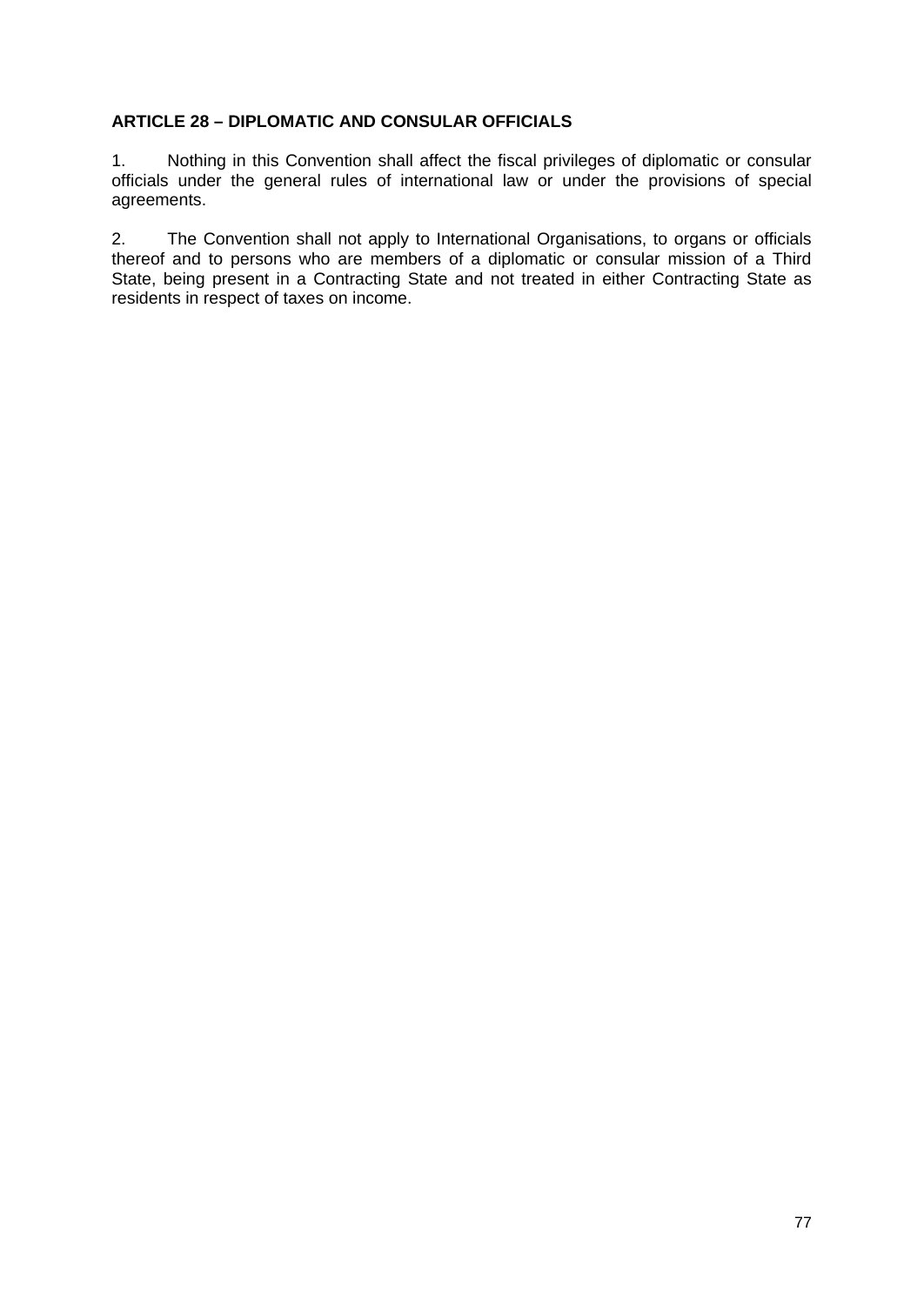**ARTICLE 28 – DIPLOMATIC AND CONSULAR OFFICIALS**

1. Nothing in this Convention shall affect the fiscal privileges of diplomatic or consular officials under the general rules of international law or under the provisions of special agreements.

2. The Convention shall not apply to International Organisations, to organs or officials thereof and to persons who are members of a diplomatic or consular mission of a Third State, being present in a Contracting State and not treated in either Contracting State as residents in respect of taxes on income.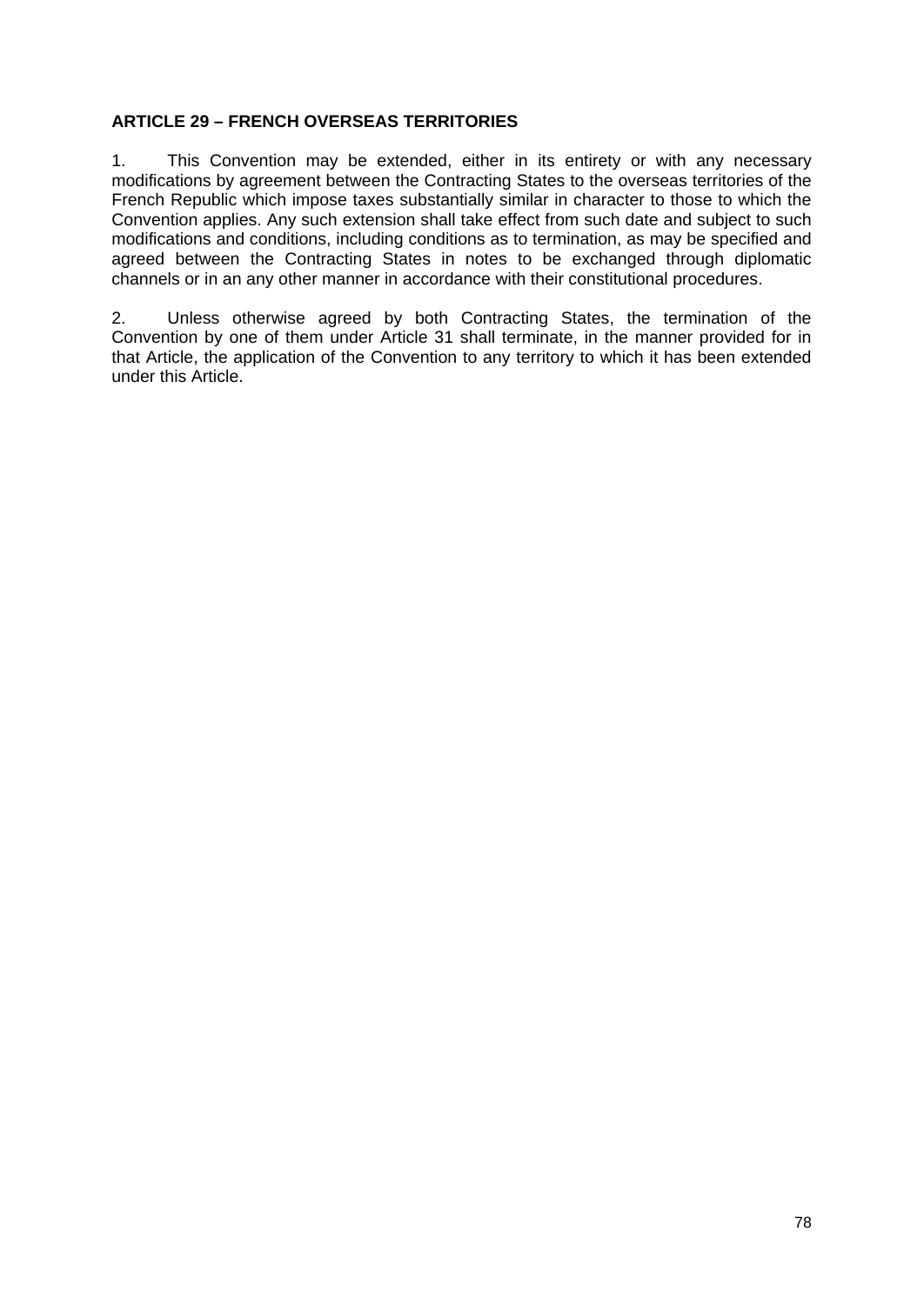**ARTICLE 29 – FRENCH OVERSEAS TERRITORIES**

1. This Convention may be extended, either in its entirety or with any necessary modifications by agreement between the Contracting States to the overseas territories of the French Republic which impose taxes substantially similar in character to those to which the Convention applies. Any such extension shall take effect from such date and subject to such modifications and conditions, including conditions as to termination, as may be specified and agreed between the Contracting States in notes to be exchanged through diplomatic channels or in an any other manner in accordance with their constitutional procedures.

2. Unless otherwise agreed by both Contracting States, the termination of the Convention by one of them under Article 31 shall terminate, in the manner provided for in that Article, the application of the Convention to any territory to which it has been extended under this Article.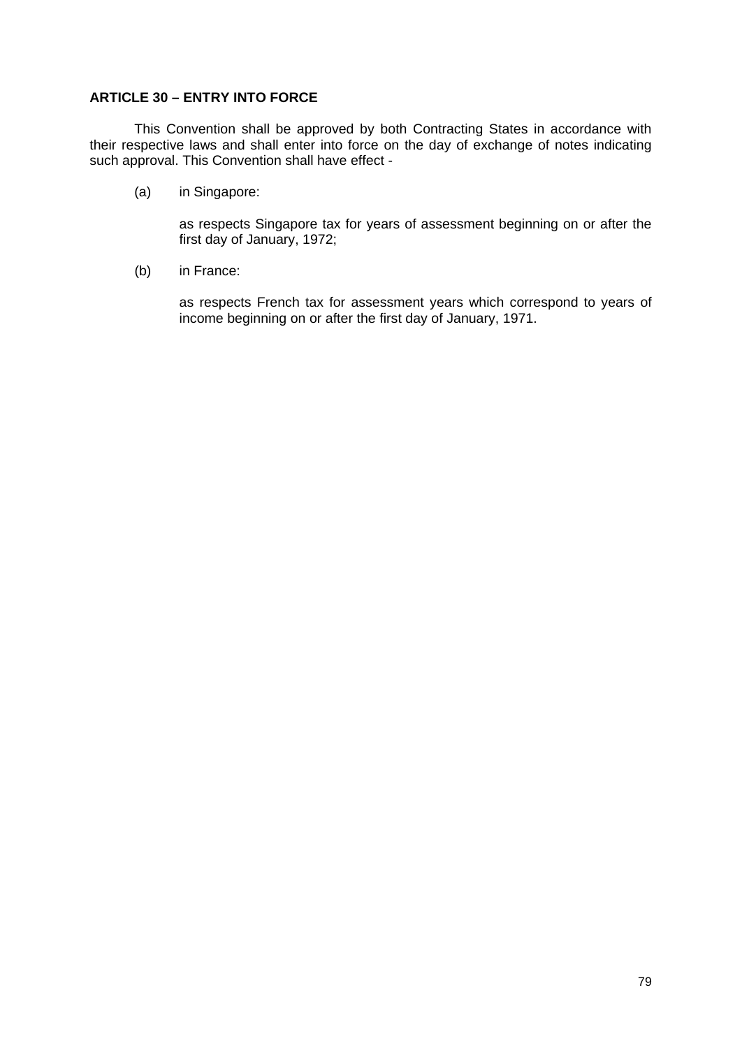**ARTICLE 30 – ENTRY INTO FORCE**

This Convention shall be approved by both Contracting States in accordance with their respective laws and shall enter into force on the day of exchange of notes indicating such approval. This Convention shall have effect -

(a) in Singapore:

as respects Singapore tax for years of assessment beginning on or after the first day of January, 1972;

(b) in France:

as respects French tax for assessment years which correspond to years of income beginning on or after the first day of January, 1971.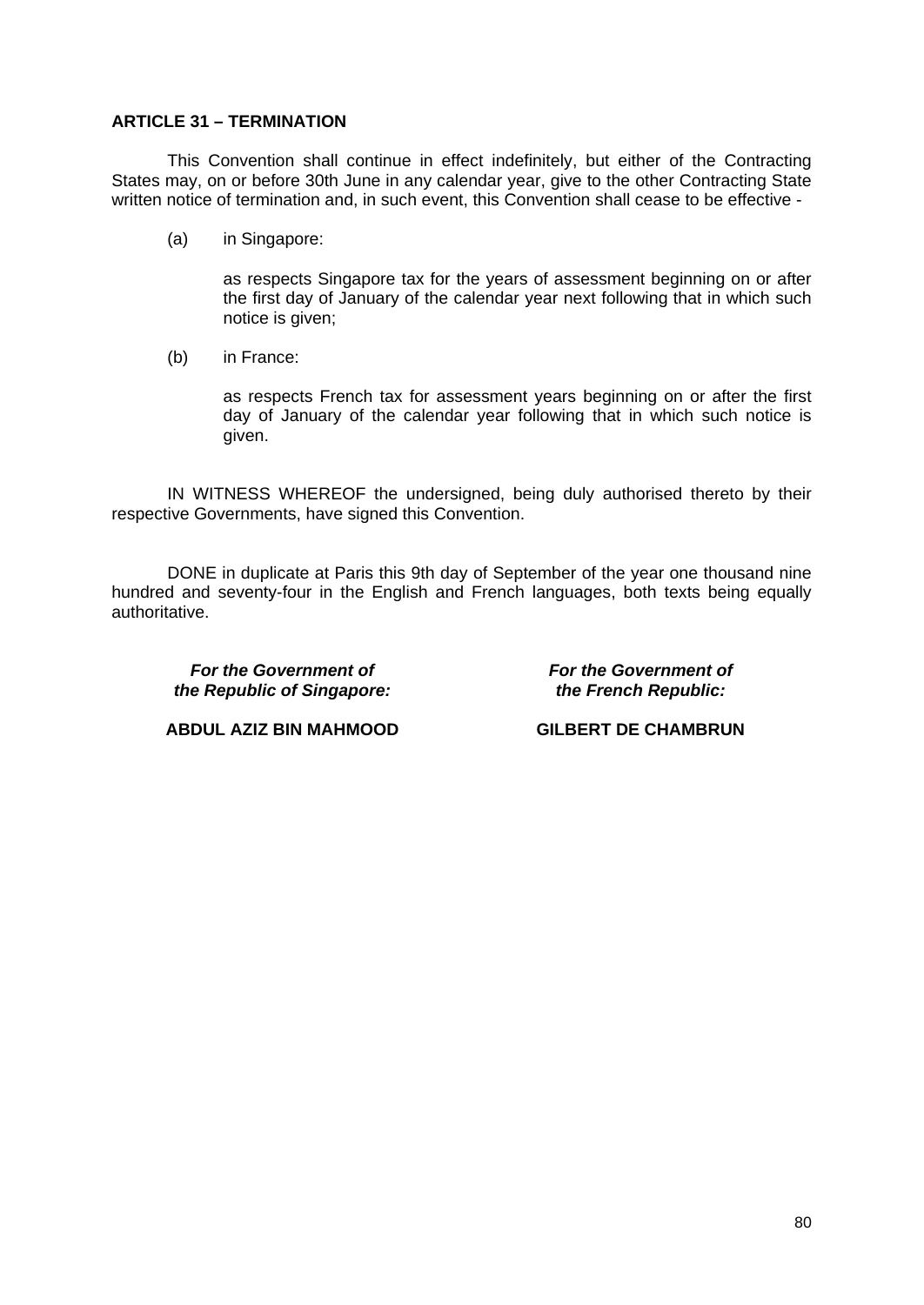**ARTICLE 31 – TERMINATION**

This Convention shall continue in effect indefinitely, but either of the Contracting States may, on or before 30th June in any calendar year, give to the other Contracting State written notice of termination and, in such event, this Convention shall cease to be effective -

(a) in Singapore:

as respects Singapore tax for the years of assessment beginning on or after the first day of January of the calendar year next following that in which such notice is given;

(b) in France:

as respects French tax for assessment years beginning on or after the first day of January of the calendar year following that in which such notice is given.

IN WITNESS WHEREOF the undersigned, being duly authorised thereto by their respective Governments, have signed this Convention.

DONE in duplicate at Paris this 9th day of September of the year one thousand nine hundred and seventy-four in the English and French languages, both texts being equally authoritative.

***For the Government of the Republic of Singapore:***

**ABDUL AZIZ BIN MAHMOOD**

***For the Government of the French Republic:***

**GILBERT DE CHAMBRUN**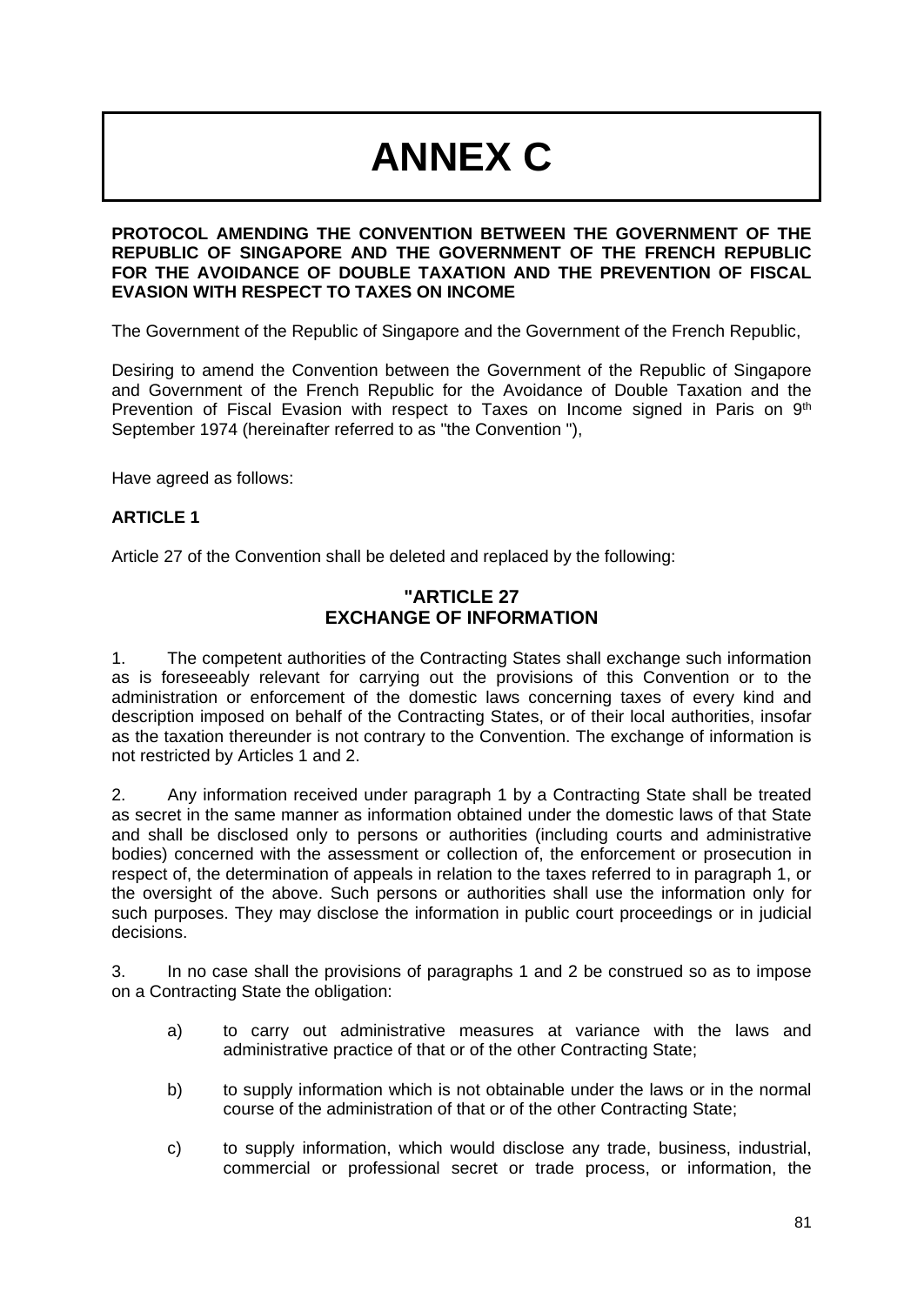# ANNEX C

**PROTOCOL AMENDING THE CONVENTION BETWEEN THE GOVERNMENT OF THE REPUBLIC OF SINGAPORE AND THE GOVERNMENT OF THE FRENCH REPUBLIC FOR THE AVOIDANCE OF DOUBLE TAXATION AND THE PREVENTION OF FISCAL EVASION WITH RESPECT TO TAXES ON INCOME**

The Government of the Republic of Singapore and the Government of the French Republic,

Desiring to amend the Convention between the Government of the Republic of Singapore and Government of the French Republic for the Avoidance of Double Taxation and the Prevention of Fiscal Evasion with respect to Taxes on Income signed in Paris on 9th September 1974 (hereinafter referred to as "the Convention "),

Have agreed as follows:

**ARTICLE 1**

Article 27 of the Convention shall be deleted and replaced by the following:

**"ARTICLE 27**
**EXCHANGE OF INFORMATION**

1. The competent authorities of the Contracting States shall exchange such information as is foreseeably relevant for carrying out the provisions of this Convention or to the administration or enforcement of the domestic laws concerning taxes of every kind and description imposed on behalf of the Contracting States, or of their local authorities, insofar as the taxation thereunder is not contrary to the Convention. The exchange of information is not restricted by Articles 1 and 2.

2. Any information received under paragraph 1 by a Contracting State shall be treated as secret in the same manner as information obtained under the domestic laws of that State and shall be disclosed only to persons or authorities (including courts and administrative bodies) concerned with the assessment or collection of, the enforcement or prosecution in respect of, the determination of appeals in relation to the taxes referred to in paragraph 1, or the oversight of the above. Such persons or authorities shall use the information only for such purposes. They may disclose the information in public court proceedings or in judicial decisions.

3. In no case shall the provisions of paragraphs 1 and 2 be construed so as to impose on a Contracting State the obligation:

a) to carry out administrative measures at variance with the laws and administrative practice of that or of the other Contracting State;

b) to supply information which is not obtainable under the laws or in the normal course of the administration of that or of the other Contracting State;

c) to supply information, which would disclose any trade, business, industrial, commercial or professional secret or trade process, or information, the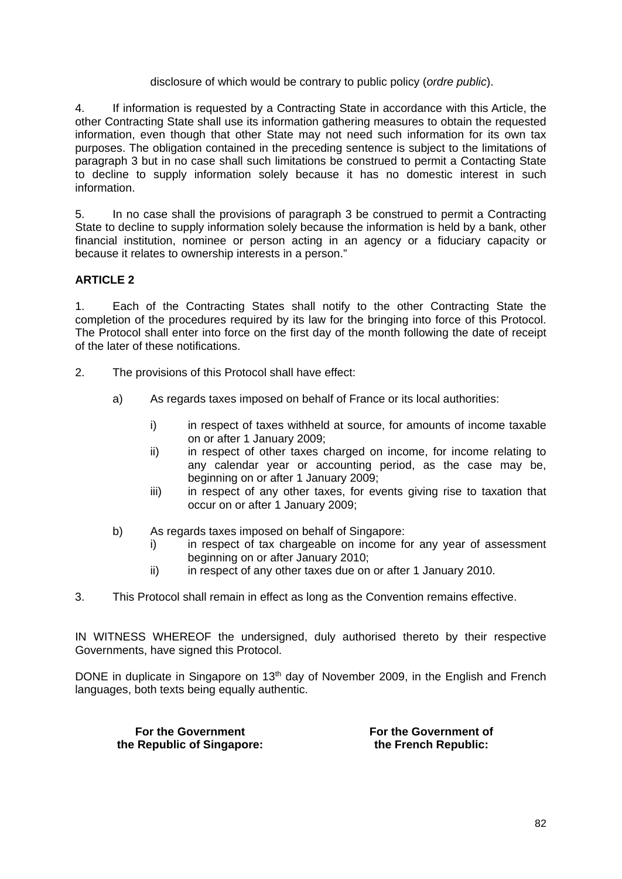disclosure of which would be contrary to public policy (*ordre public*).

4. If information is requested by a Contracting State in accordance with this Article, the other Contracting State shall use its information gathering measures to obtain the requested information, even though that other State may not need such information for its own tax purposes. The obligation contained in the preceding sentence is subject to the limitations of paragraph 3 but in no case shall such limitations be construed to permit a Contacting State to decline to supply information solely because it has no domestic interest in such information.

5. In no case shall the provisions of paragraph 3 be construed to permit a Contracting State to decline to supply information solely because the information is held by a bank, other financial institution, nominee or person acting in an agency or a fiduciary capacity or because it relates to ownership interests in a person."

**ARTICLE 2**

1. Each of the Contracting States shall notify to the other Contracting State the completion of the procedures required by its law for the bringing into force of this Protocol. The Protocol shall enter into force on the first day of the month following the date of receipt of the later of these notifications.

2. The provisions of this Protocol shall have effect:

   a) As regards taxes imposed on behalf of France or its local authorities:

      i) in respect of taxes withheld at source, for amounts of income taxable on or after 1 January 2009;
      ii) in respect of other taxes charged on income, for income relating to any calendar year or accounting period, as the case may be, beginning on or after 1 January 2009;
      iii) in respect of any other taxes, for events giving rise to taxation that occur on or after 1 January 2009;

   b) As regards taxes imposed on behalf of Singapore:
      i) in respect of tax chargeable on income for any year of assessment beginning on or after January 2010;
      ii) in respect of any other taxes due on or after 1 January 2010.

3. This Protocol shall remain in effect as long as the Convention remains effective.

IN WITNESS WHEREOF the undersigned, duly authorised thereto by their respective Governments, have signed this Protocol.

DONE in duplicate in Singapore on 13th day of November 2009, in the English and French languages, both texts being equally authentic.

| **For the Government the Republic of Singapore:** | **For the Government of the French Republic:** |
|---|---|